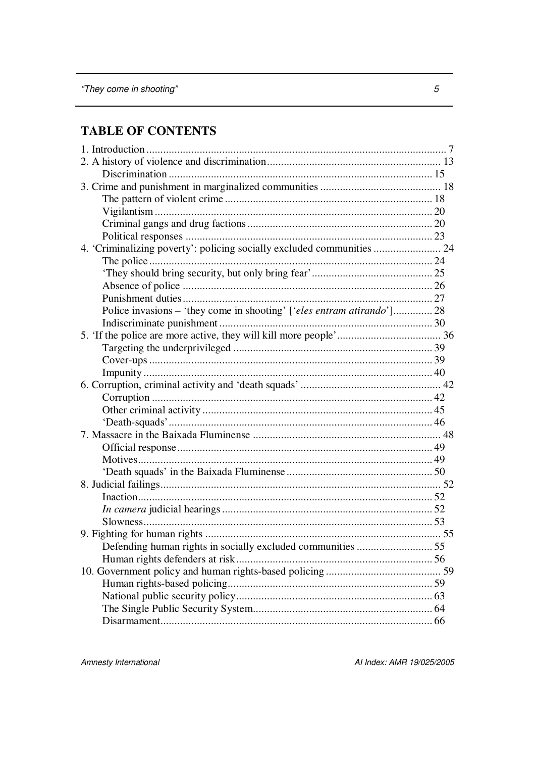## TABLE OF CONTENTS

1. Introduction .......... 7
2. A history of violence and discrimination .......... 13
    - Discrimination .......... 15
3. Crime and punishment in marginalized communities .......... 18
    - The pattern of violent crime .......... 18
    - Vigilantism .......... 20
    - Criminal gangs and drug factions .......... 20
    - Political responses .......... 23
4. 'Criminalizing poverty': policing socially excluded communities .......... 24
    - The police .......... 24
    - 'They should bring security, but only bring fear' .......... 25
    - Absence of police .......... 26
    - Punishment duties .......... 27
    - Police invasions – 'they come in shooting' ['*eles entram atirando*'] .......... 28
    - Indiscriminate punishment .......... 30
5. 'If the police are more active, they will kill more people' .......... 36
    - Targeting the underprivileged .......... 39
    - Cover-ups .......... 39
    - Impunity .......... 40
6. Corruption, criminal activity and 'death squads' .......... 42
    - Corruption .......... 42
    - Other criminal activity .......... 45
    - 'Death-squads' .......... 46
7. Massacre in the Baixada Fluminense .......... 48
    - Official response .......... 49
    - Motives .......... 49
    - 'Death squads' in the Baixada Fluminense .......... 50
8. Judicial failings .......... 52
    - Inaction .......... 52
    - *In camera* judicial hearings .......... 52
    - Slowness .......... 53
9. Fighting for human rights .......... 55
    - Defending human rights in socially excluded communities .......... 55
    - Human rights defenders at risk .......... 56
10. Government policy and human rights-based policing .......... 59
    - Human rights-based policing .......... 59
    - National public security policy .......... 63
    - The Single Public Security System .......... 64
    - Disarmament .......... 66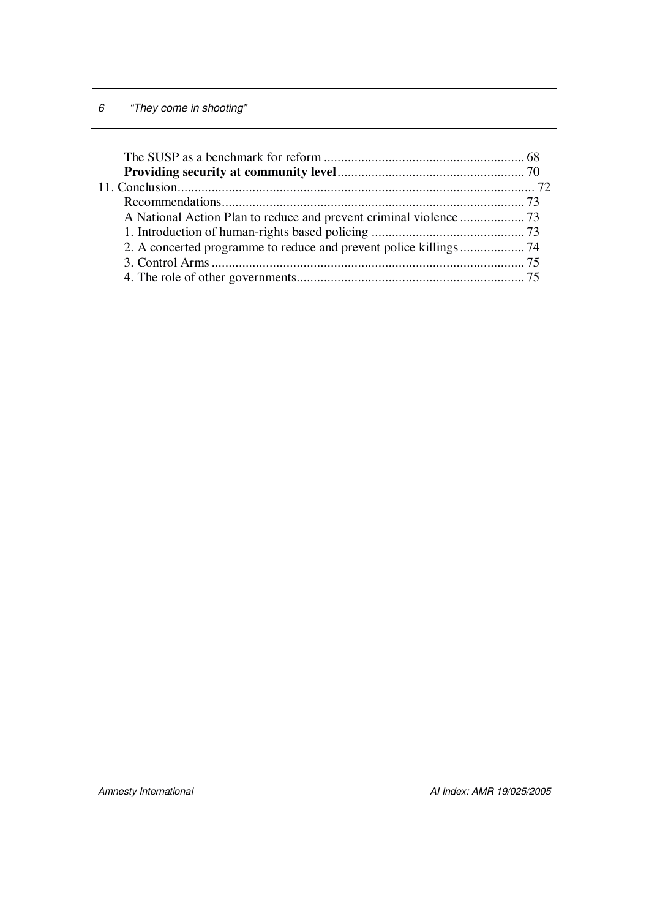The SUSP as a benchmark for reform ........................................................... 68
**Providing security at community level**....................................................... 70
11. Conclusion........................................................................................................ 72
Recommendations......................................................................................... 73
A National Action Plan to reduce and prevent criminal violence ................... 73
1. Introduction of human-rights based policing ............................................. 73
2. A concerted programme to reduce and prevent police killings ................... 74
3. Control Arms ............................................................................................ 75
4. The role of other governments................................................................... 75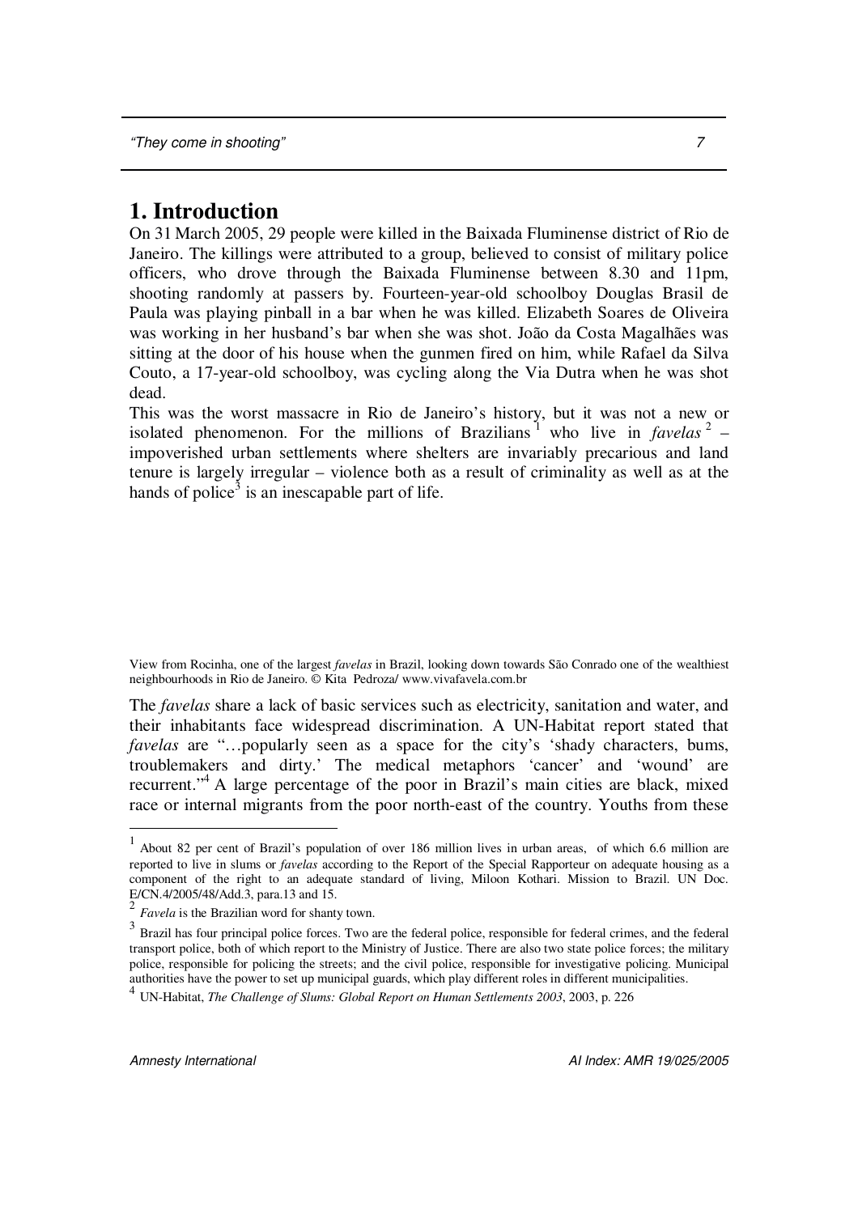# 1. Introduction

On 31 March 2005, 29 people were killed in the Baixada Fluminense district of Rio de Janeiro. The killings were attributed to a group, believed to consist of military police officers, who drove through the Baixada Fluminense between 8.30 and 11pm, shooting randomly at passers by. Fourteen-year-old schoolboy Douglas Brasil de Paula was playing pinball in a bar when he was killed. Elizabeth Soares de Oliveira was working in her husband's bar when she was shot. João da Costa Magalhães was sitting at the door of his house when the gunmen fired on him, while Rafael da Silva Couto, a 17-year-old schoolboy, was cycling along the Via Dutra when he was shot dead.

This was the worst massacre in Rio de Janeiro's history, but it was not a new or isolated phenomenon. For the millions of Brazilians[1] who live in *favelas*[2] – impoverished urban settlements where shelters are invariably precarious and land tenure is largely irregular – violence both as a result of criminality as well as at the hands of police[3] is an inescapable part of life.

View from Rocinha, one of the largest *favelas* in Brazil, looking down towards São Conrado one of the wealthiest neighbourhoods in Rio de Janeiro. © Kita Pedroza/ www.vivafavela.com.br

The *favelas* share a lack of basic services such as electricity, sanitation and water, and their inhabitants face widespread discrimination. A UN-Habitat report stated that *favelas* are "…popularly seen as a space for the city's 'shady characters, bums, troublemakers and dirty.' The medical metaphors 'cancer' and 'wound' are recurrent."[4] A large percentage of the poor in Brazil's main cities are black, mixed race or internal migrants from the poor north-east of the country. Youths from these

---

[1] About 82 per cent of Brazil's population of over 186 million lives in urban areas, of which 6.6 million are reported to live in slums or *favelas* according to the Report of the Special Rapporteur on adequate housing as a component of the right to an adequate standard of living, Miloon Kothari. Mission to Brazil. UN Doc. E/CN.4/2005/48/Add.3, para.13 and 15.

[2] *Favela* is the Brazilian word for shanty town.

[3] Brazil has four principal police forces. Two are the federal police, responsible for federal crimes, and the federal transport police, both of which report to the Ministry of Justice. There are also two state police forces; the military police, responsible for policing the streets; and the civil police, responsible for investigative policing. Municipal authorities have the power to set up municipal guards, which play different roles in different municipalities.

[4] UN-Habitat, *The Challenge of Slums: Global Report on Human Settlements 2003*, 2003, p. 226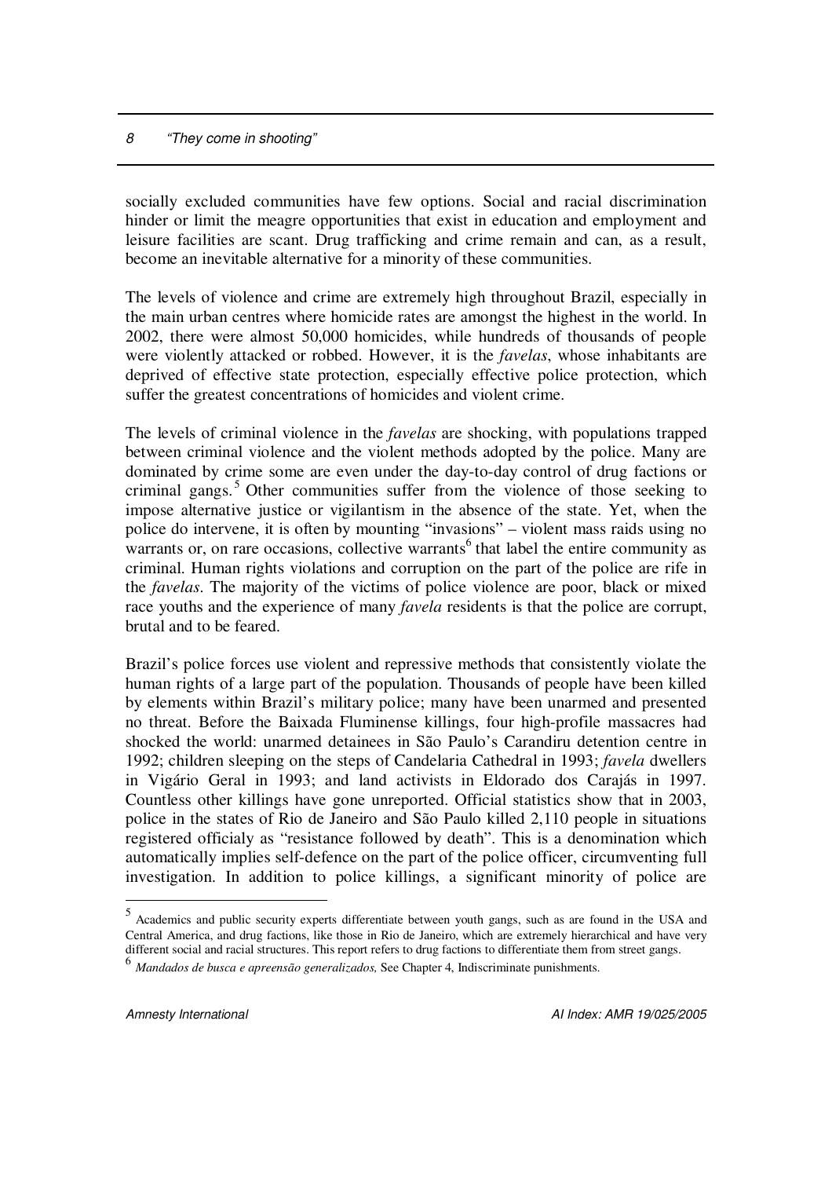socially excluded communities have few options. Social and racial discrimination hinder or limit the meagre opportunities that exist in education and employment and leisure facilities are scant. Drug trafficking and crime remain and can, as a result, become an inevitable alternative for a minority of these communities.

The levels of violence and crime are extremely high throughout Brazil, especially in the main urban centres where homicide rates are amongst the highest in the world. In 2002, there were almost 50,000 homicides, while hundreds of thousands of people were violently attacked or robbed. However, it is the *favelas*, whose inhabitants are deprived of effective state protection, especially effective police protection, which suffer the greatest concentrations of homicides and violent crime.

The levels of criminal violence in the *favelas* are shocking, with populations trapped between criminal violence and the violent methods adopted by the police. Many are dominated by crime some are even under the day-to-day control of drug factions or criminal gangs.[5] Other communities suffer from the violence of those seeking to impose alternative justice or vigilantism in the absence of the state. Yet, when the police do intervene, it is often by mounting "invasions" – violent mass raids using no warrants or, on rare occasions, collective warrants[6] that label the entire community as criminal. Human rights violations and corruption on the part of the police are rife in the *favelas*. The majority of the victims of police violence are poor, black or mixed race youths and the experience of many *favela* residents is that the police are corrupt, brutal and to be feared.

Brazil's police forces use violent and repressive methods that consistently violate the human rights of a large part of the population. Thousands of people have been killed by elements within Brazil's military police; many have been unarmed and presented no threat. Before the Baixada Fluminense killings, four high-profile massacres had shocked the world: unarmed detainees in São Paulo's Carandiru detention centre in 1992; children sleeping on the steps of Candelaria Cathedral in 1993; *favela* dwellers in Vigário Geral in 1993; and land activists in Eldorado dos Carajás in 1997. Countless other killings have gone unreported. Official statistics show that in 2003, police in the states of Rio de Janeiro and São Paulo killed 2,110 people in situations registered officialy as "resistance followed by death". This is a denomination which automatically implies self-defence on the part of the police officer, circumventing full investigation. In addition to police killings, a significant minority of police are

---

[5] Academics and public security experts differentiate between youth gangs, such as are found in the USA and Central America, and drug factions, like those in Rio de Janeiro, which are extremely hierarchical and have very different social and racial structures. This report refers to drug factions to differentiate them from street gangs.

[6] *Mandados de busca e apreensão generalizados,* See Chapter 4, Indiscriminate punishments.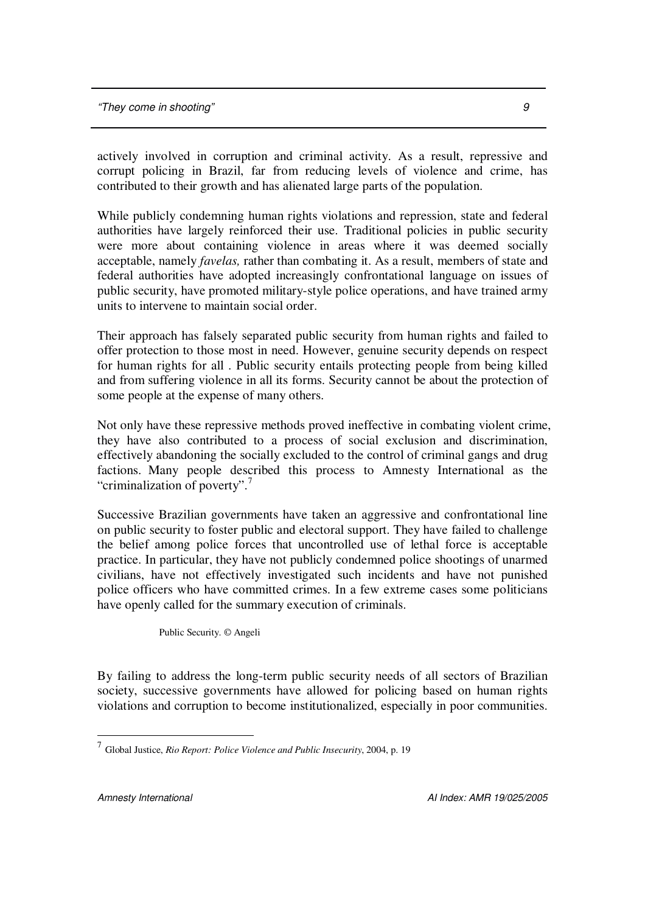actively involved in corruption and criminal activity. As a result, repressive and corrupt policing in Brazil, far from reducing levels of violence and crime, has contributed to their growth and has alienated large parts of the population.

While publicly condemning human rights violations and repression, state and federal authorities have largely reinforced their use. Traditional policies in public security were more about containing violence in areas where it was deemed socially acceptable, namely *favelas,* rather than combating it. As a result, members of state and federal authorities have adopted increasingly confrontational language on issues of public security, have promoted military-style police operations, and have trained army units to intervene to maintain social order.

Their approach has falsely separated public security from human rights and failed to offer protection to those most in need. However, genuine security depends on respect for human rights for all . Public security entails protecting people from being killed and from suffering violence in all its forms. Security cannot be about the protection of some people at the expense of many others.

Not only have these repressive methods proved ineffective in combating violent crime, they have also contributed to a process of social exclusion and discrimination, effectively abandoning the socially excluded to the control of criminal gangs and drug factions. Many people described this process to Amnesty International as the "criminalization of poverty".[7]

Successive Brazilian governments have taken an aggressive and confrontational line on public security to foster public and electoral support. They have failed to challenge the belief among police forces that uncontrolled use of lethal force is acceptable practice. In particular, they have not publicly condemned police shootings of unarmed civilians, have not effectively investigated such incidents and have not punished police officers who have committed crimes. In a few extreme cases some politicians have openly called for the summary execution of criminals.

Public Security. © Angeli

By failing to address the long-term public security needs of all sectors of Brazilian society, successive governments have allowed for policing based on human rights violations and corruption to become institutionalized, especially in poor communities.

[7] Global Justice, *Rio Report: Police Violence and Public Insecurity*, 2004, p. 19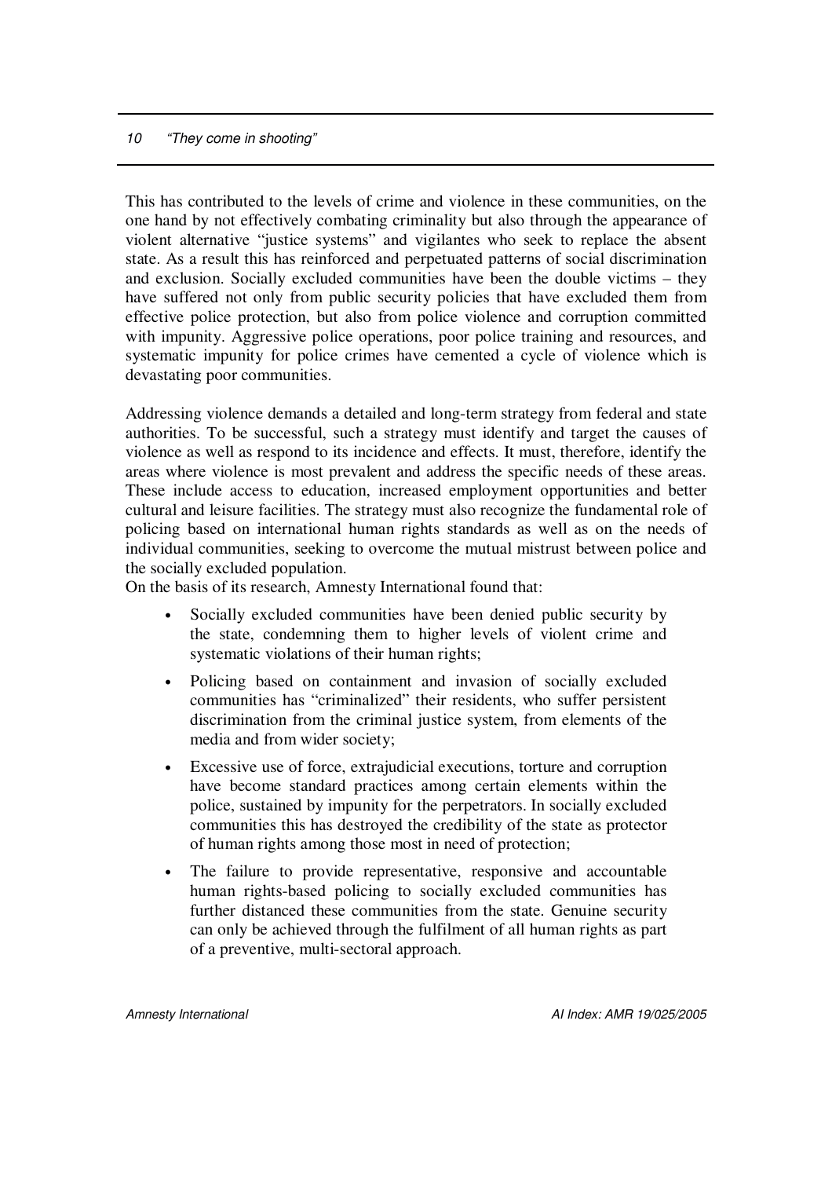This has contributed to the levels of crime and violence in these communities, on the one hand by not effectively combating criminality but also through the appearance of violent alternative "justice systems" and vigilantes who seek to replace the absent state. As a result this has reinforced and perpetuated patterns of social discrimination and exclusion. Socially excluded communities have been the double victims – they have suffered not only from public security policies that have excluded them from effective police protection, but also from police violence and corruption committed with impunity. Aggressive police operations, poor police training and resources, and systematic impunity for police crimes have cemented a cycle of violence which is devastating poor communities.

Addressing violence demands a detailed and long-term strategy from federal and state authorities. To be successful, such a strategy must identify and target the causes of violence as well as respond to its incidence and effects. It must, therefore, identify the areas where violence is most prevalent and address the specific needs of these areas. These include access to education, increased employment opportunities and better cultural and leisure facilities. The strategy must also recognize the fundamental role of policing based on international human rights standards as well as on the needs of individual communities, seeking to overcome the mutual mistrust between police and the socially excluded population.

On the basis of its research, Amnesty International found that:

- Socially excluded communities have been denied public security by the state, condemning them to higher levels of violent crime and systematic violations of their human rights;
- Policing based on containment and invasion of socially excluded communities has "criminalized" their residents, who suffer persistent discrimination from the criminal justice system, from elements of the media and from wider society;
- Excessive use of force, extrajudicial executions, torture and corruption have become standard practices among certain elements within the police, sustained by impunity for the perpetrators. In socially excluded communities this has destroyed the credibility of the state as protector of human rights among those most in need of protection;
- The failure to provide representative, responsive and accountable human rights-based policing to socially excluded communities has further distanced these communities from the state. Genuine security can only be achieved through the fulfilment of all human rights as part of a preventive, multi-sectoral approach.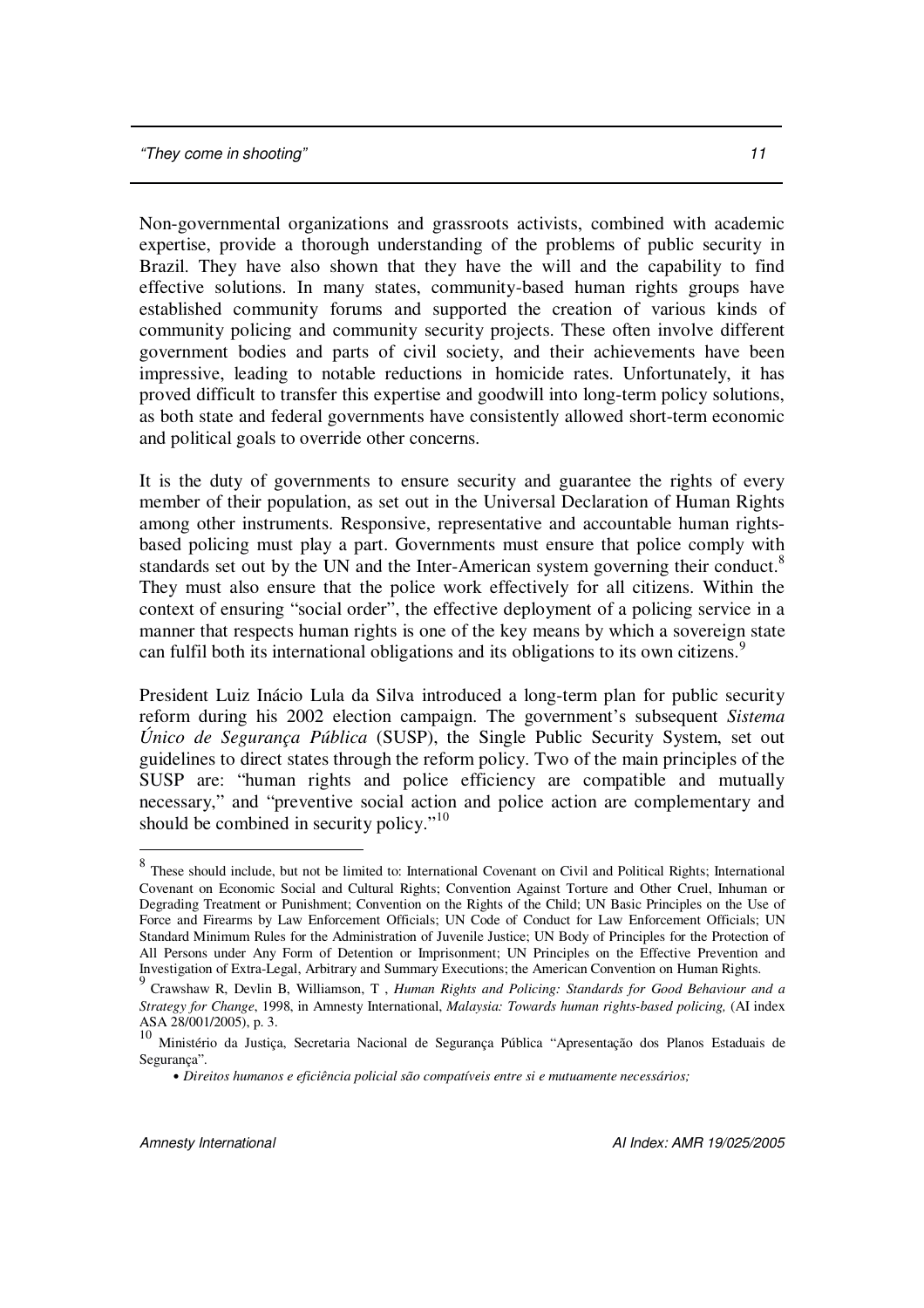Non-governmental organizations and grassroots activists, combined with academic expertise, provide a thorough understanding of the problems of public security in Brazil. They have also shown that they have the will and the capability to find effective solutions. In many states, community-based human rights groups have established community forums and supported the creation of various kinds of community policing and community security projects. These often involve different government bodies and parts of civil society, and their achievements have been impressive, leading to notable reductions in homicide rates. Unfortunately, it has proved difficult to transfer this expertise and goodwill into long-term policy solutions, as both state and federal governments have consistently allowed short-term economic and political goals to override other concerns.

It is the duty of governments to ensure security and guarantee the rights of every member of their population, as set out in the Universal Declaration of Human Rights among other instruments. Responsive, representative and accountable human rights-based policing must play a part. Governments must ensure that police comply with standards set out by the UN and the Inter-American system governing their conduct.[8] They must also ensure that the police work effectively for all citizens. Within the context of ensuring "social order", the effective deployment of a policing service in a manner that respects human rights is one of the key means by which a sovereign state can fulfil both its international obligations and its obligations to its own citizens.[9]

President Luiz Inácio Lula da Silva introduced a long-term plan for public security reform during his 2002 election campaign. The government's subsequent *Sistema Único de Segurança Pública* (SUSP), the Single Public Security System, set out guidelines to direct states through the reform policy. Two of the main principles of the SUSP are: "human rights and police efficiency are compatible and mutually necessary," and "preventive social action and police action are complementary and should be combined in security policy."[10]

---

[8] These should include, but not be limited to: International Covenant on Civil and Political Rights; International Covenant on Economic Social and Cultural Rights; Convention Against Torture and Other Cruel, Inhuman or Degrading Treatment or Punishment; Convention on the Rights of the Child; UN Basic Principles on the Use of Force and Firearms by Law Enforcement Officials; UN Code of Conduct for Law Enforcement Officials; UN Standard Minimum Rules for the Administration of Juvenile Justice; UN Body of Principles for the Protection of All Persons under Any Form of Detention or Imprisonment; UN Principles on the Effective Prevention and Investigation of Extra-Legal, Arbitrary and Summary Executions; the American Convention on Human Rights.

[9] Crawshaw R, Devlin B, Williamson, T , *Human Rights and Policing: Standards for Good Behaviour and a Strategy for Change*, 1998, in Amnesty International, *Malaysia: Towards human rights-based policing,* (AI index ASA 28/001/2005), p. 3.

[10] Ministério da Justiça, Secretaria Nacional de Segurança Pública "Apresentação dos Planos Estaduais de Segurança".

- *Direitos humanos e eficiência policial são compatíveis entre si e mutuamente necessários;*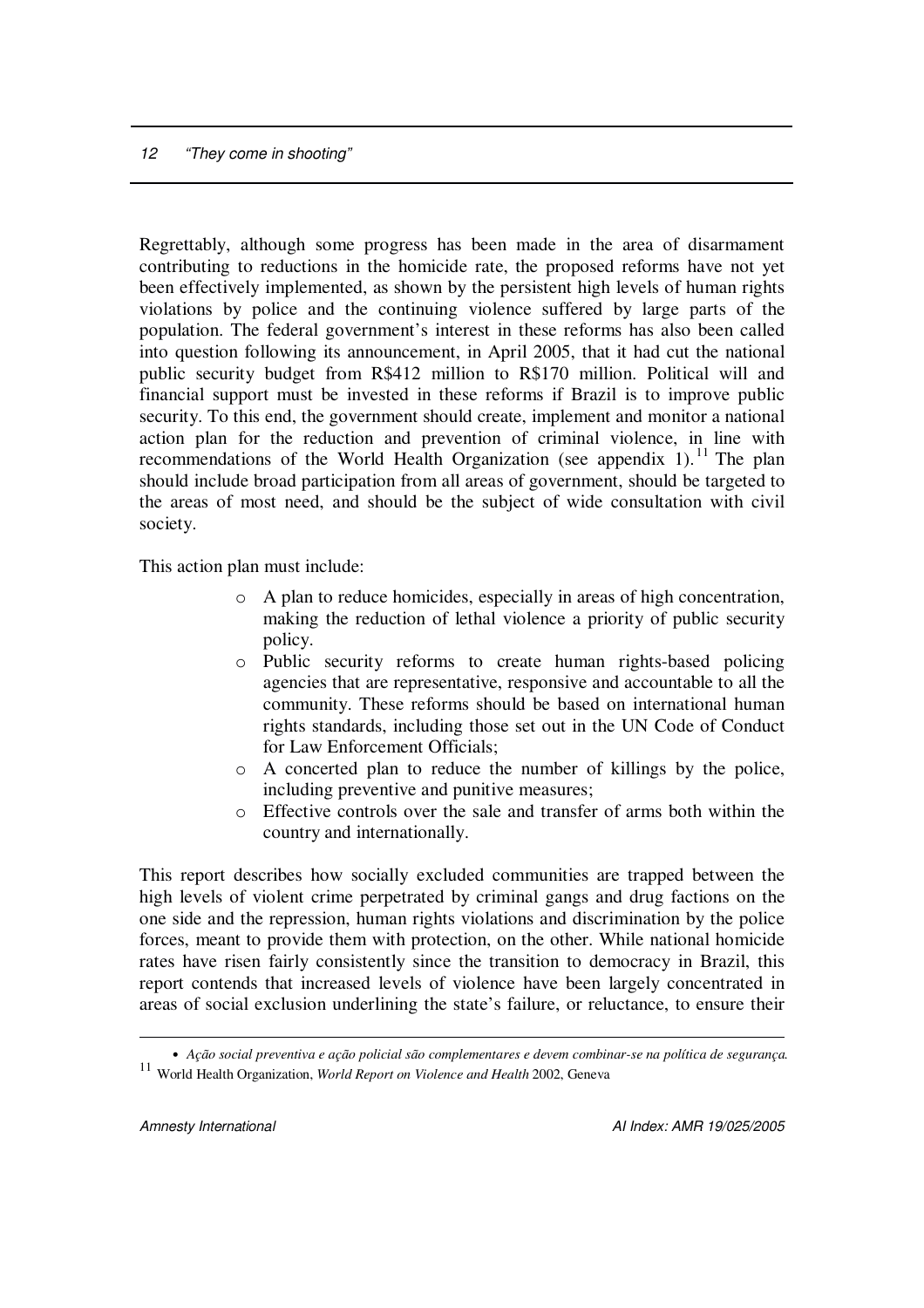Regrettably, although some progress has been made in the area of disarmament contributing to reductions in the homicide rate, the proposed reforms have not yet been effectively implemented, as shown by the persistent high levels of human rights violations by police and the continuing violence suffered by large parts of the population. The federal government's interest in these reforms has also been called into question following its announcement, in April 2005, that it had cut the national public security budget from R$412 million to R$170 million. Political will and financial support must be invested in these reforms if Brazil is to improve public security. To this end, the government should create, implement and monitor a national action plan for the reduction and prevention of criminal violence, in line with recommendations of the World Health Organization (see appendix 1).[11] The plan should include broad participation from all areas of government, should be targeted to the areas of most need, and should be the subject of wide consultation with civil society.

This action plan must include:

- A plan to reduce homicides, especially in areas of high concentration, making the reduction of lethal violence a priority of public security policy.
- Public security reforms to create human rights-based policing agencies that are representative, responsive and accountable to all the community. These reforms should be based on international human rights standards, including those set out in the UN Code of Conduct for Law Enforcement Officials;
- A concerted plan to reduce the number of killings by the police, including preventive and punitive measures;
- Effective controls over the sale and transfer of arms both within the country and internationally.

This report describes how socially excluded communities are trapped between the high levels of violent crime perpetrated by criminal gangs and drug factions on the one side and the repression, human rights violations and discrimination by the police forces, meant to provide them with protection, on the other. While national homicide rates have risen fairly consistently since the transition to democracy in Brazil, this report contends that increased levels of violence have been largely concentrated in areas of social exclusion underlining the state's failure, or reluctance, to ensure their

---

- *Ação social preventiva e ação policial são complementares e devem combinar-se na política de segurança.*

[11] World Health Organization, *World Report on Violence and Health* 2002, Geneva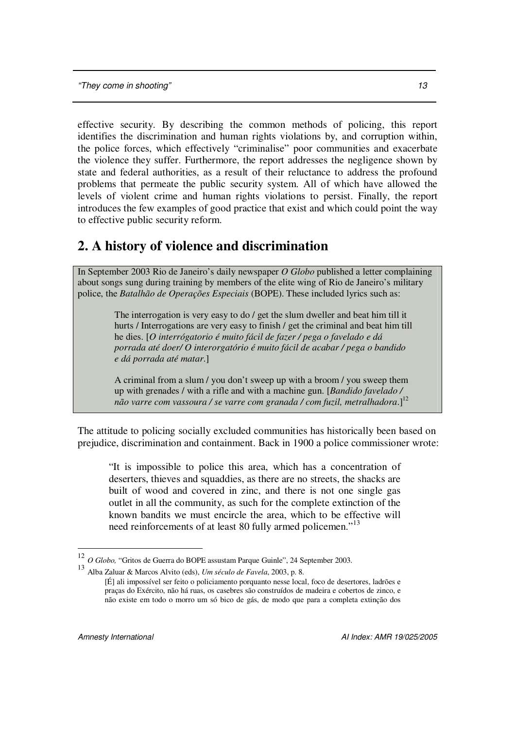effective security. By describing the common methods of policing, this report identifies the discrimination and human rights violations by, and corruption within, the police forces, which effectively "criminalise" poor communities and exacerbate the violence they suffer. Furthermore, the report addresses the negligence shown by state and federal authorities, as a result of their reluctance to address the profound problems that permeate the public security system. All of which have allowed the levels of violent crime and human rights violations to persist. Finally, the report introduces the few examples of good practice that exist and which could point the way to effective public security reform.

## 2. A history of violence and discrimination

> In September 2003 Rio de Janeiro's daily newspaper *O Globo* published a letter complaining about songs sung during training by members of the elite wing of Rio de Janeiro's military police, the *Batalhão de Operações Especiais* (BOPE). These included lyrics such as:
>
> > The interrogation is very easy to do / get the slum dweller and beat him till it hurts / Interrogations are very easy to finish / get the criminal and beat him till he dies. [*O interrógatorio é muito fácil de fazer / pega o favelado e dá porrada até doer/ O interorgatório é muito fácil de acabar / pega o bandido e dá porrada até matar*.]
> >
> > A criminal from a slum / you don't sweep up with a broom / you sweep them up with grenades / with a rifle and with a machine gun. [*Bandido favelado / não varre com vassoura / se varre com granada / com fuzil, metralhadora*.][12]

The attitude to policing socially excluded communities has historically been based on prejudice, discrimination and containment. Back in 1900 a police commissioner wrote:

> "It is impossible to police this area, which has a concentration of deserters, thieves and squaddies, as there are no streets, the shacks are built of wood and covered in zinc, and there is not one single gas outlet in all the community, as such for the complete extinction of the known bandits we must encircle the area, which to be effective will need reinforcements of at least 80 fully armed policemen."[13]

---

[12] *O Globo,* "Gritos de Guerra do BOPE assustam Parque Guinle", 24 September 2003.

[13] Alba Zaluar & Marcos Alvito (eds), *Um século de Favela*, 2003, p. 8.
[É] ali impossível ser feito o policiamento porquanto nesse local, foco de desertores, ladrões e praças do Exército, não há ruas, os casebres são construídos de madeira e cobertos de zinco, e não existe em todo o morro um só bico de gás, de modo que para a completa extinção dos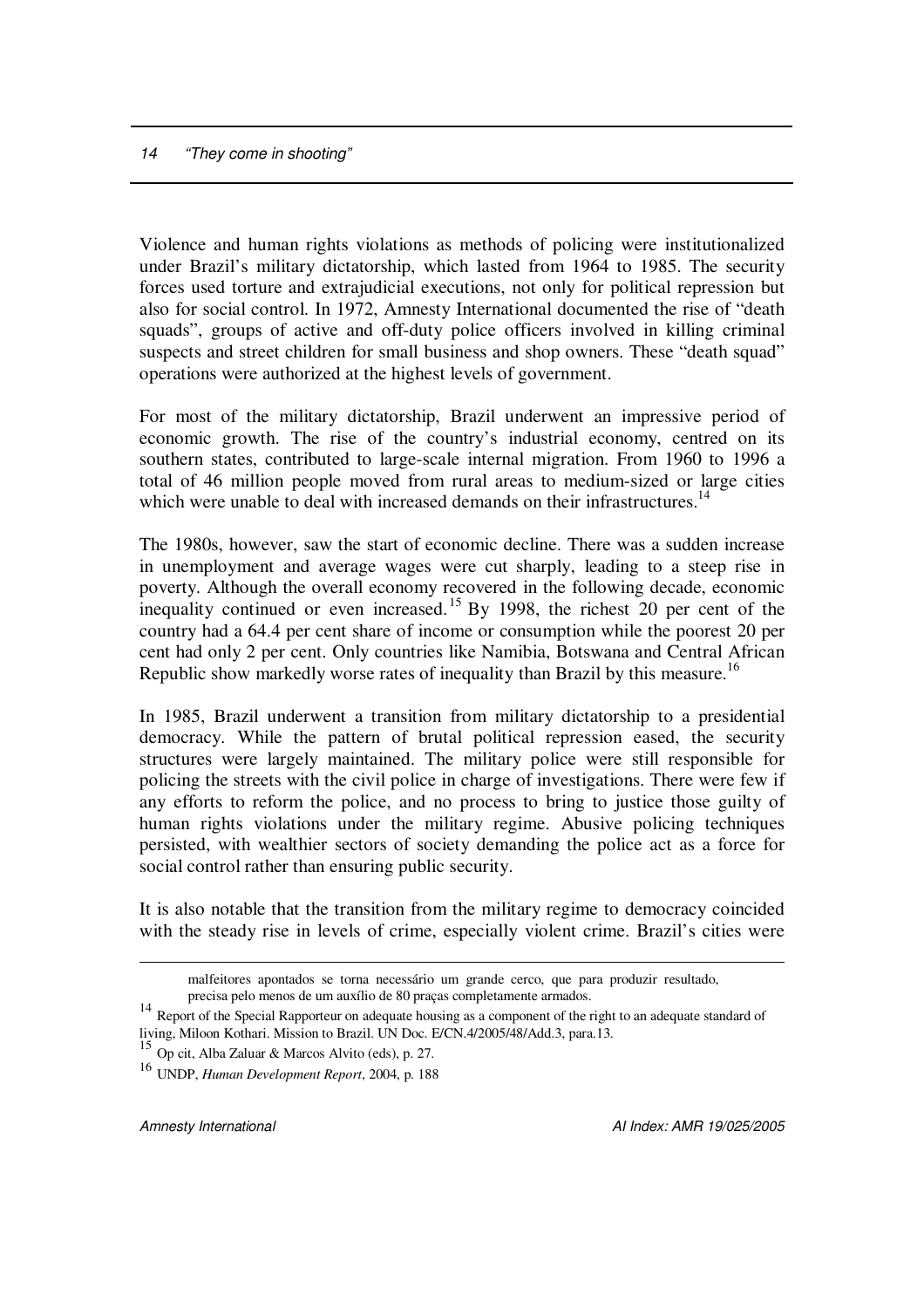Violence and human rights violations as methods of policing were institutionalized under Brazil's military dictatorship, which lasted from 1964 to 1985. The security forces used torture and extrajudicial executions, not only for political repression but also for social control. In 1972, Amnesty International documented the rise of "death squads", groups of active and off-duty police officers involved in killing criminal suspects and street children for small business and shop owners. These "death squad" operations were authorized at the highest levels of government.

For most of the military dictatorship, Brazil underwent an impressive period of economic growth. The rise of the country's industrial economy, centred on its southern states, contributed to large-scale internal migration. From 1960 to 1996 a total of 46 million people moved from rural areas to medium-sized or large cities which were unable to deal with increased demands on their infrastructures.[14]

The 1980s, however, saw the start of economic decline. There was a sudden increase in unemployment and average wages were cut sharply, leading to a steep rise in poverty. Although the overall economy recovered in the following decade, economic inequality continued or even increased.[15] By 1998, the richest 20 per cent of the country had a 64.4 per cent share of income or consumption while the poorest 20 per cent had only 2 per cent. Only countries like Namibia, Botswana and Central African Republic show markedly worse rates of inequality than Brazil by this measure.[16]

In 1985, Brazil underwent a transition from military dictatorship to a presidential democracy. While the pattern of brutal political repression eased, the security structures were largely maintained. The military police were still responsible for policing the streets with the civil police in charge of investigations. There were few if any efforts to reform the police, and no process to bring to justice those guilty of human rights violations under the military regime. Abusive policing techniques persisted, with wealthier sectors of society demanding the police act as a force for social control rather than ensuring public security.

It is also notable that the transition from the military regime to democracy coincided with the steady rise in levels of crime, especially violent crime. Brazil's cities were

---

malfeitores apontados se torna necessário um grande cerco, que para produzir resultado, precisa pelo menos de um auxílio de 80 praças completamente armados.

[14] Report of the Special Rapporteur on adequate housing as a component of the right to an adequate standard of living, Miloon Kothari. Mission to Brazil. UN Doc. E/CN.4/2005/48/Add.3, para.13.

[15] Op cit, Alba Zaluar & Marcos Alvito (eds), p. 27.

[16] UNDP, *Human Development Report*, 2004, p. 188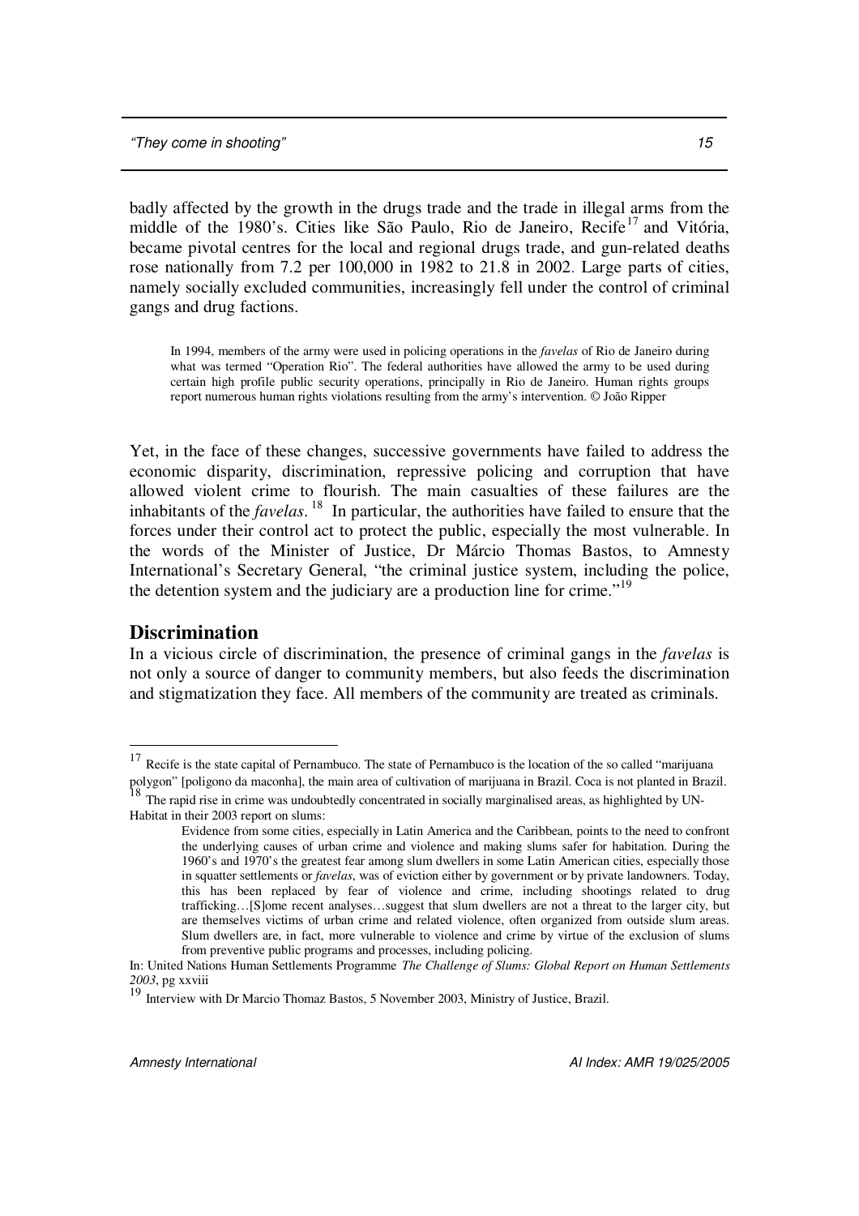badly affected by the growth in the drugs trade and the trade in illegal arms from the middle of the 1980's. Cities like São Paulo, Rio de Janeiro, Recife[17] and Vitória, became pivotal centres for the local and regional drugs trade, and gun-related deaths rose nationally from 7.2 per 100,000 in 1982 to 21.8 in 2002. Large parts of cities, namely socially excluded communities, increasingly fell under the control of criminal gangs and drug factions.

In 1994, members of the army were used in policing operations in the *favelas* of Rio de Janeiro during what was termed "Operation Rio". The federal authorities have allowed the army to be used during certain high profile public security operations, principally in Rio de Janeiro. Human rights groups report numerous human rights violations resulting from the army's intervention. © João Ripper

Yet, in the face of these changes, successive governments have failed to address the economic disparity, discrimination, repressive policing and corruption that have allowed violent crime to flourish. The main casualties of these failures are the inhabitants of the *favelas*.[18] In particular, the authorities have failed to ensure that the forces under their control act to protect the public, especially the most vulnerable. In the words of the Minister of Justice, Dr Márcio Thomas Bastos, to Amnesty International's Secretary General, "the criminal justice system, including the police, the detention system and the judiciary are a production line for crime."[19]

## Discrimination

In a vicious circle of discrimination, the presence of criminal gangs in the *favelas* is not only a source of danger to community members, but also feeds the discrimination and stigmatization they face. All members of the community are treated as criminals.

---

[17] Recife is the state capital of Pernambuco. The state of Pernambuco is the location of the so called "marijuana polygon" [poligono da maconha], the main area of cultivation of marijuana in Brazil. Coca is not planted in Brazil.

[18] The rapid rise in crime was undoubtedly concentrated in socially marginalised areas, as highlighted by UN-Habitat in their 2003 report on slums:

> Evidence from some cities, especially in Latin America and the Caribbean, points to the need to confront the underlying causes of urban crime and violence and making slums safer for habitation. During the 1960's and 1970's the greatest fear among slum dwellers in some Latin American cities, especially those in squatter settlements or *favelas*, was of eviction either by government or by private landowners. Today, this has been replaced by fear of violence and crime, including shootings related to drug trafficking…[S]ome recent analyses…suggest that slum dwellers are not a threat to the larger city, but are themselves victims of urban crime and related violence, often organized from outside slum areas. Slum dwellers are, in fact, more vulnerable to violence and crime by virtue of the exclusion of slums from preventive public programs and processes, including policing.

In: United Nations Human Settlements Programme *The Challenge of Slums: Global Report on Human Settlements 2003*, pg xxviii

[19] Interview with Dr Marcio Thomaz Bastos, 5 November 2003, Ministry of Justice, Brazil.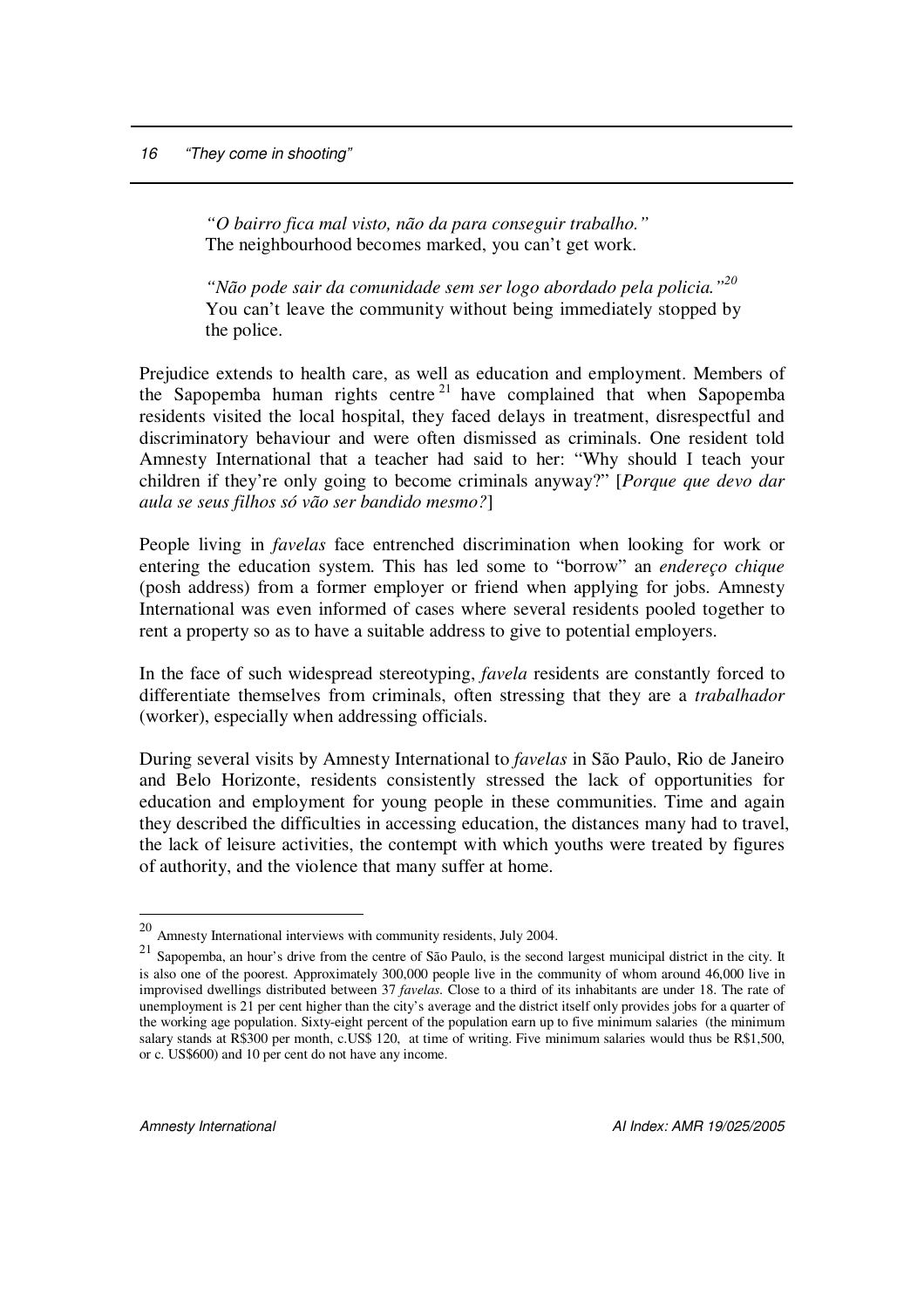> *"O bairro fica mal visto, não da para conseguir trabalho."*
> The neighbourhood becomes marked, you can't get work.
>
> *"Não pode sair da comunidade sem ser logo abordado pela policia."*[20]
> You can't leave the community without being immediately stopped by the police.

Prejudice extends to health care, as well as education and employment. Members of the Sapopemba human rights centre[21] have complained that when Sapopemba residents visited the local hospital, they faced delays in treatment, disrespectful and discriminatory behaviour and were often dismissed as criminals. One resident told Amnesty International that a teacher had said to her: "Why should I teach your children if they're only going to become criminals anyway?" [*Porque que devo dar aula se seus filhos só vão ser bandido mesmo?*]

People living in *favelas* face entrenched discrimination when looking for work or entering the education system. This has led some to "borrow" an *endereço chique* (posh address) from a former employer or friend when applying for jobs. Amnesty International was even informed of cases where several residents pooled together to rent a property so as to have a suitable address to give to potential employers.

In the face of such widespread stereotyping, *favela* residents are constantly forced to differentiate themselves from criminals, often stressing that they are a *trabalhador* (worker), especially when addressing officials.

During several visits by Amnesty International to *favelas* in São Paulo, Rio de Janeiro and Belo Horizonte, residents consistently stressed the lack of opportunities for education and employment for young people in these communities. Time and again they described the difficulties in accessing education, the distances many had to travel, the lack of leisure activities, the contempt with which youths were treated by figures of authority, and the violence that many suffer at home.

---

[20] Amnesty International interviews with community residents, July 2004.

[21] Sapopemba, an hour's drive from the centre of São Paulo, is the second largest municipal district in the city. It is also one of the poorest. Approximately 300,000 people live in the community of whom around 46,000 live in improvised dwellings distributed between 37 *favelas*. Close to a third of its inhabitants are under 18. The rate of unemployment is 21 per cent higher than the city's average and the district itself only provides jobs for a quarter of the working age population. Sixty-eight percent of the population earn up to five minimum salaries (the minimum salary stands at R$300 per month, c.US$ 120, at time of writing. Five minimum salaries would thus be R$1,500, or c. US$600) and 10 per cent do not have any income.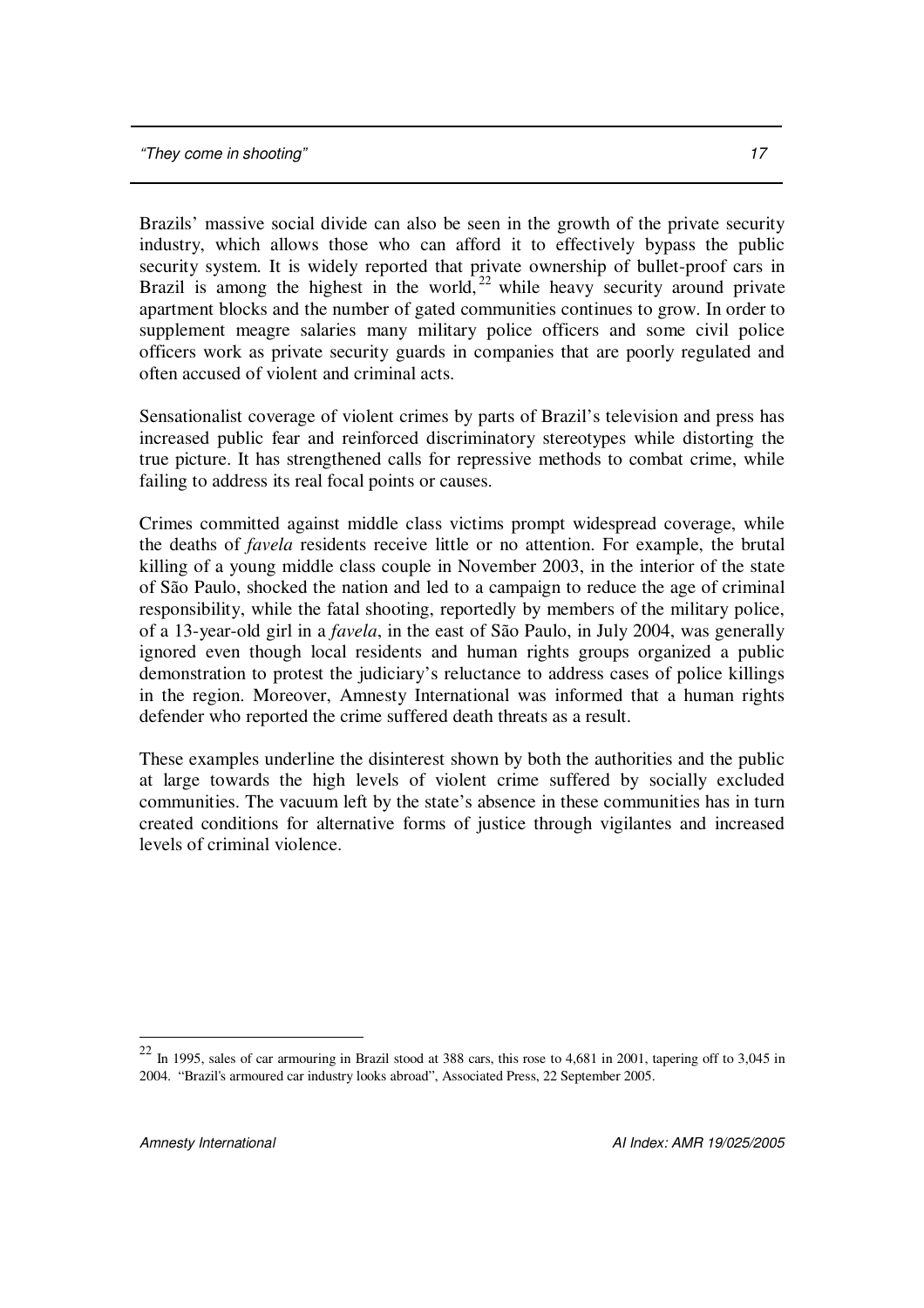Brazils' massive social divide can also be seen in the growth of the private security industry, which allows those who can afford it to effectively bypass the public security system. It is widely reported that private ownership of bullet-proof cars in Brazil is among the highest in the world,[22] while heavy security around private apartment blocks and the number of gated communities continues to grow. In order to supplement meagre salaries many military police officers and some civil police officers work as private security guards in companies that are poorly regulated and often accused of violent and criminal acts.

Sensationalist coverage of violent crimes by parts of Brazil's television and press has increased public fear and reinforced discriminatory stereotypes while distorting the true picture. It has strengthened calls for repressive methods to combat crime, while failing to address its real focal points or causes.

Crimes committed against middle class victims prompt widespread coverage, while the deaths of *favela* residents receive little or no attention. For example, the brutal killing of a young middle class couple in November 2003, in the interior of the state of São Paulo, shocked the nation and led to a campaign to reduce the age of criminal responsibility, while the fatal shooting, reportedly by members of the military police, of a 13-year-old girl in a *favela*, in the east of São Paulo, in July 2004, was generally ignored even though local residents and human rights groups organized a public demonstration to protest the judiciary's reluctance to address cases of police killings in the region. Moreover, Amnesty International was informed that a human rights defender who reported the crime suffered death threats as a result.

These examples underline the disinterest shown by both the authorities and the public at large towards the high levels of violent crime suffered by socially excluded communities. The vacuum left by the state's absence in these communities has in turn created conditions for alternative forms of justice through vigilantes and increased levels of criminal violence.

---

[22] In 1995, sales of car armouring in Brazil stood at 388 cars, this rose to 4,681 in 2001, tapering off to 3,045 in 2004. "Brazil's armoured car industry looks abroad", Associated Press, 22 September 2005.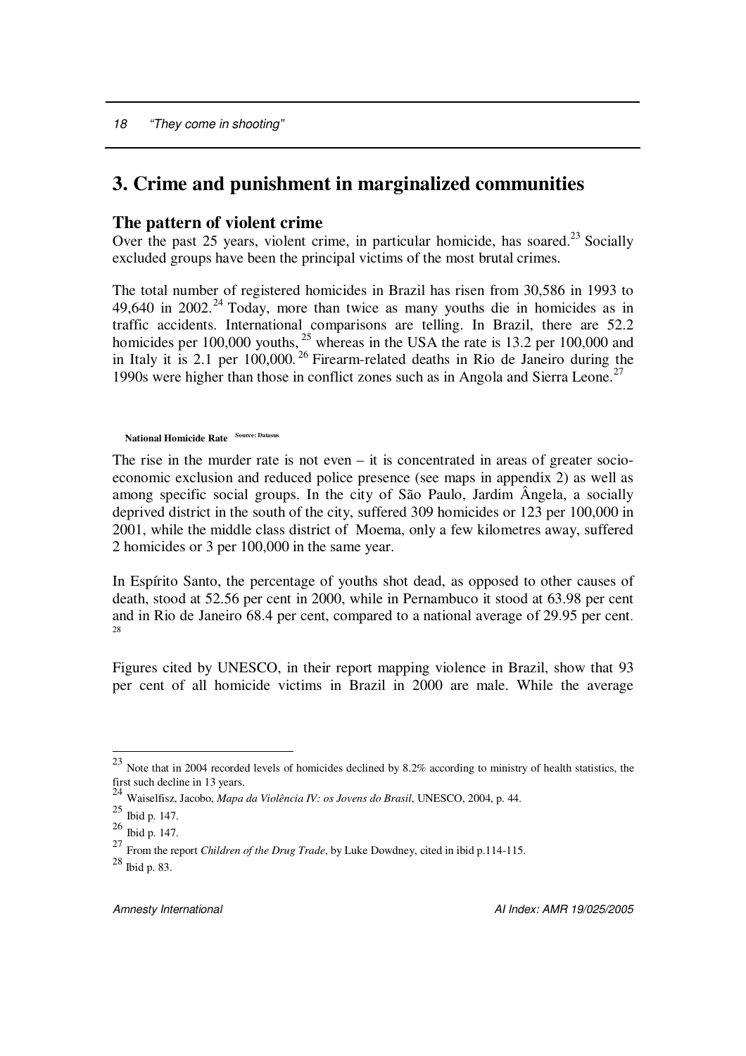# 3. Crime and punishment in marginalized communities

## The pattern of violent crime

Over the past 25 years, violent crime, in particular homicide, has soared.[23] Socially excluded groups have been the principal victims of the most brutal crimes.

The total number of registered homicides in Brazil has risen from 30,586 in 1993 to 49,640 in 2002.[24] Today, more than twice as many youths die in homicides as in traffic accidents. International comparisons are telling. In Brazil, there are 52.2 homicides per 100,000 youths,[25] whereas in the USA the rate is 13.2 per 100,000 and in Italy it is 2.1 per 100,000.[26] Firearm-related deaths in Rio de Janeiro during the 1990s were higher than those in conflict zones such as in Angola and Sierra Leone.[27]

**National Homicide Rate** Source: Datasus

The rise in the murder rate is not even – it is concentrated in areas of greater socio-economic exclusion and reduced police presence (see maps in appendix 2) as well as among specific social groups. In the city of São Paulo, Jardim Ângela, a socially deprived district in the south of the city, suffered 309 homicides or 123 per 100,000 in 2001, while the middle class district of Moema, only a few kilometres away, suffered 2 homicides or 3 per 100,000 in the same year.

In Espírito Santo, the percentage of youths shot dead, as opposed to other causes of death, stood at 52.56 per cent in 2000, while in Pernambuco it stood at 63.98 per cent and in Rio de Janeiro 68.4 per cent, compared to a national average of 29.95 per cent.[28]

Figures cited by UNESCO, in their report mapping violence in Brazil, show that 93 per cent of all homicide victims in Brazil in 2000 are male. While the average

---

[23] Note that in 2004 recorded levels of homicides declined by 8.2% according to ministry of health statistics, the first such decline in 13 years.

[24] Waiselfisz, Jacobo, *Mapa da Violência IV: os Jovens do Brasil*, UNESCO, 2004, p. 44.

[25] Ibid p. 147.

[26] Ibid p. 147.

[27] From the report *Children of the Drug Trade*, by Luke Dowdney, cited in ibid p.114-115.

[28] Ibid p. 83.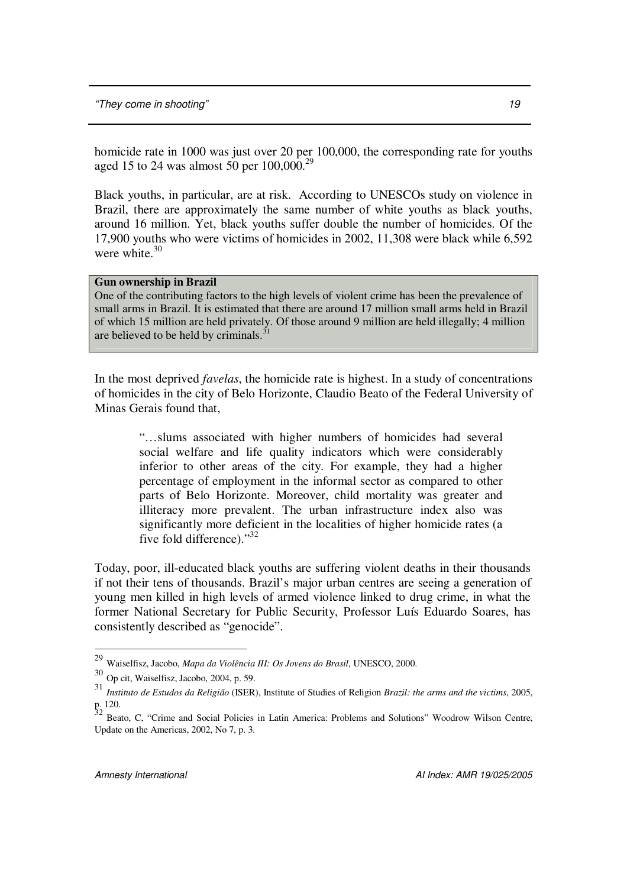homicide rate in 1000 was just over 20 per 100,000, the corresponding rate for youths aged 15 to 24 was almost 50 per 100,000.[29]

Black youths, in particular, are at risk. According to UNESCOs study on violence in Brazil, there are approximately the same number of white youths as black youths, around 16 million. Yet, black youths suffer double the number of homicides. Of the 17,900 youths who were victims of homicides in 2002, 11,308 were black while 6,592 were white.[30]

> **Gun ownership in Brazil**
> One of the contributing factors to the high levels of violent crime has been the prevalence of small arms in Brazil. It is estimated that there are around 17 million small arms held in Brazil of which 15 million are held privately. Of those around 9 million are held illegally; 4 million are believed to be held by criminals.[31]

In the most deprived *favelas*, the homicide rate is highest. In a study of concentrations of homicides in the city of Belo Horizonte, Claudio Beato of the Federal University of Minas Gerais found that,

> "…slums associated with higher numbers of homicides had several social welfare and life quality indicators which were considerably inferior to other areas of the city. For example, they had a higher percentage of employment in the informal sector as compared to other parts of Belo Horizonte. Moreover, child mortality was greater and illiteracy more prevalent. The urban infrastructure index also was significantly more deficient in the localities of higher homicide rates (a five fold difference)."[32]

Today, poor, ill-educated black youths are suffering violent deaths in their thousands if not their tens of thousands. Brazil's major urban centres are seeing a generation of young men killed in high levels of armed violence linked to drug crime, in what the former National Secretary for Public Security, Professor Luís Eduardo Soares, has consistently described as "genocide".

---

[29] Waiselfisz, Jacobo, *Mapa da Violência III: Os Jovens do Brasil*, UNESCO, 2000.

[30] Op cit, Waiselfisz, Jacobo, 2004, p. 59.

[31] *Instituto de Estudos da Religião* (ISER), Institute of Studies of Religion *Brazil: the arms and the victims*, 2005, p. 120.

[32] Beato, C, "Crime and Social Policies in Latin America: Problems and Solutions" Woodrow Wilson Centre, Update on the Americas, 2002, No 7, p. 3.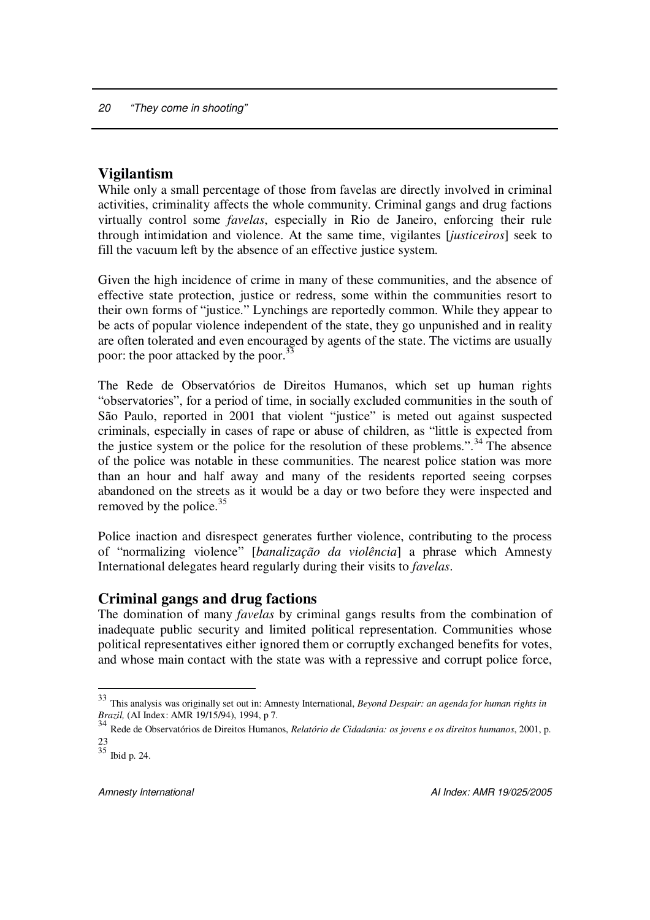## Vigilantism

While only a small percentage of those from favelas are directly involved in criminal activities, criminality affects the whole community. Criminal gangs and drug factions virtually control some *favelas*, especially in Rio de Janeiro, enforcing their rule through intimidation and violence. At the same time, vigilantes [*justiceiros*] seek to fill the vacuum left by the absence of an effective justice system.

Given the high incidence of crime in many of these communities, and the absence of effective state protection, justice or redress, some within the communities resort to their own forms of "justice." Lynchings are reportedly common. While they appear to be acts of popular violence independent of the state, they go unpunished and in reality are often tolerated and even encouraged by agents of the state. The victims are usually poor: the poor attacked by the poor.[33]

The Rede de Observatórios de Direitos Humanos, which set up human rights "observatories", for a period of time, in socially excluded communities in the south of São Paulo, reported in 2001 that violent "justice" is meted out against suspected criminals, especially in cases of rape or abuse of children, as "little is expected from the justice system or the police for the resolution of these problems.".[34] The absence of the police was notable in these communities. The nearest police station was more than an hour and half away and many of the residents reported seeing corpses abandoned on the streets as it would be a day or two before they were inspected and removed by the police.[35]

Police inaction and disrespect generates further violence, contributing to the process of "normalizing violence" [*banalização da violência*] a phrase which Amnesty International delegates heard regularly during their visits to *favelas*.

## Criminal gangs and drug factions

The domination of many *favelas* by criminal gangs results from the combination of inadequate public security and limited political representation. Communities whose political representatives either ignored them or corruptly exchanged benefits for votes, and whose main contact with the state was with a repressive and corrupt police force,

---

[33] This analysis was originally set out in: Amnesty International, *Beyond Despair: an agenda for human rights in Brazil,* (AI Index: AMR 19/15/94), 1994, p 7.

[34] Rede de Observatórios de Direitos Humanos, *Relatório de Cidadania: os jovens e os direitos humanos*, 2001, p. 23

[35] Ibid p. 24.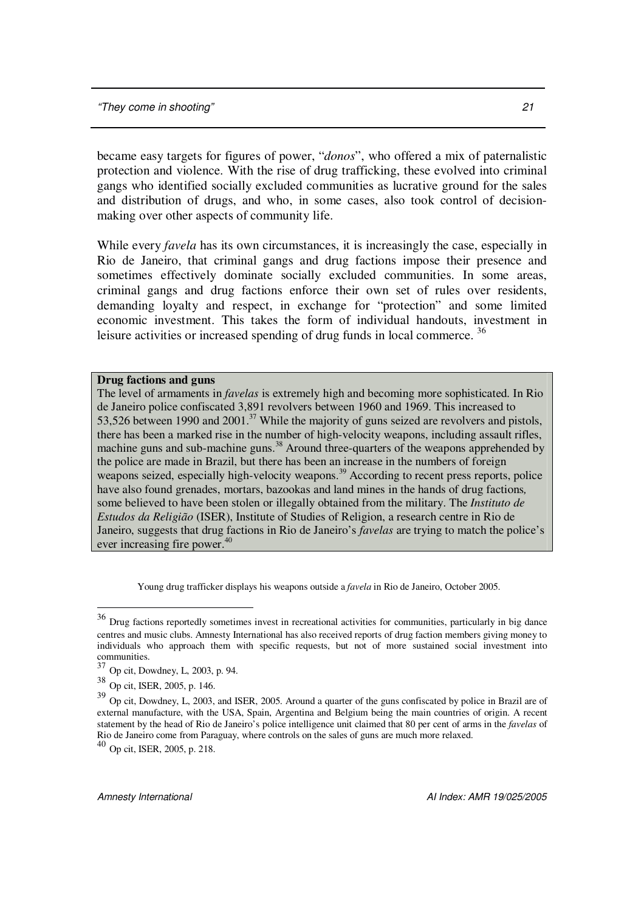became easy targets for figures of power, "*donos*", who offered a mix of paternalistic protection and violence. With the rise of drug trafficking, these evolved into criminal gangs who identified socially excluded communities as lucrative ground for the sales and distribution of drugs, and who, in some cases, also took control of decision-making over other aspects of community life.

While every *favela* has its own circumstances, it is increasingly the case, especially in Rio de Janeiro, that criminal gangs and drug factions impose their presence and sometimes effectively dominate socially excluded communities. In some areas, criminal gangs and drug factions enforce their own set of rules over residents, demanding loyalty and respect, in exchange for "protection" and some limited economic investment. This takes the form of individual handouts, investment in leisure activities or increased spending of drug funds in local commerce. [36]

> **Drug factions and guns**
>
> The level of armaments in *favelas* is extremely high and becoming more sophisticated. In Rio de Janeiro police confiscated 3,891 revolvers between 1960 and 1969. This increased to 53,526 between 1990 and 2001.[37] While the majority of guns seized are revolvers and pistols, there has been a marked rise in the number of high-velocity weapons, including assault rifles, machine guns and sub-machine guns.[38] Around three-quarters of the weapons apprehended by the police are made in Brazil, but there has been an increase in the numbers of foreign weapons seized, especially high-velocity weapons.[39] According to recent press reports, police have also found grenades, mortars, bazookas and land mines in the hands of drug factions, some believed to have been stolen or illegally obtained from the military. The *Instituto de Estudos da Religião* (ISER), Institute of Studies of Religion, a research centre in Rio de Janeiro, suggests that drug factions in Rio de Janeiro's *favelas* are trying to match the police's ever increasing fire power.[40]

Young drug trafficker displays his weapons outside a *favela* in Rio de Janeiro, October 2005.

---

[36] Drug factions reportedly sometimes invest in recreational activities for communities, particularly in big dance centres and music clubs. Amnesty International has also received reports of drug faction members giving money to individuals who approach them with specific requests, but not of more sustained social investment into communities.

[37] Op cit, Dowdney, L, 2003, p. 94.

[38] Op cit, ISER, 2005, p. 146.

[39] Op cit, Dowdney, L, 2003, and ISER, 2005. Around a quarter of the guns confiscated by police in Brazil are of external manufacture, with the USA, Spain, Argentina and Belgium being the main countries of origin. A recent statement by the head of Rio de Janeiro's police intelligence unit claimed that 80 per cent of arms in the *favelas* of Rio de Janeiro come from Paraguay, where controls on the sales of guns are much more relaxed.

[40] Op cit, ISER, 2005, p. 218.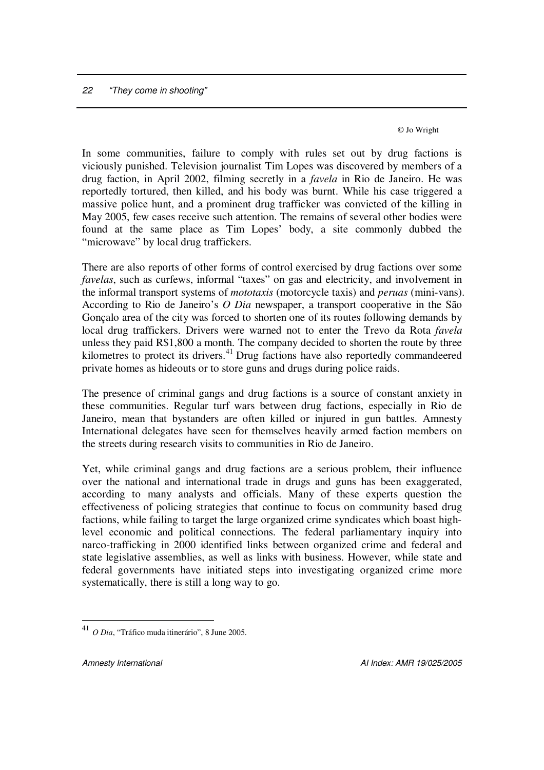© Jo Wright

In some communities, failure to comply with rules set out by drug factions is viciously punished. Television journalist Tim Lopes was discovered by members of a drug faction, in April 2002, filming secretly in a *favela* in Rio de Janeiro. He was reportedly tortured, then killed, and his body was burnt. While his case triggered a massive police hunt, and a prominent drug trafficker was convicted of the killing in May 2005, few cases receive such attention. The remains of several other bodies were found at the same place as Tim Lopes' body, a site commonly dubbed the "microwave" by local drug traffickers.

There are also reports of other forms of control exercised by drug factions over some *favelas*, such as curfews, informal "taxes" on gas and electricity, and involvement in the informal transport systems of *mototaxis* (motorcycle taxis) and *peruas* (mini-vans). According to Rio de Janeiro's *O Dia* newspaper, a transport cooperative in the São Gonçalo area of the city was forced to shorten one of its routes following demands by local drug traffickers. Drivers were warned not to enter the Trevo da Rota *favela* unless they paid R$1,800 a month. The company decided to shorten the route by three kilometres to protect its drivers.[41] Drug factions have also reportedly commandeered private homes as hideouts or to store guns and drugs during police raids.

The presence of criminal gangs and drug factions is a source of constant anxiety in these communities. Regular turf wars between drug factions, especially in Rio de Janeiro, mean that bystanders are often killed or injured in gun battles. Amnesty International delegates have seen for themselves heavily armed faction members on the streets during research visits to communities in Rio de Janeiro.

Yet, while criminal gangs and drug factions are a serious problem, their influence over the national and international trade in drugs and guns has been exaggerated, according to many analysts and officials. Many of these experts question the effectiveness of policing strategies that continue to focus on community based drug factions, while failing to target the large organized crime syndicates which boast high-level economic and political connections. The federal parliamentary inquiry into narco-trafficking in 2000 identified links between organized crime and federal and state legislative assemblies, as well as links with business. However, while state and federal governments have initiated steps into investigating organized crime more systematically, there is still a long way to go.

---

[41] *O Dia*, "Tráfico muda itinerário", 8 June 2005.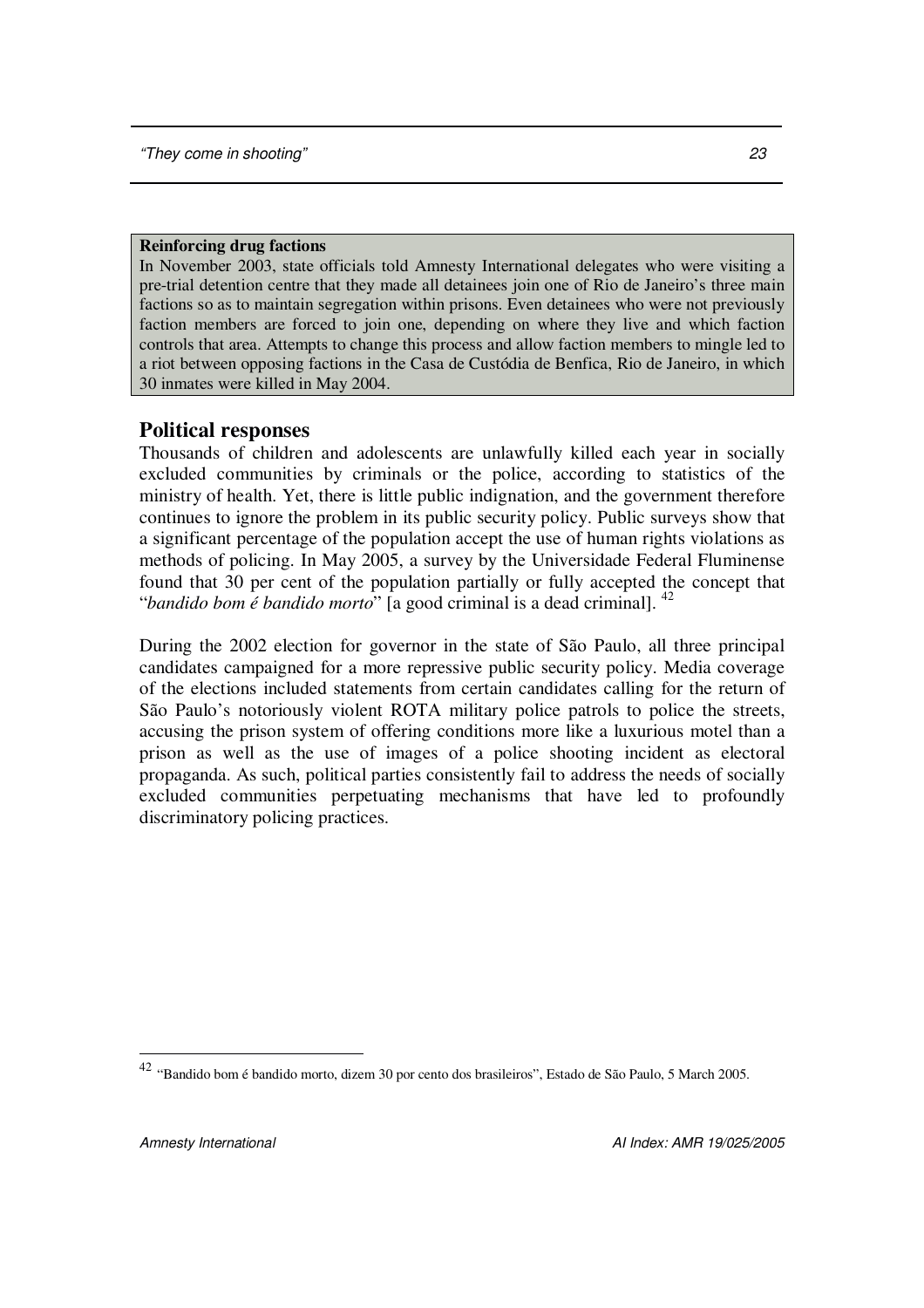**Reinforcing drug factions**

In November 2003, state officials told Amnesty International delegates who were visiting a pre-trial detention centre that they made all detainees join one of Rio de Janeiro's three main factions so as to maintain segregation within prisons. Even detainees who were not previously faction members are forced to join one, depending on where they live and which faction controls that area. Attempts to change this process and allow faction members to mingle led to a riot between opposing factions in the Casa de Custódia de Benfica, Rio de Janeiro, in which 30 inmates were killed in May 2004.

## Political responses

Thousands of children and adolescents are unlawfully killed each year in socially excluded communities by criminals or the police, according to statistics of the ministry of health. Yet, there is little public indignation, and the government therefore continues to ignore the problem in its public security policy. Public surveys show that a significant percentage of the population accept the use of human rights violations as methods of policing. In May 2005, a survey by the Universidade Federal Fluminense found that 30 per cent of the population partially or fully accepted the concept that "*bandido bom é bandido morto*" [a good criminal is a dead criminal]. [42]

During the 2002 election for governor in the state of São Paulo, all three principal candidates campaigned for a more repressive public security policy. Media coverage of the elections included statements from certain candidates calling for the return of São Paulo's notoriously violent ROTA military police patrols to police the streets, accusing the prison system of offering conditions more like a luxurious motel than a prison as well as the use of images of a police shooting incident as electoral propaganda. As such, political parties consistently fail to address the needs of socially excluded communities perpetuating mechanisms that have led to profoundly discriminatory policing practices.

[42] "Bandido bom é bandido morto, dizem 30 por cento dos brasileiros", Estado de São Paulo, 5 March 2005.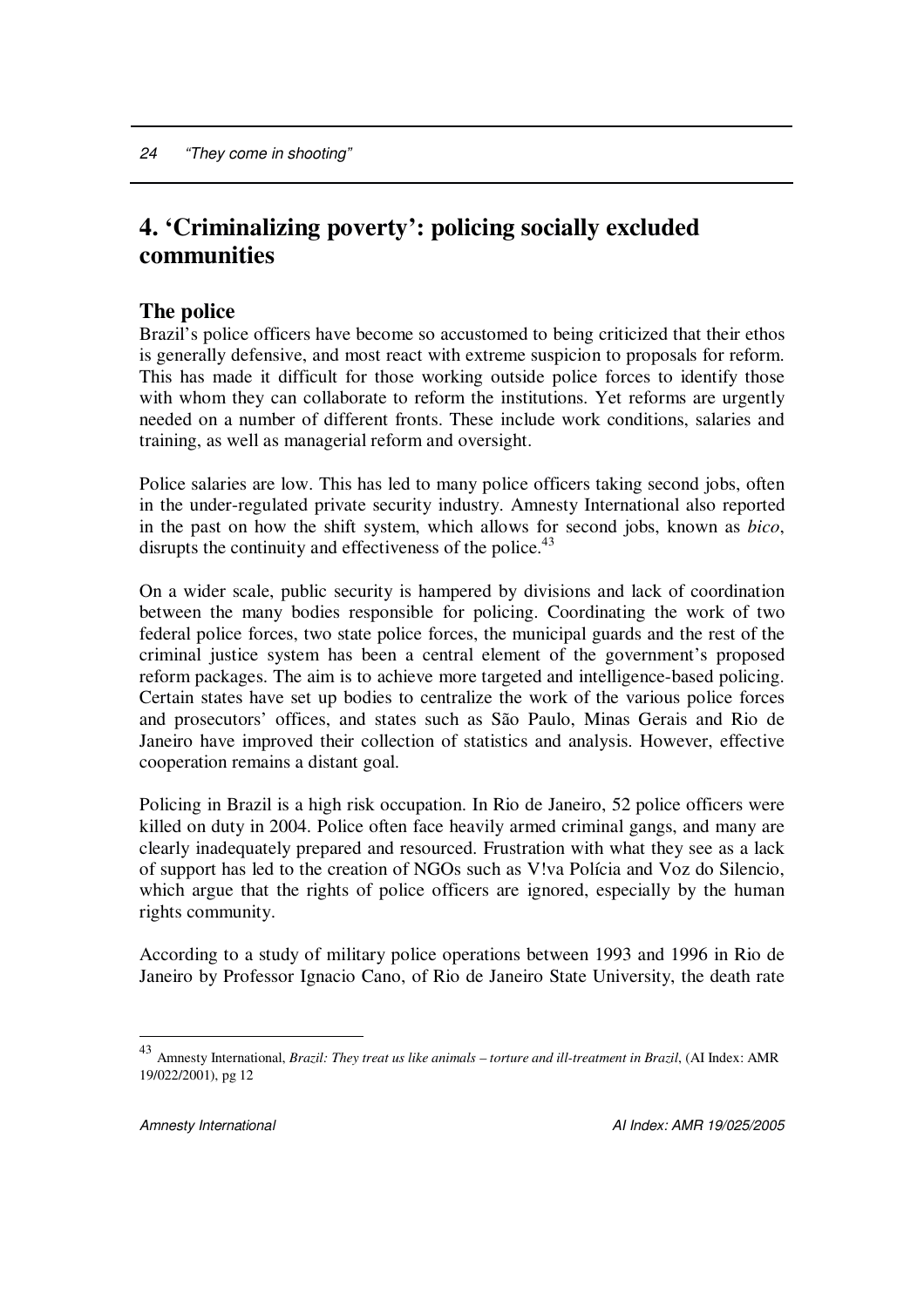# 4. 'Criminalizing poverty': policing socially excluded communities

## The police

Brazil's police officers have become so accustomed to being criticized that their ethos is generally defensive, and most react with extreme suspicion to proposals for reform. This has made it difficult for those working outside police forces to identify those with whom they can collaborate to reform the institutions. Yet reforms are urgently needed on a number of different fronts. These include work conditions, salaries and training, as well as managerial reform and oversight.

Police salaries are low. This has led to many police officers taking second jobs, often in the under-regulated private security industry. Amnesty International also reported in the past on how the shift system, which allows for second jobs, known as *bico*, disrupts the continuity and effectiveness of the police.[43]

On a wider scale, public security is hampered by divisions and lack of coordination between the many bodies responsible for policing. Coordinating the work of two federal police forces, two state police forces, the municipal guards and the rest of the criminal justice system has been a central element of the government's proposed reform packages. The aim is to achieve more targeted and intelligence-based policing. Certain states have set up bodies to centralize the work of the various police forces and prosecutors' offices, and states such as São Paulo, Minas Gerais and Rio de Janeiro have improved their collection of statistics and analysis. However, effective cooperation remains a distant goal.

Policing in Brazil is a high risk occupation. In Rio de Janeiro, 52 police officers were killed on duty in 2004. Police often face heavily armed criminal gangs, and many are clearly inadequately prepared and resourced. Frustration with what they see as a lack of support has led to the creation of NGOs such as V!va Polícia and Voz do Silencio, which argue that the rights of police officers are ignored, especially by the human rights community.

According to a study of military police operations between 1993 and 1996 in Rio de Janeiro by Professor Ignacio Cano, of Rio de Janeiro State University, the death rate

---

[43] Amnesty International, *Brazil: They treat us like animals – torture and ill-treatment in Brazil*, (AI Index: AMR 19/022/2001), pg 12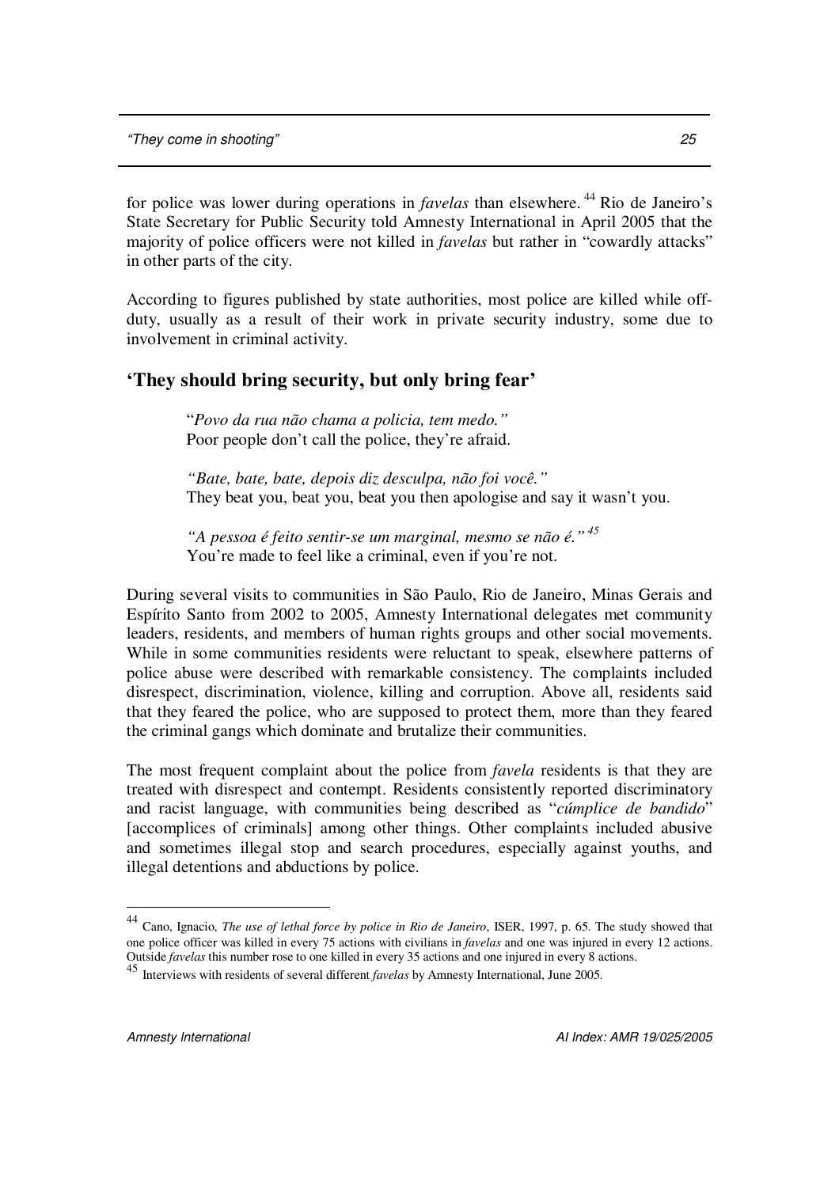for police was lower during operations in *favelas* than elsewhere.[44] Rio de Janeiro's State Secretary for Public Security told Amnesty International in April 2005 that the majority of police officers were not killed in *favelas* but rather in "cowardly attacks" in other parts of the city.

According to figures published by state authorities, most police are killed while off-duty, usually as a result of their work in private security industry, some due to involvement in criminal activity.

## 'They should bring security, but only bring fear'

> "*Povo da rua não chama a policia, tem medo."*
> Poor people don't call the police, they're afraid.
>
> *"Bate, bate, bate, depois diz desculpa, não foi você."*
> They beat you, beat you, beat you then apologise and say it wasn't you.
>
> *"A pessoa é feito sentir-se um marginal, mesmo se não é."*[45]
> You're made to feel like a criminal, even if you're not.

During several visits to communities in São Paulo, Rio de Janeiro, Minas Gerais and Espírito Santo from 2002 to 2005, Amnesty International delegates met community leaders, residents, and members of human rights groups and other social movements. While in some communities residents were reluctant to speak, elsewhere patterns of police abuse were described with remarkable consistency. The complaints included disrespect, discrimination, violence, killing and corruption. Above all, residents said that they feared the police, who are supposed to protect them, more than they feared the criminal gangs which dominate and brutalize their communities.

The most frequent complaint about the police from *favela* residents is that they are treated with disrespect and contempt. Residents consistently reported discriminatory and racist language, with communities being described as "*cúmplice de bandido*" [accomplices of criminals] among other things. Other complaints included abusive and sometimes illegal stop and search procedures, especially against youths, and illegal detentions and abductions by police.

---

[44] Cano, Ignacio, *The use of lethal force by police in Rio de Janeiro*, ISER, 1997, p. 65. The study showed that one police officer was killed in every 75 actions with civilians in *favelas* and one was injured in every 12 actions. Outside *favelas* this number rose to one killed in every 35 actions and one injured in every 8 actions.

[45] Interviews with residents of several different *favelas* by Amnesty International, June 2005.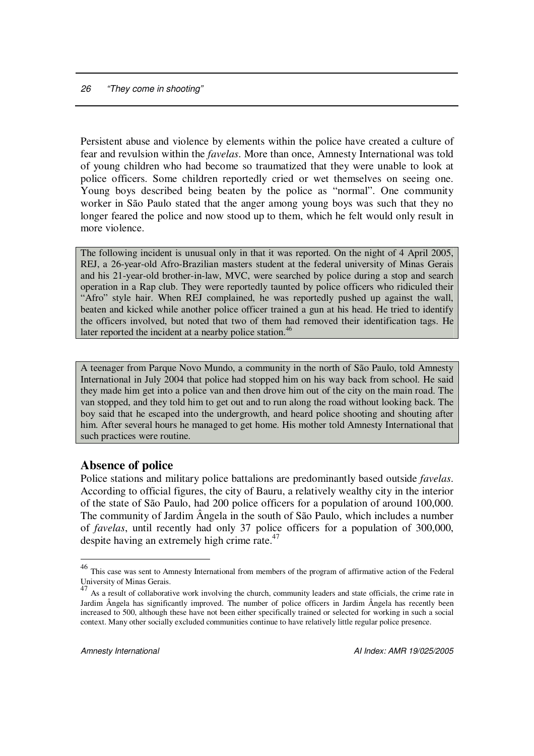Persistent abuse and violence by elements within the police have created a culture of fear and revulsion within the *favelas*. More than once, Amnesty International was told of young children who had become so traumatized that they were unable to look at police officers. Some children reportedly cried or wet themselves on seeing one. Young boys described being beaten by the police as "normal". One community worker in São Paulo stated that the anger among young boys was such that they no longer feared the police and now stood up to them, which he felt would only result in more violence.

> The following incident is unusual only in that it was reported. On the night of 4 April 2005, REJ, a 26-year-old Afro-Brazilian masters student at the federal university of Minas Gerais and his 21-year-old brother-in-law, MVC, were searched by police during a stop and search operation in a Rap club. They were reportedly taunted by police officers who ridiculed their "Afro" style hair. When REJ complained, he was reportedly pushed up against the wall, beaten and kicked while another police officer trained a gun at his head. He tried to identify the officers involved, but noted that two of them had removed their identification tags. He later reported the incident at a nearby police station.[46]

> A teenager from Parque Novo Mundo, a community in the north of São Paulo, told Amnesty International in July 2004 that police had stopped him on his way back from school. He said they made him get into a police van and then drove him out of the city on the main road. The van stopped, and they told him to get out and to run along the road without looking back. The boy said that he escaped into the undergrowth, and heard police shooting and shouting after him. After several hours he managed to get home. His mother told Amnesty International that such practices were routine.

## Absence of police

Police stations and military police battalions are predominantly based outside *favelas*. According to official figures, the city of Bauru, a relatively wealthy city in the interior of the state of São Paulo, had 200 police officers for a population of around 100,000. The community of Jardim Ângela in the south of São Paulo, which includes a number of *favelas*, until recently had only 37 police officers for a population of 300,000, despite having an extremely high crime rate.[47]

---

[46] This case was sent to Amnesty International from members of the program of affirmative action of the Federal University of Minas Gerais.

[47] As a result of collaborative work involving the church, community leaders and state officials, the crime rate in Jardim Ângela has significantly improved. The number of police officers in Jardim Ângela has recently been increased to 500, although these have not been either specifically trained or selected for working in such a social context. Many other socially excluded communities continue to have relatively little regular police presence.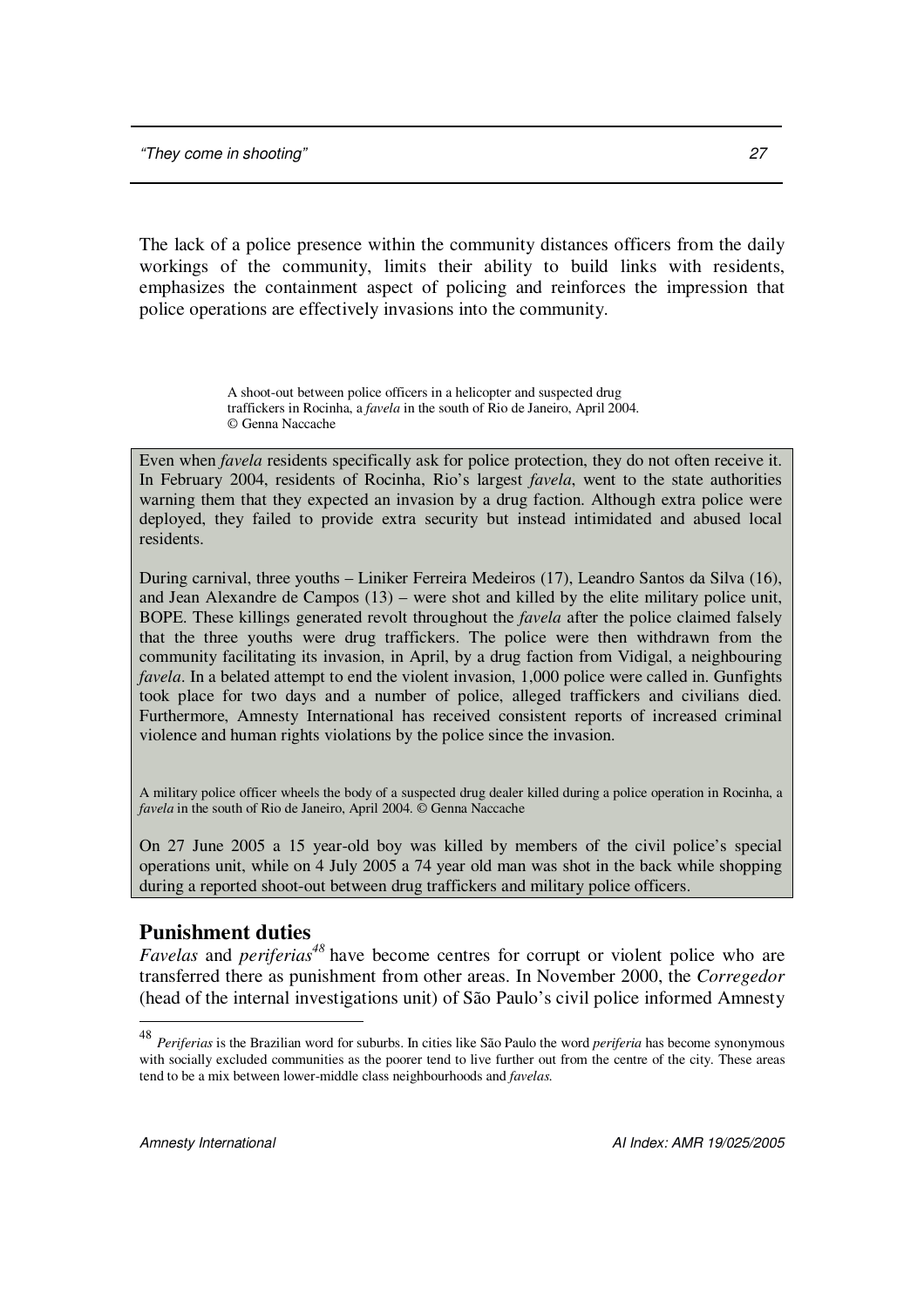The lack of a police presence within the community distances officers from the daily workings of the community, limits their ability to build links with residents, emphasizes the containment aspect of policing and reinforces the impression that police operations are effectively invasions into the community.

A shoot-out between police officers in a helicopter and suspected drug traffickers in Rocinha, a *favela* in the south of Rio de Janeiro, April 2004. © Genna Naccache

Even when *favela* residents specifically ask for police protection, they do not often receive it. In February 2004, residents of Rocinha, Rio's largest *favela*, went to the state authorities warning them that they expected an invasion by a drug faction. Although extra police were deployed, they failed to provide extra security but instead intimidated and abused local residents.

During carnival, three youths – Liniker Ferreira Medeiros (17), Leandro Santos da Silva (16), and Jean Alexandre de Campos (13) – were shot and killed by the elite military police unit, BOPE. These killings generated revolt throughout the *favela* after the police claimed falsely that the three youths were drug traffickers. The police were then withdrawn from the community facilitating its invasion, in April, by a drug faction from Vidigal, a neighbouring *favela*. In a belated attempt to end the violent invasion, 1,000 police were called in. Gunfights took place for two days and a number of police, alleged traffickers and civilians died. Furthermore, Amnesty International has received consistent reports of increased criminal violence and human rights violations by the police since the invasion.

A military police officer wheels the body of a suspected drug dealer killed during a police operation in Rocinha, a *favela* in the south of Rio de Janeiro, April 2004. © Genna Naccache

On 27 June 2005 a 15 year-old boy was killed by members of the civil police's special operations unit, while on 4 July 2005 a 74 year old man was shot in the back while shopping during a reported shoot-out between drug traffickers and military police officers.

## Punishment duties

*Favelas* and *periferias*[48] have become centres for corrupt or violent police who are transferred there as punishment from other areas. In November 2000, the *Corregedor* (head of the internal investigations unit) of São Paulo's civil police informed Amnesty

---

[48] *Periferias* is the Brazilian word for suburbs. In cities like São Paulo the word *periferia* has become synonymous with socially excluded communities as the poorer tend to live further out from the centre of the city. These areas tend to be a mix between lower-middle class neighbourhoods and *favelas.*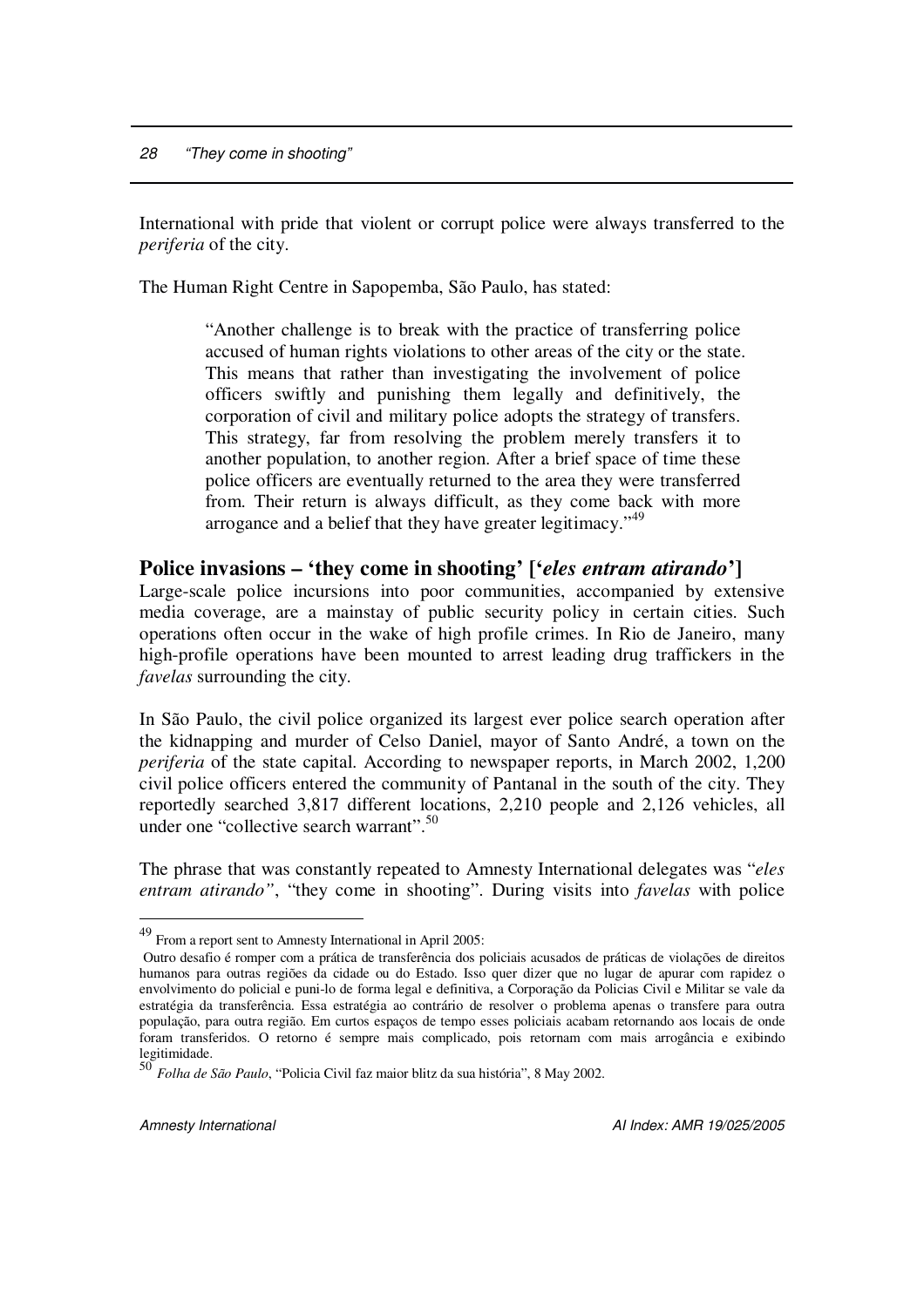International with pride that violent or corrupt police were always transferred to the *periferia* of the city.

The Human Right Centre in Sapopemba, São Paulo, has stated:

> "Another challenge is to break with the practice of transferring police accused of human rights violations to other areas of the city or the state. This means that rather than investigating the involvement of police officers swiftly and punishing them legally and definitively, the corporation of civil and military police adopts the strategy of transfers. This strategy, far from resolving the problem merely transfers it to another population, to another region. After a brief space of time these police officers are eventually returned to the area they were transferred from. Their return is always difficult, as they come back with more arrogance and a belief that they have greater legitimacy."[49]

## Police invasions – 'they come in shooting' ['*eles entram atirando*']

Large-scale police incursions into poor communities, accompanied by extensive media coverage, are a mainstay of public security policy in certain cities. Such operations often occur in the wake of high profile crimes. In Rio de Janeiro, many high-profile operations have been mounted to arrest leading drug traffickers in the *favelas* surrounding the city.

In São Paulo, the civil police organized its largest ever police search operation after the kidnapping and murder of Celso Daniel, mayor of Santo André, a town on the *periferia* of the state capital. According to newspaper reports, in March 2002, 1,200 civil police officers entered the community of Pantanal in the south of the city. They reportedly searched 3,817 different locations, 2,210 people and 2,126 vehicles, all under one "collective search warrant".[50]

The phrase that was constantly repeated to Amnesty International delegates was "*eles entram atirando*", "they come in shooting". During visits into *favelas* with police

---

[49] From a report sent to Amnesty International in April 2005:
Outro desafio é romper com a prática de transferência dos policiais acusados de práticas de violações de direitos humanos para outras regiões da cidade ou do Estado. Isso quer dizer que no lugar de apurar com rapidez o envolvimento do policial e puni-lo de forma legal e definitiva, a Corporação da Policias Civil e Militar se vale da estratégia da transferência. Essa estratégia ao contrário de resolver o problema apenas o transfere para outra população, para outra região. Em curtos espaços de tempo esses policiais acabam retornando aos locais de onde foram transferidos. O retorno é sempre mais complicado, pois retornam com mais arrogância e exibindo legitimidade.

[50] *Folha de São Paulo*, "Policia Civil faz maior blitz da sua história", 8 May 2002.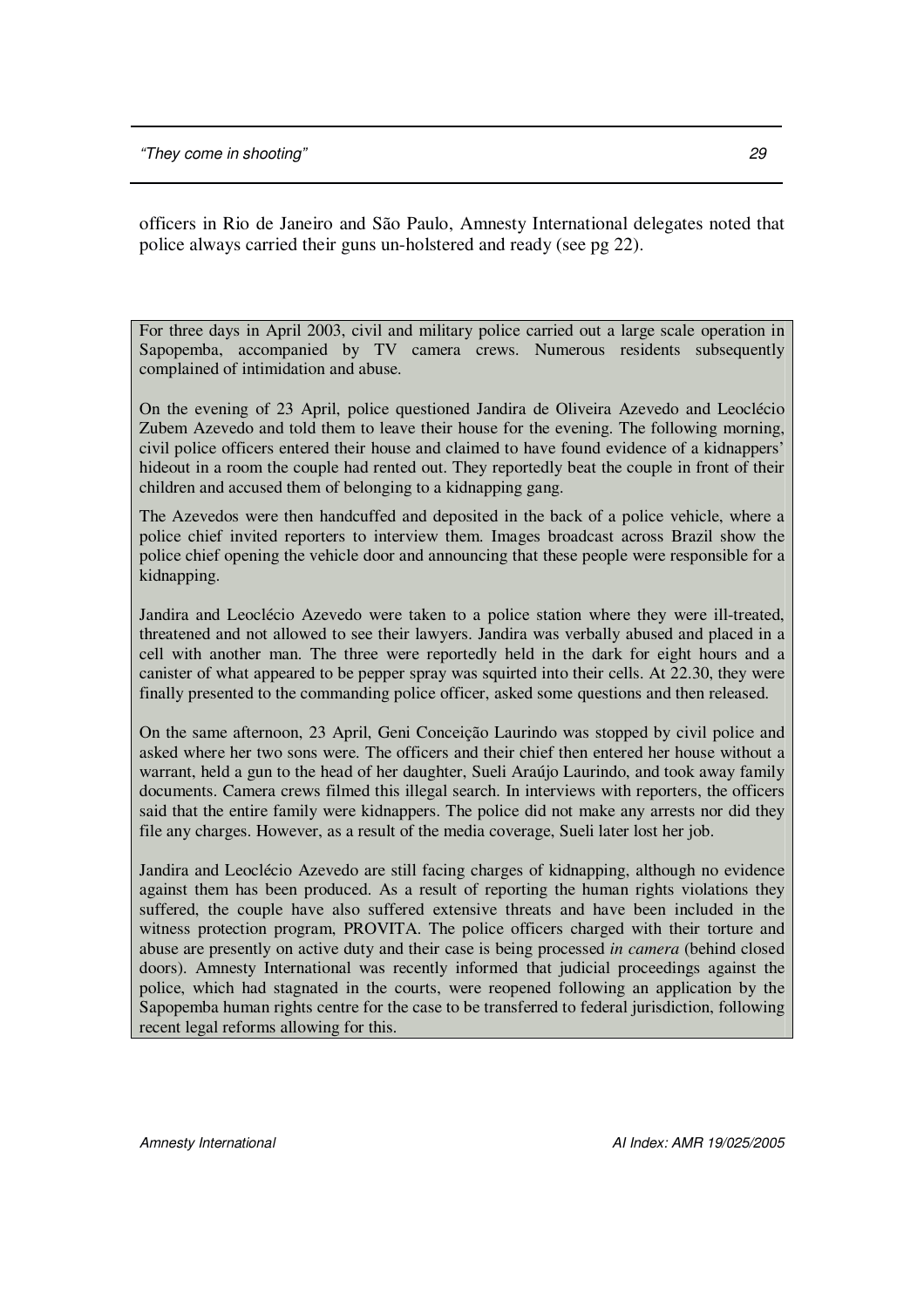officers in Rio de Janeiro and São Paulo, Amnesty International delegates noted that police always carried their guns un-holstered and ready (see pg 22).

For three days in April 2003, civil and military police carried out a large scale operation in Sapopemba, accompanied by TV camera crews. Numerous residents subsequently complained of intimidation and abuse.

On the evening of 23 April, police questioned Jandira de Oliveira Azevedo and Leoclécio Zubem Azevedo and told them to leave their house for the evening. The following morning, civil police officers entered their house and claimed to have found evidence of a kidnappers' hideout in a room the couple had rented out. They reportedly beat the couple in front of their children and accused them of belonging to a kidnapping gang.

The Azevedos were then handcuffed and deposited in the back of a police vehicle, where a police chief invited reporters to interview them. Images broadcast across Brazil show the police chief opening the vehicle door and announcing that these people were responsible for a kidnapping.

Jandira and Leoclécio Azevedo were taken to a police station where they were ill-treated, threatened and not allowed to see their lawyers. Jandira was verbally abused and placed in a cell with another man. The three were reportedly held in the dark for eight hours and a canister of what appeared to be pepper spray was squirted into their cells. At 22.30, they were finally presented to the commanding police officer, asked some questions and then released.

On the same afternoon, 23 April, Geni Conceição Laurindo was stopped by civil police and asked where her two sons were. The officers and their chief then entered her house without a warrant, held a gun to the head of her daughter, Sueli Araújo Laurindo, and took away family documents. Camera crews filmed this illegal search. In interviews with reporters, the officers said that the entire family were kidnappers. The police did not make any arrests nor did they file any charges. However, as a result of the media coverage, Sueli later lost her job.

Jandira and Leoclécio Azevedo are still facing charges of kidnapping, although no evidence against them has been produced. As a result of reporting the human rights violations they suffered, the couple have also suffered extensive threats and have been included in the witness protection program, PROVITA. The police officers charged with their torture and abuse are presently on active duty and their case is being processed *in camera* (behind closed doors). Amnesty International was recently informed that judicial proceedings against the police, which had stagnated in the courts, were reopened following an application by the Sapopemba human rights centre for the case to be transferred to federal jurisdiction, following recent legal reforms allowing for this.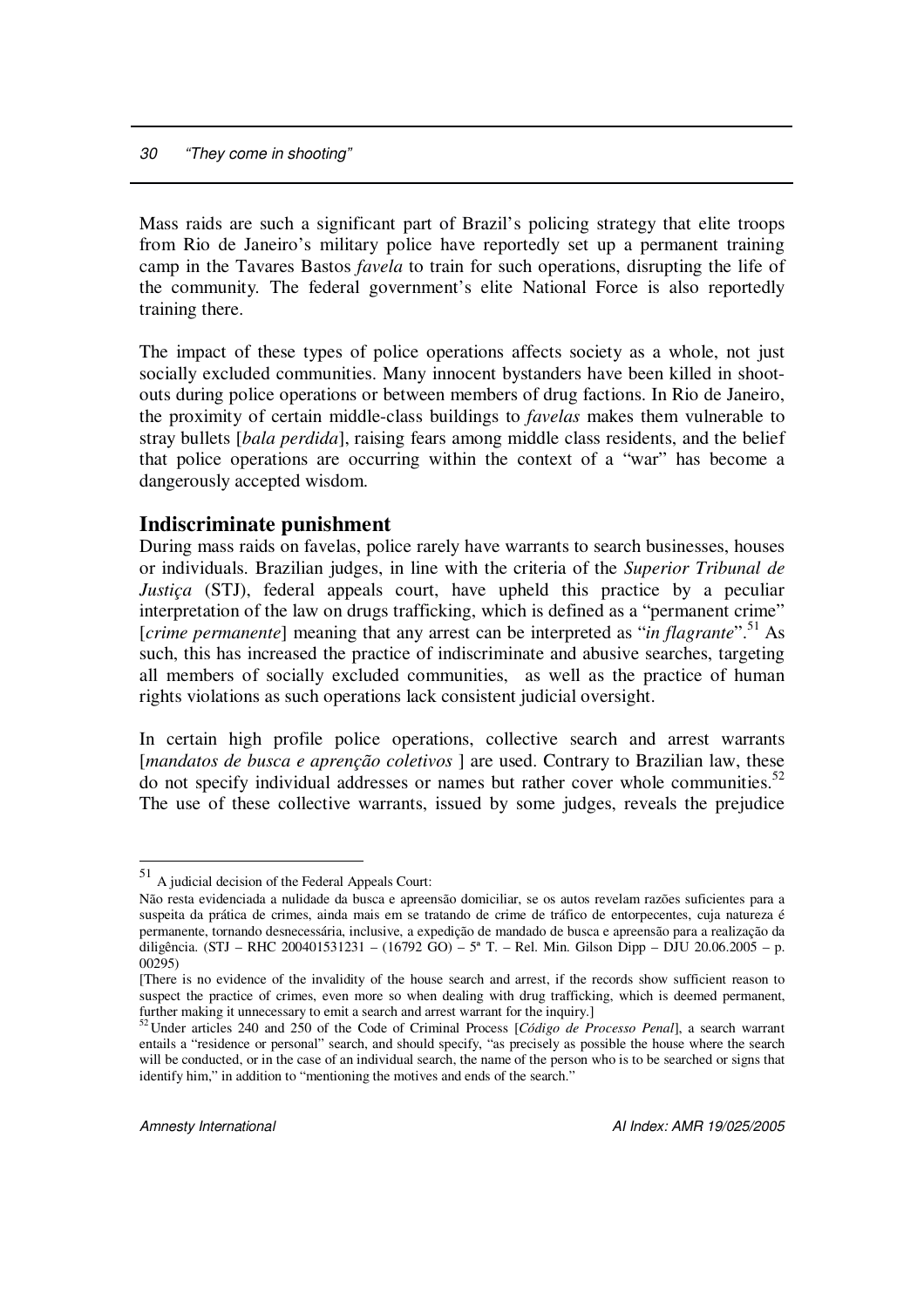Mass raids are such a significant part of Brazil's policing strategy that elite troops from Rio de Janeiro's military police have reportedly set up a permanent training camp in the Tavares Bastos *favela* to train for such operations, disrupting the life of the community. The federal government's elite National Force is also reportedly training there.

The impact of these types of police operations affects society as a whole, not just socially excluded communities. Many innocent bystanders have been killed in shoot-outs during police operations or between members of drug factions. In Rio de Janeiro, the proximity of certain middle-class buildings to *favelas* makes them vulnerable to stray bullets [*bala perdida*], raising fears among middle class residents, and the belief that police operations are occurring within the context of a "war" has become a dangerously accepted wisdom.

## Indiscriminate punishment

During mass raids on favelas, police rarely have warrants to search businesses, houses or individuals. Brazilian judges, in line with the criteria of the *Superior Tribunal de Justiça* (STJ), federal appeals court, have upheld this practice by a peculiar interpretation of the law on drugs trafficking, which is defined as a "permanent crime" [*crime permanente*] meaning that any arrest can be interpreted as "*in flagrante*".[51] As such, this has increased the practice of indiscriminate and abusive searches, targeting all members of socially excluded communities, as well as the practice of human rights violations as such operations lack consistent judicial oversight.

In certain high profile police operations, collective search and arrest warrants [*mandatos de busca e aprenção coletivos* ] are used. Contrary to Brazilian law, these do not specify individual addresses or names but rather cover whole communities.[52] The use of these collective warrants, issued by some judges, reveals the prejudice

---

[51] A judicial decision of the Federal Appeals Court:

Não resta evidenciada a nulidade da busca e apreensão domiciliar, se os autos revelam razões suficientes para a suspeita da prática de crimes, ainda mais em se tratando de crime de tráfico de entorpecentes, cuja natureza é permanente, tornando desnecessária, inclusive, a expedição de mandado de busca e apreensão para a realização da diligência. (STJ – RHC 200401531231 – (16792 GO) – 5ª T. – Rel. Min. Gilson Dipp – DJU 20.06.2005 – p. 00295)

[There is no evidence of the invalidity of the house search and arrest, if the records show sufficient reason to suspect the practice of crimes, even more so when dealing with drug trafficking, which is deemed permanent, further making it unnecessary to emit a search and arrest warrant for the inquiry.]

[52] Under articles 240 and 250 of the Code of Criminal Process [*Código de Processo Penal*], a search warrant entails a "residence or personal" search, and should specify, "as precisely as possible the house where the search will be conducted, or in the case of an individual search, the name of the person who is to be searched or signs that identify him," in addition to "mentioning the motives and ends of the search."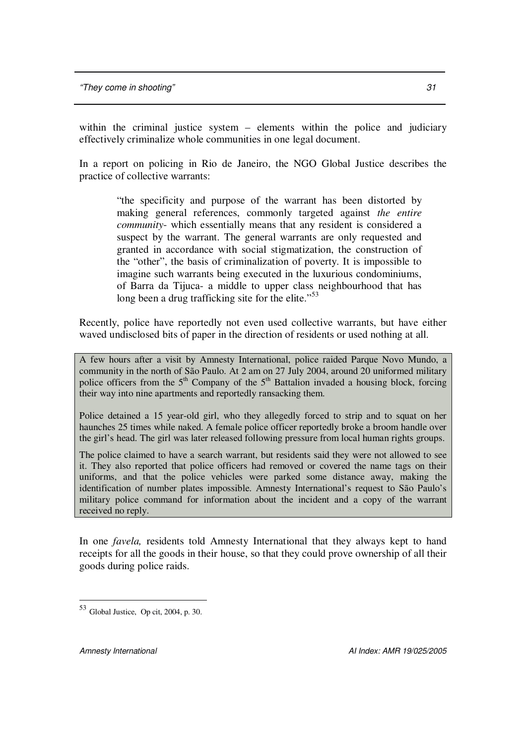within the criminal justice system – elements within the police and judiciary effectively criminalize whole communities in one legal document.

In a report on policing in Rio de Janeiro, the NGO Global Justice describes the practice of collective warrants:

> "the specificity and purpose of the warrant has been distorted by making general references, commonly targeted against *the entire community*- which essentially means that any resident is considered a suspect by the warrant. The general warrants are only requested and granted in accordance with social stigmatization, the construction of the "other", the basis of criminalization of poverty. It is impossible to imagine such warrants being executed in the luxurious condominiums, of Barra da Tijuca- a middle to upper class neighbourhood that has long been a drug trafficking site for the elite."[53]

Recently, police have reportedly not even used collective warrants, but have either waved undisclosed bits of paper in the direction of residents or used nothing at all.

> A few hours after a visit by Amnesty International, police raided Parque Novo Mundo, a community in the north of São Paulo. At 2 am on 27 July 2004, around 20 uniformed military police officers from the 5th Company of the 5th Battalion invaded a housing block, forcing their way into nine apartments and reportedly ransacking them.
>
> Police detained a 15 year-old girl, who they allegedly forced to strip and to squat on her haunches 25 times while naked. A female police officer reportedly broke a broom handle over the girl's head. The girl was later released following pressure from local human rights groups.
>
> The police claimed to have a search warrant, but residents said they were not allowed to see it. They also reported that police officers had removed or covered the name tags on their uniforms, and that the police vehicles were parked some distance away, making the identification of number plates impossible. Amnesty International's request to São Paulo's military police command for information about the incident and a copy of the warrant received no reply.

In one *favela,* residents told Amnesty International that they always kept to hand receipts for all the goods in their house, so that they could prove ownership of all their goods during police raids.

---

[53] Global Justice, Op cit, 2004, p. 30.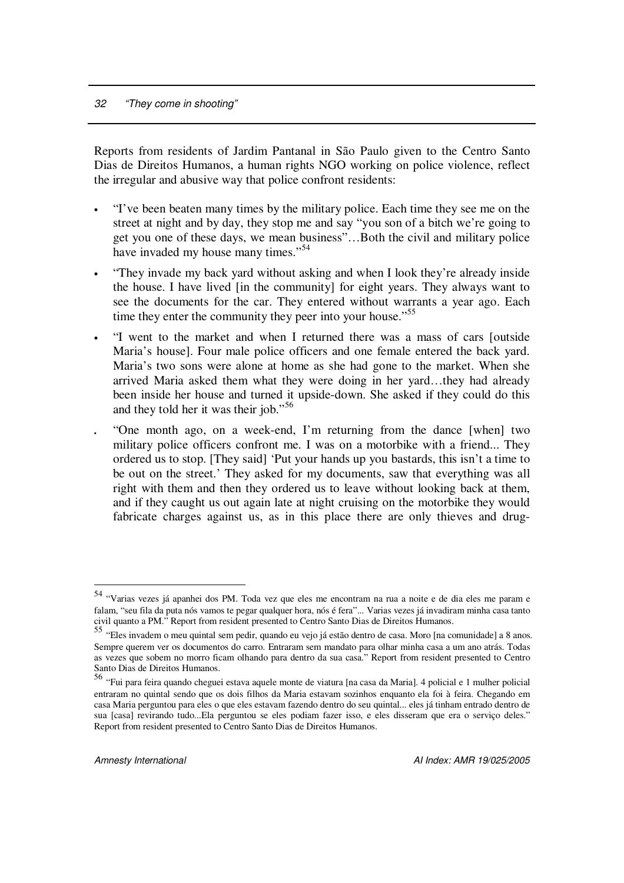Reports from residents of Jardim Pantanal in São Paulo given to the Centro Santo Dias de Direitos Humanos, a human rights NGO working on police violence, reflect the irregular and abusive way that police confront residents:

- "I've been beaten many times by the military police. Each time they see me on the street at night and by day, they stop me and say "you son of a bitch we're going to get you one of these days, we mean business"…Both the civil and military police have invaded my house many times."[54]
- "They invade my back yard without asking and when I look they're already inside the house. I have lived [in the community] for eight years. They always want to see the documents for the car. They entered without warrants a year ago. Each time they enter the community they peer into your house."[55]
- "I went to the market and when I returned there was a mass of cars [outside Maria's house]. Four male police officers and one female entered the back yard. Maria's two sons were alone at home as she had gone to the market. When she arrived Maria asked them what they were doing in her yard…they had already been inside her house and turned it upside-down. She asked if they could do this and they told her it was their job."[56]
- "One month ago, on a week-end, I'm returning from the dance [when] two military police officers confront me. I was on a motorbike with a friend... They ordered us to stop. [They said] 'Put your hands up you bastards, this isn't a time to be out on the street.' They asked for my documents, saw that everything was all right with them and then they ordered us to leave without looking back at them, and if they caught us out again late at night cruising on the motorbike they would fabricate charges against us, as in this place there are only thieves and drug-

---

[54] "Varias vezes já apanhei dos PM. Toda vez que eles me encontram na rua a noite e de dia eles me param e falam, "seu fila da puta nós vamos te pegar qualquer hora, nós é fera"... Varias vezes já invadiram minha casa tanto civil quanto a PM." Report from resident presented to Centro Santo Dias de Direitos Humanos.

[55] "Eles invadem o meu quintal sem pedir, quando eu vejo já estão dentro de casa. Moro [na comunidade] a 8 anos. Sempre querem ver os documentos do carro. Entraram sem mandato para olhar minha casa a um ano atrás. Todas as vezes que sobem no morro ficam olhando para dentro da sua casa." Report from resident presented to Centro Santo Dias de Direitos Humanos.

[56] "Fui para feira quando cheguei estava aquele monte de viatura [na casa da Maria]. 4 policial e 1 mulher policial entraram no quintal sendo que os dois filhos da Maria estavam sozinhos enquanto ela foi à feira. Chegando em casa Maria perguntou para eles o que eles estavam fazendo dentro do seu quintal... eles já tinham entrado dentro de sua [casa] revirando tudo...Ela perguntou se eles podiam fazer isso, e eles disseram que era o serviço deles." Report from resident presented to Centro Santo Dias de Direitos Humanos.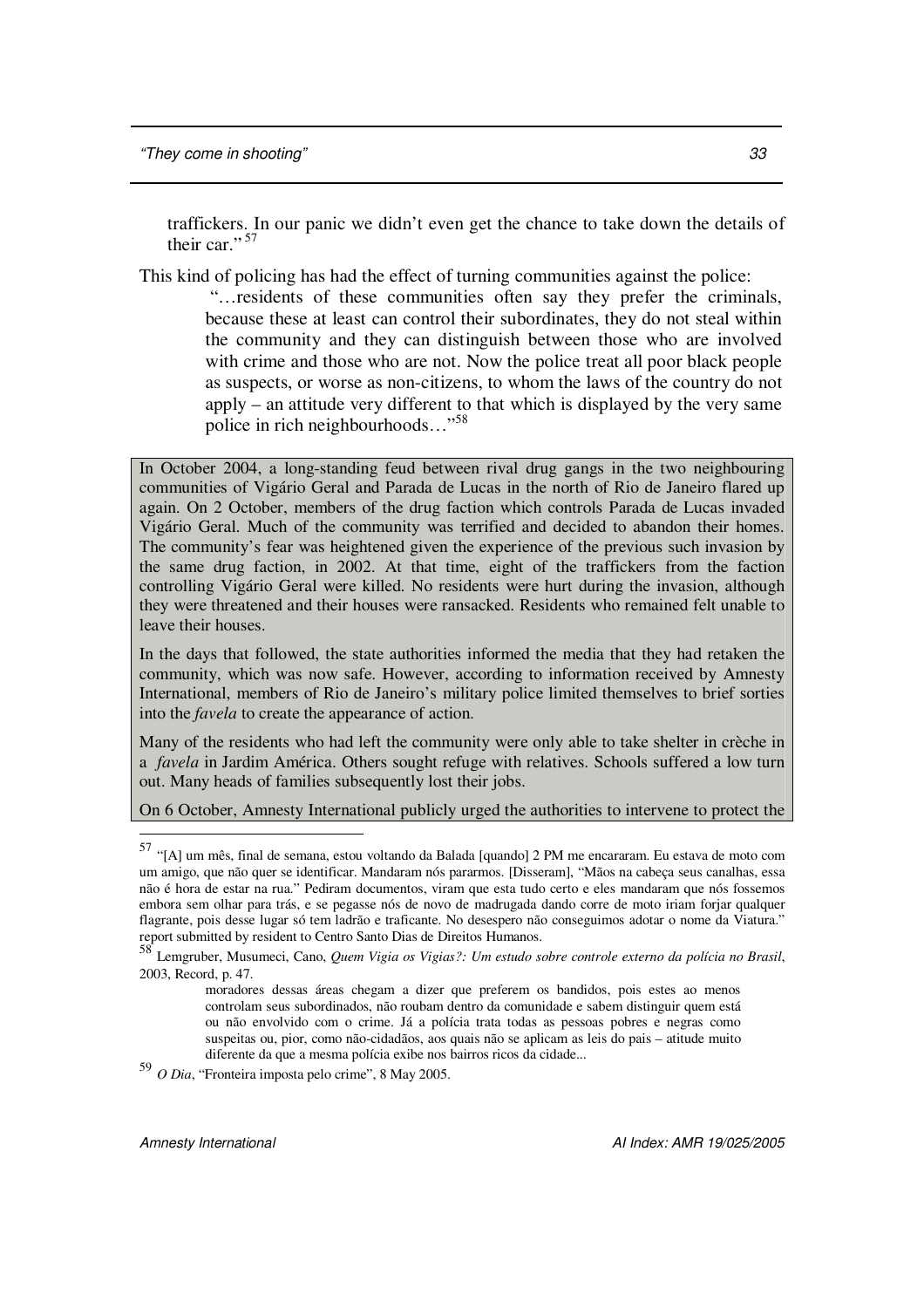> traffickers. In our panic we didn't even get the chance to take down the details of their car." [57]

This kind of policing has had the effect of turning communities against the police:

> "…residents of these communities often say they prefer the criminals, because these at least can control their subordinates, they do not steal within the community and they can distinguish between those who are involved with crime and those who are not. Now the police treat all poor black people as suspects, or worse as non-citizens, to whom the laws of the country do not apply – an attitude very different to that which is displayed by the very same police in rich neighbourhoods…"[58]

In October 2004, a long-standing feud between rival drug gangs in the two neighbouring communities of Vigário Geral and Parada de Lucas in the north of Rio de Janeiro flared up again. On 2 October, members of the drug faction which controls Parada de Lucas invaded Vigário Geral. Much of the community was terrified and decided to abandon their homes. The community's fear was heightened given the experience of the previous such invasion by the same drug faction, in 2002. At that time, eight of the traffickers from the faction controlling Vigário Geral were killed. No residents were hurt during the invasion, although they were threatened and their houses were ransacked. Residents who remained felt unable to leave their houses.

In the days that followed, the state authorities informed the media that they had retaken the community, which was now safe. However, according to information received by Amnesty International, members of Rio de Janeiro's military police limited themselves to brief sorties into the *favela* to create the appearance of action.

Many of the residents who had left the community were only able to take shelter in crèche in a *favela* in Jardim América. Others sought refuge with relatives. Schools suffered a low turn out. Many heads of families subsequently lost their jobs.

On 6 October, Amnesty International publicly urged the authorities to intervene to protect the

---

[57] "[A] um mês, final de semana, estou voltando da Balada [quando] 2 PM me encararam. Eu estava de moto com um amigo, que não quer se identificar. Mandaram nós pararmos. [Disseram], "Mãos na cabeça seus canalhas, essa não é hora de estar na rua." Pediram documentos, viram que esta tudo certo e eles mandaram que nós fossemos embora sem olhar para trás, e se pegasse nós de novo de madrugada dando corre de moto iriam forjar qualquer flagrante, pois desse lugar só tem ladrão e traficante. No desespero não conseguimos adotar o nome da Viatura." report submitted by resident to Centro Santo Dias de Direitos Humanos.

[58] Lemgruber, Musumeci, Cano, *Quem Vigia os Vigias?: Um estudo sobre controle externo da polícia no Brasil*, 2003, Record, p. 47.

> moradores dessas áreas chegam a dizer que preferem os bandidos, pois estes ao menos controlam seus subordinados, não roubam dentro da comunidade e sabem distinguir quem está ou não envolvido com o crime. Já a polícia trata todas as pessoas pobres e negras como suspeitas ou, pior, como não-cidadãos, aos quais não se aplicam as leis do pais – atitude muito diferente da que a mesma polícia exibe nos bairros ricos da cidade...

[59] *O Dia*, "Fronteira imposta pelo crime", 8 May 2005.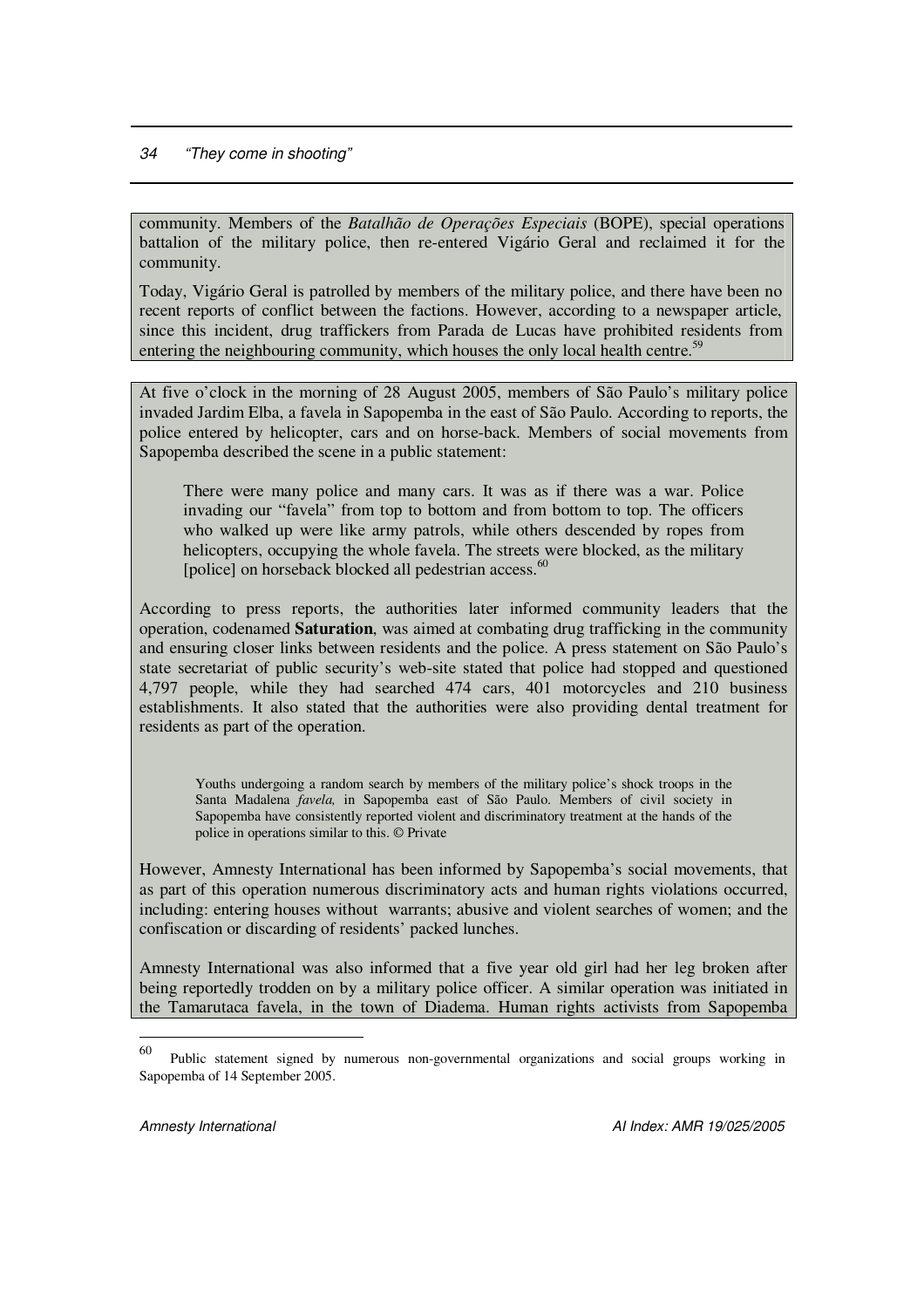community. Members of the *Batalhão de Operações Especiais* (BOPE), special operations battalion of the military police, then re-entered Vigário Geral and reclaimed it for the community.

Today, Vigário Geral is patrolled by members of the military police, and there have been no recent reports of conflict between the factions. However, according to a newspaper article, since this incident, drug traffickers from Parada de Lucas have prohibited residents from entering the neighbouring community, which houses the only local health centre.[59]

At five o'clock in the morning of 28 August 2005, members of São Paulo's military police invaded Jardim Elba, a favela in Sapopemba in the east of São Paulo. According to reports, the police entered by helicopter, cars and on horse-back. Members of social movements from Sapopemba described the scene in a public statement:

> There were many police and many cars. It was as if there was a war. Police invading our "favela" from top to bottom and from bottom to top. The officers who walked up were like army patrols, while others descended by ropes from helicopters, occupying the whole favela. The streets were blocked, as the military [police] on horseback blocked all pedestrian access.[60]

According to press reports, the authorities later informed community leaders that the operation, codenamed **Saturation**, was aimed at combating drug trafficking in the community and ensuring closer links between residents and the police. A press statement on São Paulo's state secretariat of public security's web-site stated that police had stopped and questioned 4,797 people, while they had searched 474 cars, 401 motorcycles and 210 business establishments. It also stated that the authorities were also providing dental treatment for residents as part of the operation.

Youths undergoing a random search by members of the military police's shock troops in the Santa Madalena *favela,* in Sapopemba east of São Paulo. Members of civil society in Sapopemba have consistently reported violent and discriminatory treatment at the hands of the police in operations similar to this. © Private

However, Amnesty International has been informed by Sapopemba's social movements, that as part of this operation numerous discriminatory acts and human rights violations occurred, including: entering houses without warrants; abusive and violent searches of women; and the confiscation or discarding of residents' packed lunches.

Amnesty International was also informed that a five year old girl had her leg broken after being reportedly trodden on by a military police officer. A similar operation was initiated in the Tamarutaca favela, in the town of Diadema. Human rights activists from Sapopemba

---

[60] Public statement signed by numerous non-governmental organizations and social groups working in Sapopemba of 14 September 2005.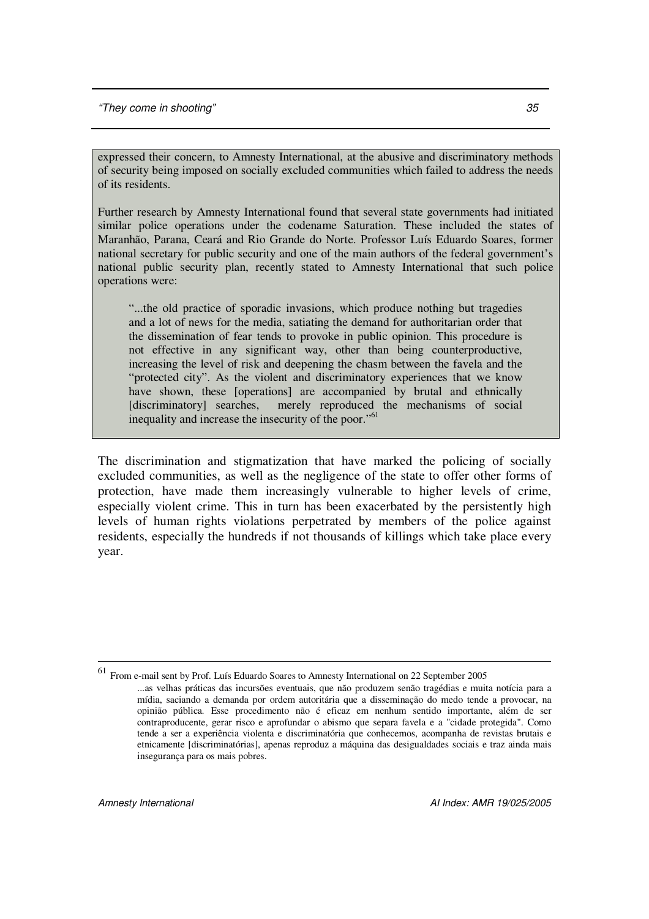expressed their concern, to Amnesty International, at the abusive and discriminatory methods of security being imposed on socially excluded communities which failed to address the needs of its residents.

Further research by Amnesty International found that several state governments had initiated similar police operations under the codename Saturation. These included the states of Maranhão, Parana, Ceará and Rio Grande do Norte. Professor Luís Eduardo Soares, former national secretary for public security and one of the main authors of the federal government's national public security plan, recently stated to Amnesty International that such police operations were:

> "...the old practice of sporadic invasions, which produce nothing but tragedies and a lot of news for the media, satiating the demand for authoritarian order that the dissemination of fear tends to provoke in public opinion. This procedure is not effective in any significant way, other than being counterproductive, increasing the level of risk and deepening the chasm between the favela and the "protected city". As the violent and discriminatory experiences that we know have shown, these [operations] are accompanied by brutal and ethnically [discriminatory] searches, merely reproduced the mechanisms of social inequality and increase the insecurity of the poor."[61]

The discrimination and stigmatization that have marked the policing of socially excluded communities, as well as the negligence of the state to offer other forms of protection, have made them increasingly vulnerable to higher levels of crime, especially violent crime. This in turn has been exacerbated by the persistently high levels of human rights violations perpetrated by members of the police against residents, especially the hundreds if not thousands of killings which take place every year.

---

[61] From e-mail sent by Prof. Luís Eduardo Soares to Amnesty International on 22 September 2005

> ...as velhas práticas das incursões eventuais, que não produzem senão tragédias e muita notícia para a mídia, saciando a demanda por ordem autoritária que a disseminação do medo tende a provocar, na opinião pública. Esse procedimento não é eficaz em nenhum sentido importante, além de ser contraproducente, gerar risco e aprofundar o abismo que separa favela e a "cidade protegida". Como tende a ser a experiência violenta e discriminatória que conhecemos, acompanha de revistas brutais e etnicamente [discriminatórias], apenas reproduz a máquina das desigualdades sociais e traz ainda mais insegurança para os mais pobres.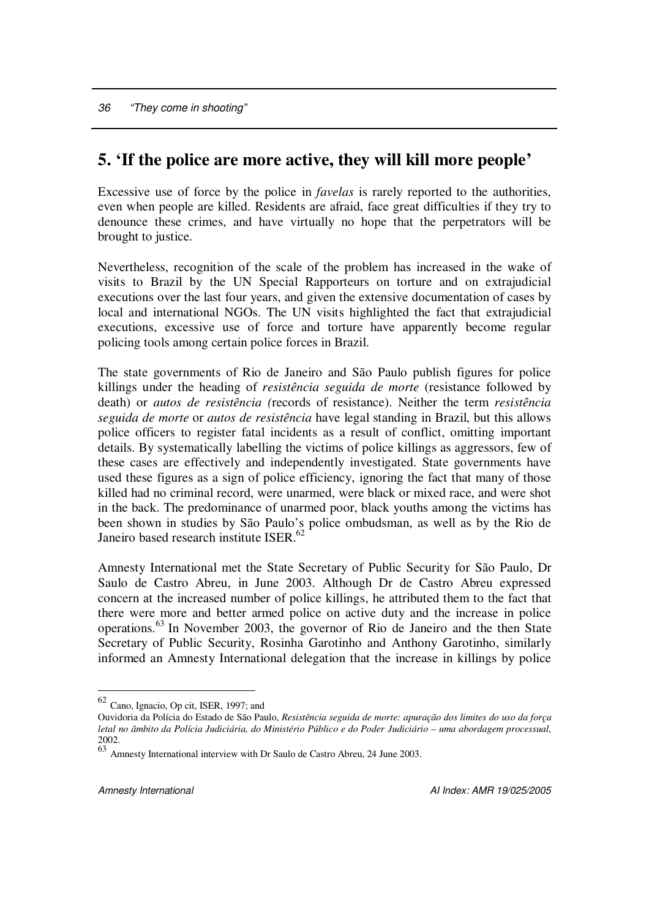## 5. 'If the police are more active, they will kill more people'

Excessive use of force by the police in *favelas* is rarely reported to the authorities, even when people are killed. Residents are afraid, face great difficulties if they try to denounce these crimes, and have virtually no hope that the perpetrators will be brought to justice.

Nevertheless, recognition of the scale of the problem has increased in the wake of visits to Brazil by the UN Special Rapporteurs on torture and on extrajudicial executions over the last four years, and given the extensive documentation of cases by local and international NGOs. The UN visits highlighted the fact that extrajudicial executions, excessive use of force and torture have apparently become regular policing tools among certain police forces in Brazil.

The state governments of Rio de Janeiro and São Paulo publish figures for police killings under the heading of *resistência seguida de morte* (resistance followed by death) or *autos de resistência (*records of resistance). Neither the term *resistência seguida de morte* or *autos de resistência* have legal standing in Brazil, but this allows police officers to register fatal incidents as a result of conflict, omitting important details. By systematically labelling the victims of police killings as aggressors, few of these cases are effectively and independently investigated. State governments have used these figures as a sign of police efficiency, ignoring the fact that many of those killed had no criminal record, were unarmed, were black or mixed race, and were shot in the back. The predominance of unarmed poor, black youths among the victims has been shown in studies by São Paulo's police ombudsman, as well as by the Rio de Janeiro based research institute ISER.[62]

Amnesty International met the State Secretary of Public Security for São Paulo, Dr Saulo de Castro Abreu, in June 2003. Although Dr de Castro Abreu expressed concern at the increased number of police killings, he attributed them to the fact that there were more and better armed police on active duty and the increase in police operations.[63] In November 2003, the governor of Rio de Janeiro and the then State Secretary of Public Security, Rosinha Garotinho and Anthony Garotinho, similarly informed an Amnesty International delegation that the increase in killings by police

---

[62] Cano, Ignacio, Op cit, ISER, 1997; and
Ouvidoria da Polícia do Estado de São Paulo, *Resistência seguida de morte: apuração dos limites do uso da força letal no âmbito da Polícia Judiciária, do Ministério Público e do Poder Judiciário – uma abordagem processual*, 2002.

[63] Amnesty International interview with Dr Saulo de Castro Abreu, 24 June 2003.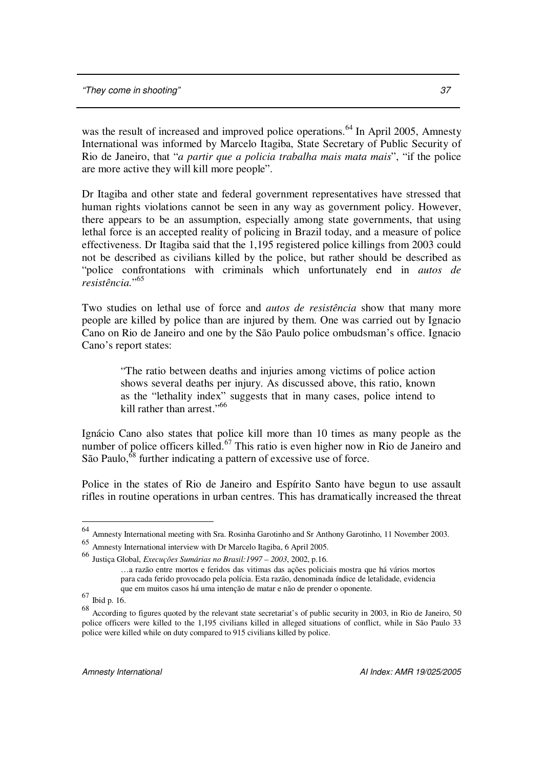was the result of increased and improved police operations.[64] In April 2005, Amnesty International was informed by Marcelo Itagiba, State Secretary of Public Security of Rio de Janeiro, that "*a partir que a policia trabalha mais mata mais*", "if the police are more active they will kill more people".

Dr Itagiba and other state and federal government representatives have stressed that human rights violations cannot be seen in any way as government policy. However, there appears to be an assumption, especially among state governments, that using lethal force is an accepted reality of policing in Brazil today, and a measure of police effectiveness. Dr Itagiba said that the 1,195 registered police killings from 2003 could not be described as civilians killed by the police, but rather should be described as "police confrontations with criminals which unfortunately end in *autos de resistência.*"[65]

Two studies on lethal use of force and *autos de resistência* show that many more people are killed by police than are injured by them. One was carried out by Ignacio Cano on Rio de Janeiro and one by the São Paulo police ombudsman's office. Ignacio Cano's report states:

> "The ratio between deaths and injuries among victims of police action shows several deaths per injury. As discussed above, this ratio, known as the "lethality index" suggests that in many cases, police intend to kill rather than arrest."[66]

Ignácio Cano also states that police kill more than 10 times as many people as the number of police officers killed.[67] This ratio is even higher now in Rio de Janeiro and São Paulo,[68] further indicating a pattern of excessive use of force.

Police in the states of Rio de Janeiro and Espírito Santo have begun to use assault rifles in routine operations in urban centres. This has dramatically increased the threat

---

[64] Amnesty International meeting with Sra. Rosinha Garotinho and Sr Anthony Garotinho, 11 November 2003.

[65] Amnesty International interview with Dr Marcelo Itagiba, 6 April 2005.

[66] Justiça Global, *Execuções Sumárias no Brasil:1997 – 2003*, 2002, p.16.

> …a razão entre mortos e feridos das vitimas das ações policiais mostra que há vários mortos para cada ferido provocado pela polícia. Esta razão, denominada índice de letalidade, evidencia que em muitos casos há uma intenção de matar e não de prender o oponente.

[67] Ibid p. 16.

[68] According to figures quoted by the relevant state secretariat's of public security in 2003, in Rio de Janeiro, 50 police officers were killed to the 1,195 civilians killed in alleged situations of conflict, while in São Paulo 33 police were killed while on duty compared to 915 civilians killed by police.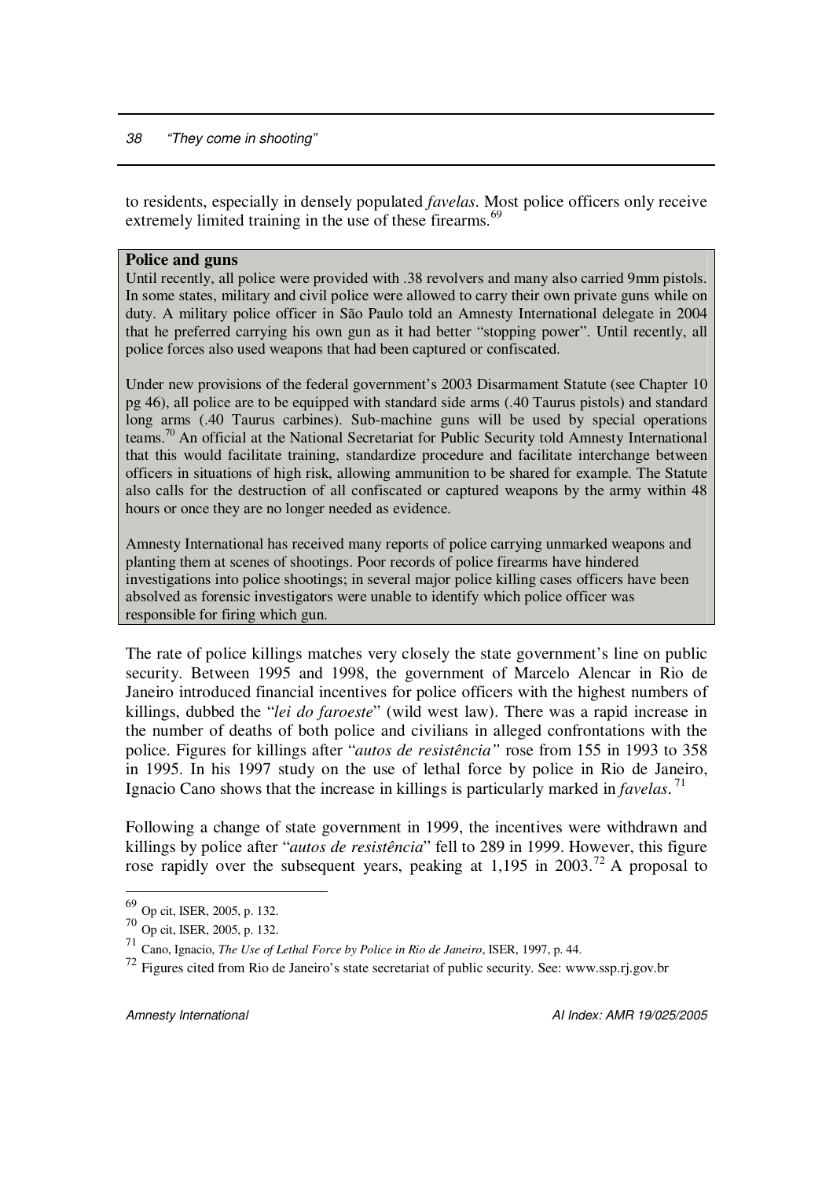to residents, especially in densely populated *favelas*. Most police officers only receive extremely limited training in the use of these firearms.[69]

**Police and guns**

Until recently, all police were provided with .38 revolvers and many also carried 9mm pistols. In some states, military and civil police were allowed to carry their own private guns while on duty. A military police officer in São Paulo told an Amnesty International delegate in 2004 that he preferred carrying his own gun as it had better "stopping power". Until recently, all police forces also used weapons that had been captured or confiscated.

Under new provisions of the federal government's 2003 Disarmament Statute (see Chapter 10 pg 46), all police are to be equipped with standard side arms (.40 Taurus pistols) and standard long arms (.40 Taurus carbines). Sub-machine guns will be used by special operations teams.[70] An official at the National Secretariat for Public Security told Amnesty International that this would facilitate training, standardize procedure and facilitate interchange between officers in situations of high risk, allowing ammunition to be shared for example. The Statute also calls for the destruction of all confiscated or captured weapons by the army within 48 hours or once they are no longer needed as evidence.

Amnesty International has received many reports of police carrying unmarked weapons and planting them at scenes of shootings. Poor records of police firearms have hindered investigations into police shootings; in several major police killing cases officers have been absolved as forensic investigators were unable to identify which police officer was responsible for firing which gun.

The rate of police killings matches very closely the state government's line on public security. Between 1995 and 1998, the government of Marcelo Alencar in Rio de Janeiro introduced financial incentives for police officers with the highest numbers of killings, dubbed the "*lei do faroeste*" (wild west law). There was a rapid increase in the number of deaths of both police and civilians in alleged confrontations with the police. Figures for killings after "*autos de resistência"* rose from 155 in 1993 to 358 in 1995. In his 1997 study on the use of lethal force by police in Rio de Janeiro, Ignacio Cano shows that the increase in killings is particularly marked in *favelas*.[71]

Following a change of state government in 1999, the incentives were withdrawn and killings by police after "*autos de resistência*" fell to 289 in 1999. However, this figure rose rapidly over the subsequent years, peaking at 1,195 in 2003.[72] A proposal to

---

[69] Op cit, ISER, 2005, p. 132.

[70] Op cit, ISER, 2005, p. 132.

[71] Cano, Ignacio, *The Use of Lethal Force by Police in Rio de Janeiro*, ISER, 1997, p. 44.

[72] Figures cited from Rio de Janeiro's state secretariat of public security. See: www.ssp.rj.gov.br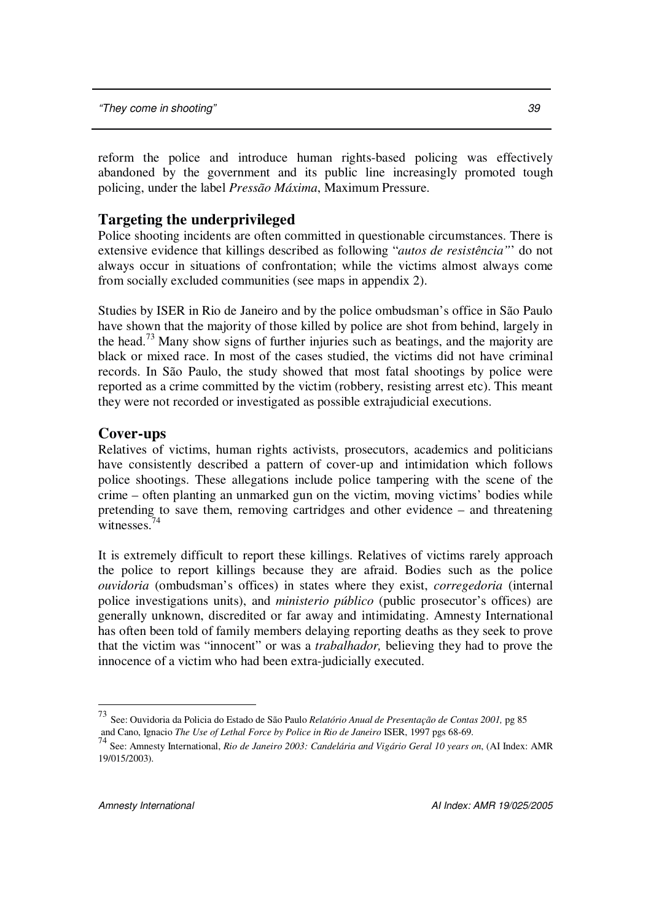reform the police and introduce human rights-based policing was effectively abandoned by the government and its public line increasingly promoted tough policing, under the label *Pressão Máxima*, Maximum Pressure.

## Targeting the underprivileged

Police shooting incidents are often committed in questionable circumstances. There is extensive evidence that killings described as following "*autos de resistência"*' do not always occur in situations of confrontation; while the victims almost always come from socially excluded communities (see maps in appendix 2).

Studies by ISER in Rio de Janeiro and by the police ombudsman's office in São Paulo have shown that the majority of those killed by police are shot from behind, largely in the head.[73] Many show signs of further injuries such as beatings, and the majority are black or mixed race. In most of the cases studied, the victims did not have criminal records. In São Paulo, the study showed that most fatal shootings by police were reported as a crime committed by the victim (robbery, resisting arrest etc). This meant they were not recorded or investigated as possible extrajudicial executions.

## Cover-ups

Relatives of victims, human rights activists, prosecutors, academics and politicians have consistently described a pattern of cover-up and intimidation which follows police shootings. These allegations include police tampering with the scene of the crime – often planting an unmarked gun on the victim, moving victims' bodies while pretending to save them, removing cartridges and other evidence – and threatening witnesses.[74]

It is extremely difficult to report these killings. Relatives of victims rarely approach the police to report killings because they are afraid. Bodies such as the police *ouvidoria* (ombudsman's offices) in states where they exist, *corregedoria* (internal police investigations units), and *ministerio público* (public prosecutor's offices) are generally unknown, discredited or far away and intimidating. Amnesty International has often been told of family members delaying reporting deaths as they seek to prove that the victim was "innocent" or was a *trabalhador,* believing they had to prove the innocence of a victim who had been extra-judicially executed.

---

[73] See: Ouvidoria da Policia do Estado de São Paulo *Relatório Anual de Presentação de Contas 2001,* pg 85 and Cano, Ignacio *The Use of Lethal Force by Police in Rio de Janeiro* ISER, 1997 pgs 68-69.

[74] See: Amnesty International, *Rio de Janeiro 2003: Candelária and Vigário Geral 10 years on*, (AI Index: AMR 19/015/2003).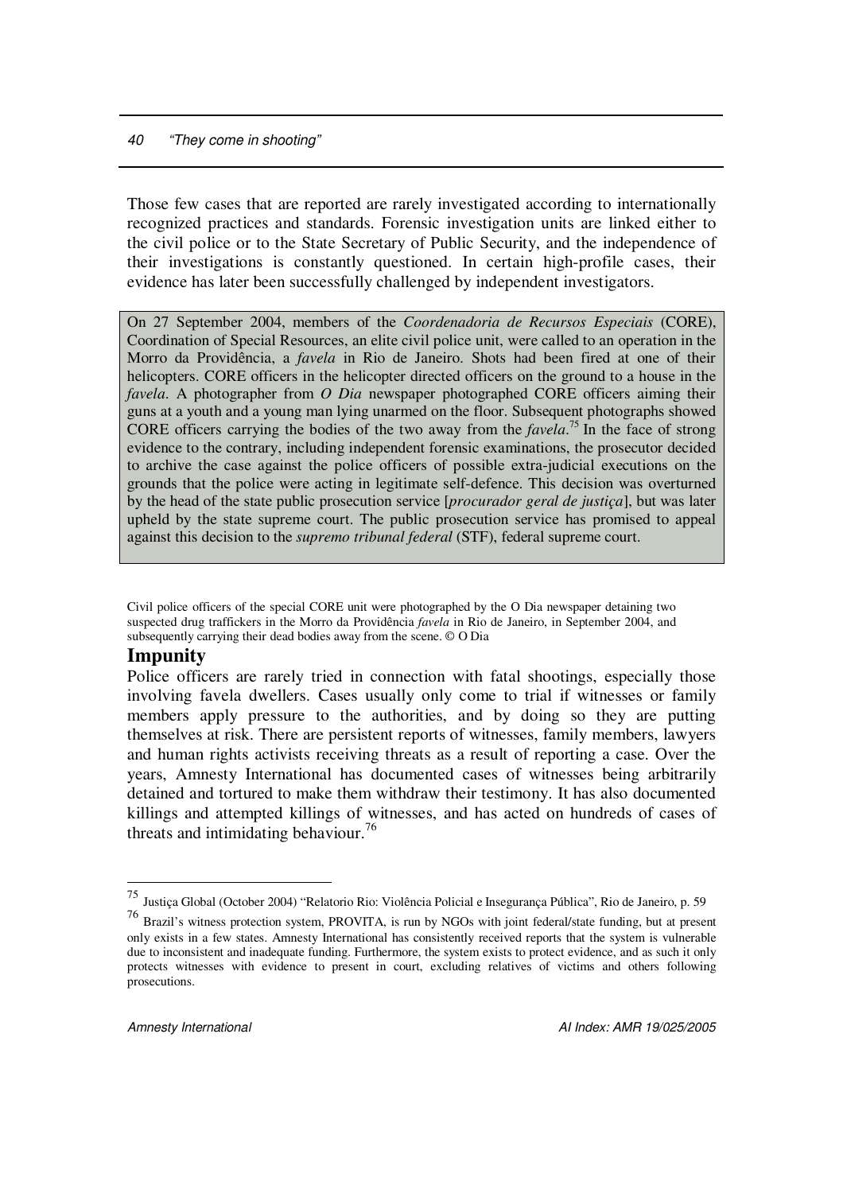Those few cases that are reported are rarely investigated according to internationally recognized practices and standards. Forensic investigation units are linked either to the civil police or to the State Secretary of Public Security, and the independence of their investigations is constantly questioned. In certain high-profile cases, their evidence has later been successfully challenged by independent investigators.

> On 27 September 2004, members of the *Coordenadoria de Recursos Especiais* (CORE), Coordination of Special Resources, an elite civil police unit, were called to an operation in the Morro da Providência, a *favela* in Rio de Janeiro. Shots had been fired at one of their helicopters. CORE officers in the helicopter directed officers on the ground to a house in the *favela*. A photographer from *O Dia* newspaper photographed CORE officers aiming their guns at a youth and a young man lying unarmed on the floor. Subsequent photographs showed CORE officers carrying the bodies of the two away from the *favela*.[75] In the face of strong evidence to the contrary, including independent forensic examinations, the prosecutor decided to archive the case against the police officers of possible extra-judicial executions on the grounds that the police were acting in legitimate self-defence. This decision was overturned by the head of the state public prosecution service [*procurador geral de justiça*], but was later upheld by the state supreme court. The public prosecution service has promised to appeal against this decision to the *supremo tribunal federal* (STF), federal supreme court.

Civil police officers of the special CORE unit were photographed by the O Dia newspaper detaining two suspected drug traffickers in the Morro da Providência *favela* in Rio de Janeiro, in September 2004, and subsequently carrying their dead bodies away from the scene. © O Dia

## Impunity

Police officers are rarely tried in connection with fatal shootings, especially those involving favela dwellers. Cases usually only come to trial if witnesses or family members apply pressure to the authorities, and by doing so they are putting themselves at risk. There are persistent reports of witnesses, family members, lawyers and human rights activists receiving threats as a result of reporting a case. Over the years, Amnesty International has documented cases of witnesses being arbitrarily detained and tortured to make them withdraw their testimony. It has also documented killings and attempted killings of witnesses, and has acted on hundreds of cases of threats and intimidating behaviour.[76]

---

[75] Justiça Global (October 2004) "Relatorio Rio: Violência Policial e Insegurança Pública", Rio de Janeiro, p. 59

[76] Brazil's witness protection system, PROVITA, is run by NGOs with joint federal/state funding, but at present only exists in a few states. Amnesty International has consistently received reports that the system is vulnerable due to inconsistent and inadequate funding. Furthermore, the system exists to protect evidence, and as such it only protects witnesses with evidence to present in court, excluding relatives of victims and others following prosecutions.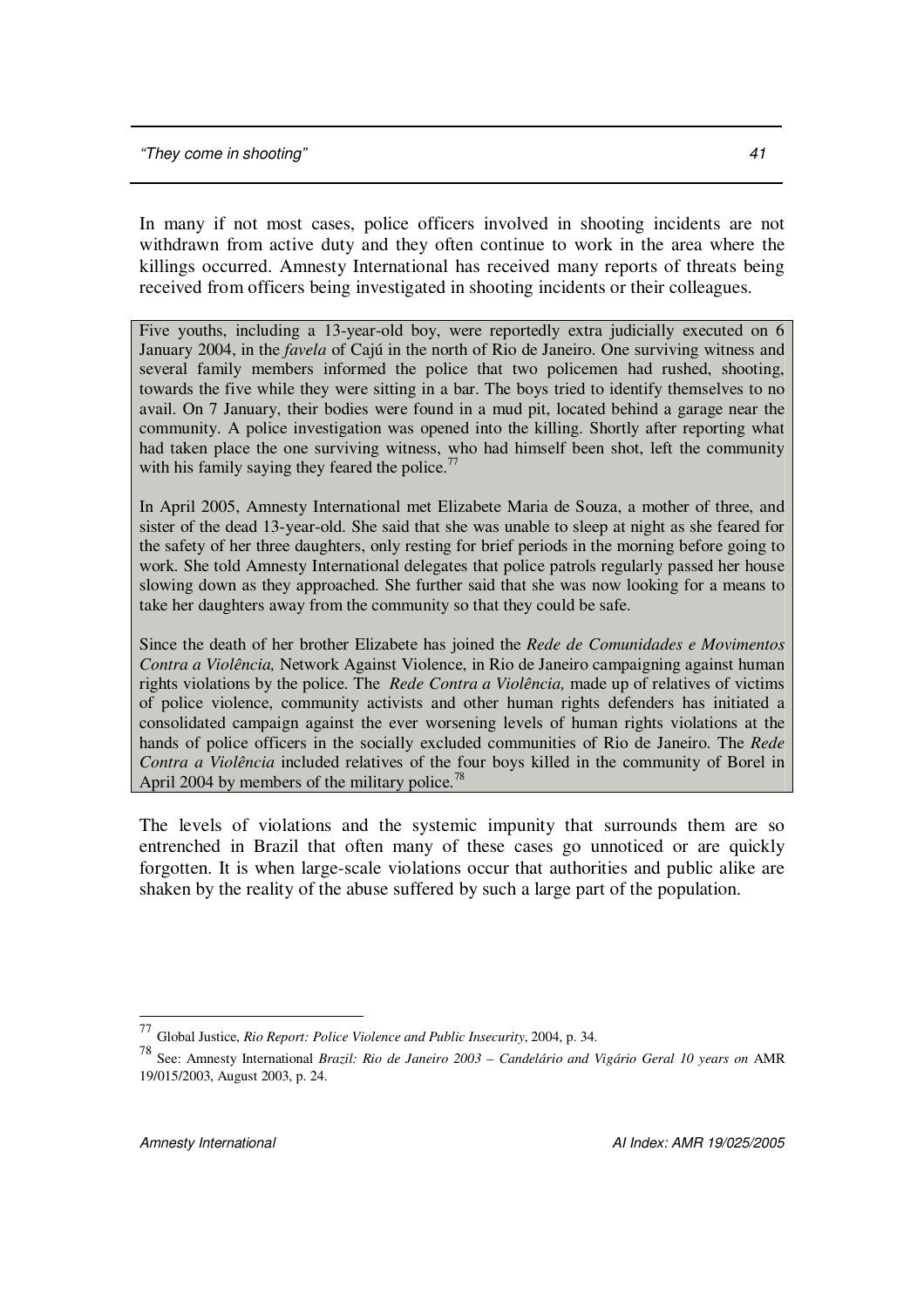In many if not most cases, police officers involved in shooting incidents are not withdrawn from active duty and they often continue to work in the area where the killings occurred. Amnesty International has received many reports of threats being received from officers being investigated in shooting incidents or their colleagues.

> Five youths, including a 13-year-old boy, were reportedly extra judicially executed on 6 January 2004, in the *favela* of Cajú in the north of Rio de Janeiro. One surviving witness and several family members informed the police that two policemen had rushed, shooting, towards the five while they were sitting in a bar. The boys tried to identify themselves to no avail. On 7 January, their bodies were found in a mud pit, located behind a garage near the community. A police investigation was opened into the killing. Shortly after reporting what had taken place the one surviving witness, who had himself been shot, left the community with his family saying they feared the police.[77]
>
> In April 2005, Amnesty International met Elizabete Maria de Souza, a mother of three, and sister of the dead 13-year-old. She said that she was unable to sleep at night as she feared for the safety of her three daughters, only resting for brief periods in the morning before going to work. She told Amnesty International delegates that police patrols regularly passed her house slowing down as they approached. She further said that she was now looking for a means to take her daughters away from the community so that they could be safe.
>
> Since the death of her brother Elizabete has joined the *Rede de Comunidades e Movimentos Contra a Violência,* Network Against Violence, in Rio de Janeiro campaigning against human rights violations by the police. The *Rede Contra a Violência,* made up of relatives of victims of police violence, community activists and other human rights defenders has initiated a consolidated campaign against the ever worsening levels of human rights violations at the hands of police officers in the socially excluded communities of Rio de Janeiro. The *Rede Contra a Violência* included relatives of the four boys killed in the community of Borel in April 2004 by members of the military police.[78]

The levels of violations and the systemic impunity that surrounds them are so entrenched in Brazil that often many of these cases go unnoticed or are quickly forgotten. It is when large-scale violations occur that authorities and public alike are shaken by the reality of the abuse suffered by such a large part of the population.

---

[77] Global Justice, *Rio Report: Police Violence and Public Insecurity*, 2004, p. 34.

[78] See: Amnesty International *Brazil: Rio de Janeiro 2003 – Candelário and Vigário Geral 10 years on* AMR 19/015/2003, August 2003, p. 24.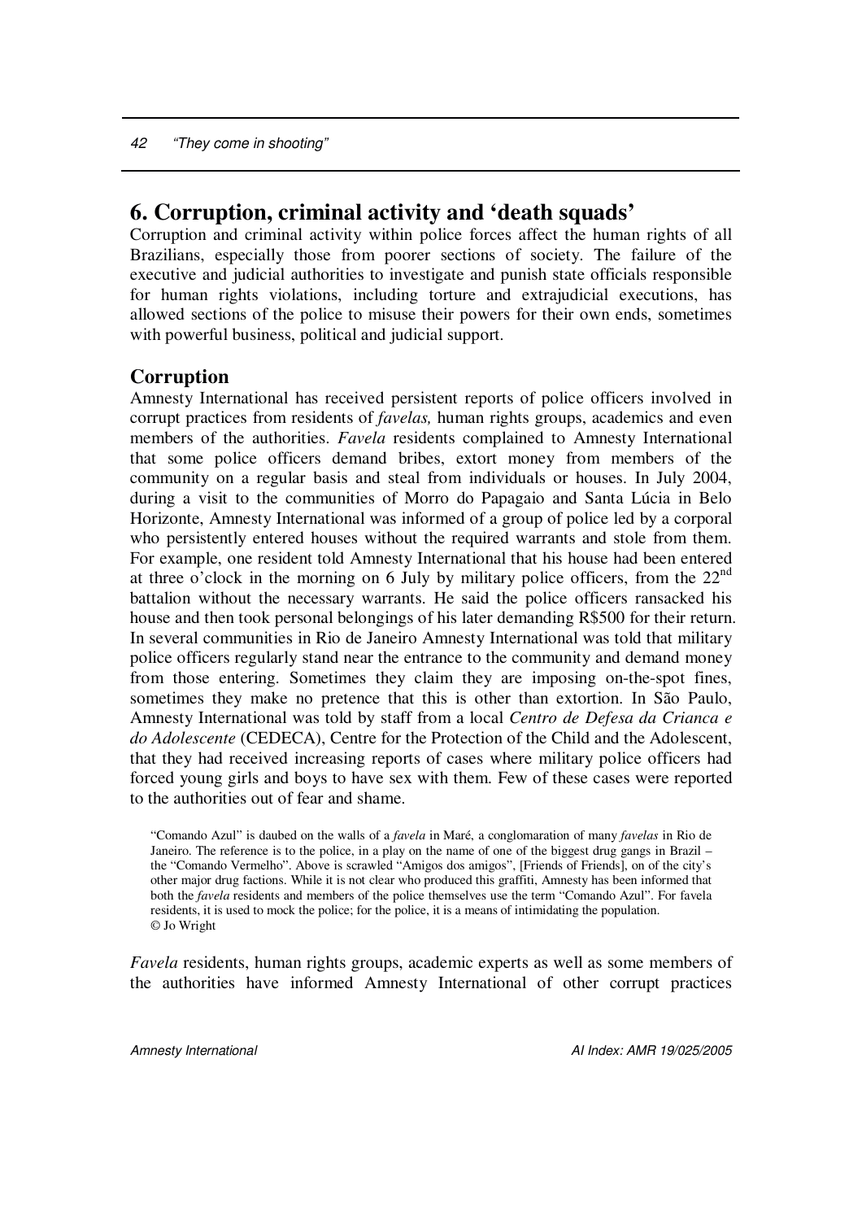# 6. Corruption, criminal activity and 'death squads'

Corruption and criminal activity within police forces affect the human rights of all Brazilians, especially those from poorer sections of society. The failure of the executive and judicial authorities to investigate and punish state officials responsible for human rights violations, including torture and extrajudicial executions, has allowed sections of the police to misuse their powers for their own ends, sometimes with powerful business, political and judicial support.

## Corruption

Amnesty International has received persistent reports of police officers involved in corrupt practices from residents of *favelas,* human rights groups, academics and even members of the authorities. *Favela* residents complained to Amnesty International that some police officers demand bribes, extort money from members of the community on a regular basis and steal from individuals or houses. In July 2004, during a visit to the communities of Morro do Papagaio and Santa Lúcia in Belo Horizonte, Amnesty International was informed of a group of police led by a corporal who persistently entered houses without the required warrants and stole from them. For example, one resident told Amnesty International that his house had been entered at three o'clock in the morning on 6 July by military police officers, from the 22nd battalion without the necessary warrants. He said the police officers ransacked his house and then took personal belongings of his later demanding R$500 for their return. In several communities in Rio de Janeiro Amnesty International was told that military police officers regularly stand near the entrance to the community and demand money from those entering. Sometimes they claim they are imposing on-the-spot fines, sometimes they make no pretence that this is other than extortion. In São Paulo, Amnesty International was told by staff from a local *Centro de Defesa da Crianca e do Adolescente* (CEDECA), Centre for the Protection of the Child and the Adolescent, that they had received increasing reports of cases where military police officers had forced young girls and boys to have sex with them. Few of these cases were reported to the authorities out of fear and shame.

"Comando Azul" is daubed on the walls of a *favela* in Maré, a conglomaration of many *favelas* in Rio de Janeiro. The reference is to the police, in a play on the name of one of the biggest drug gangs in Brazil – the "Comando Vermelho". Above is scrawled "Amigos dos amigos", [Friends of Friends], on of the city's other major drug factions. While it is not clear who produced this graffiti, Amnesty has been informed that both the *favela* residents and members of the police themselves use the term "Comando Azul". For favela residents, it is used to mock the police; for the police, it is a means of intimidating the population.
© Jo Wright

*Favela* residents, human rights groups, academic experts as well as some members of the authorities have informed Amnesty International of other corrupt practices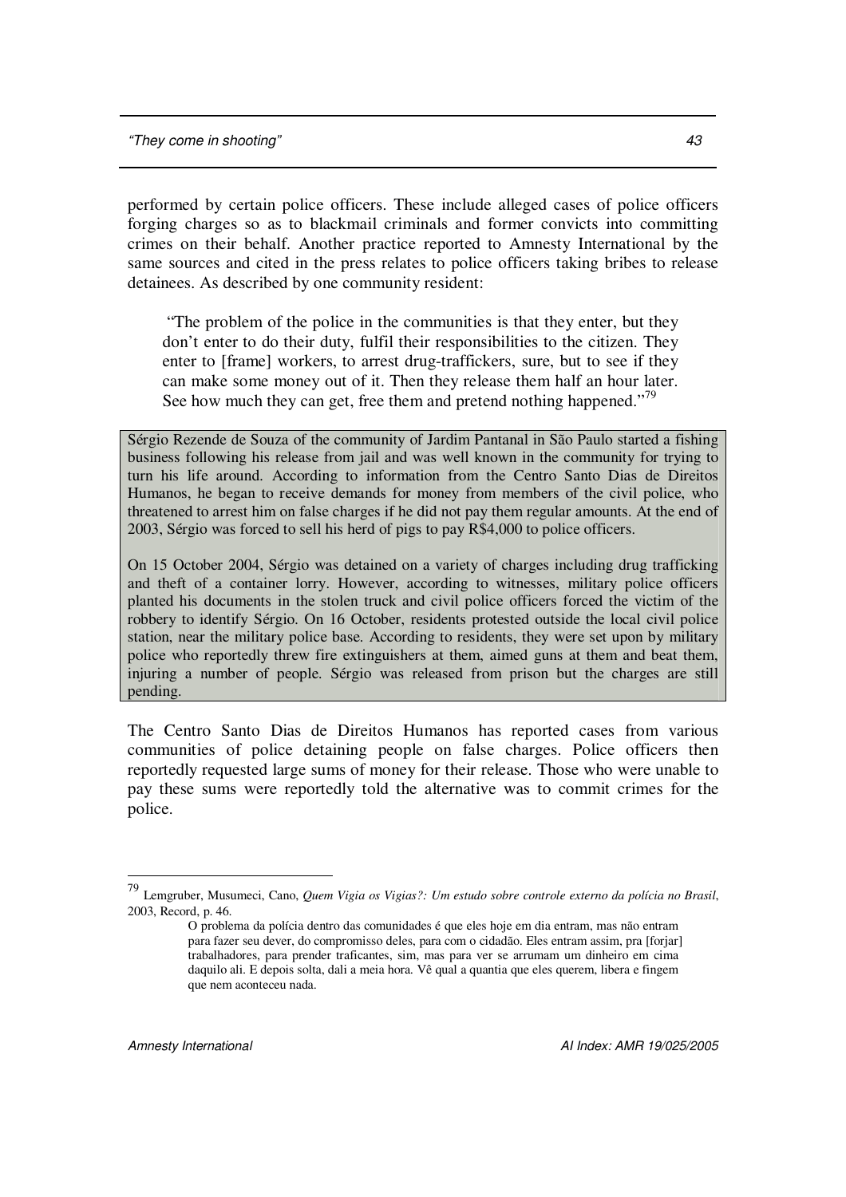performed by certain police officers. These include alleged cases of police officers forging charges so as to blackmail criminals and former convicts into committing crimes on their behalf. Another practice reported to Amnesty International by the same sources and cited in the press relates to police officers taking bribes to release detainees. As described by one community resident:

> "The problem of the police in the communities is that they enter, but they don't enter to do their duty, fulfil their responsibilities to the citizen. They enter to [frame] workers, to arrest drug-traffickers, sure, but to see if they can make some money out of it. Then they release them half an hour later. See how much they can get, free them and pretend nothing happened."[79]

> Sérgio Rezende de Souza of the community of Jardim Pantanal in São Paulo started a fishing business following his release from jail and was well known in the community for trying to turn his life around. According to information from the Centro Santo Dias de Direitos Humanos, he began to receive demands for money from members of the civil police, who threatened to arrest him on false charges if he did not pay them regular amounts. At the end of 2003, Sérgio was forced to sell his herd of pigs to pay R$4,000 to police officers.
>
> On 15 October 2004, Sérgio was detained on a variety of charges including drug trafficking and theft of a container lorry. However, according to witnesses, military police officers planted his documents in the stolen truck and civil police officers forced the victim of the robbery to identify Sérgio. On 16 October, residents protested outside the local civil police station, near the military police base. According to residents, they were set upon by military police who reportedly threw fire extinguishers at them, aimed guns at them and beat them, injuring a number of people. Sérgio was released from prison but the charges are still pending.

The Centro Santo Dias de Direitos Humanos has reported cases from various communities of police detaining people on false charges. Police officers then reportedly requested large sums of money for their release. Those who were unable to pay these sums were reportedly told the alternative was to commit crimes for the police.

---

[79] Lemgruber, Musumeci, Cano, *Quem Vigia os Vigias?: Um estudo sobre controle externo da polícia no Brasil*, 2003, Record, p. 46.

> O problema da polícia dentro das comunidades é que eles hoje em dia entram, mas não entram para fazer seu dever, do compromisso deles, para com o cidadão. Eles entram assim, pra [forjar] trabalhadores, para prender traficantes, sim, mas para ver se arrumam um dinheiro em cima daquilo ali. E depois solta, dali a meia hora. Vê qual a quantia que eles querem, libera e fingem que nem aconteceu nada.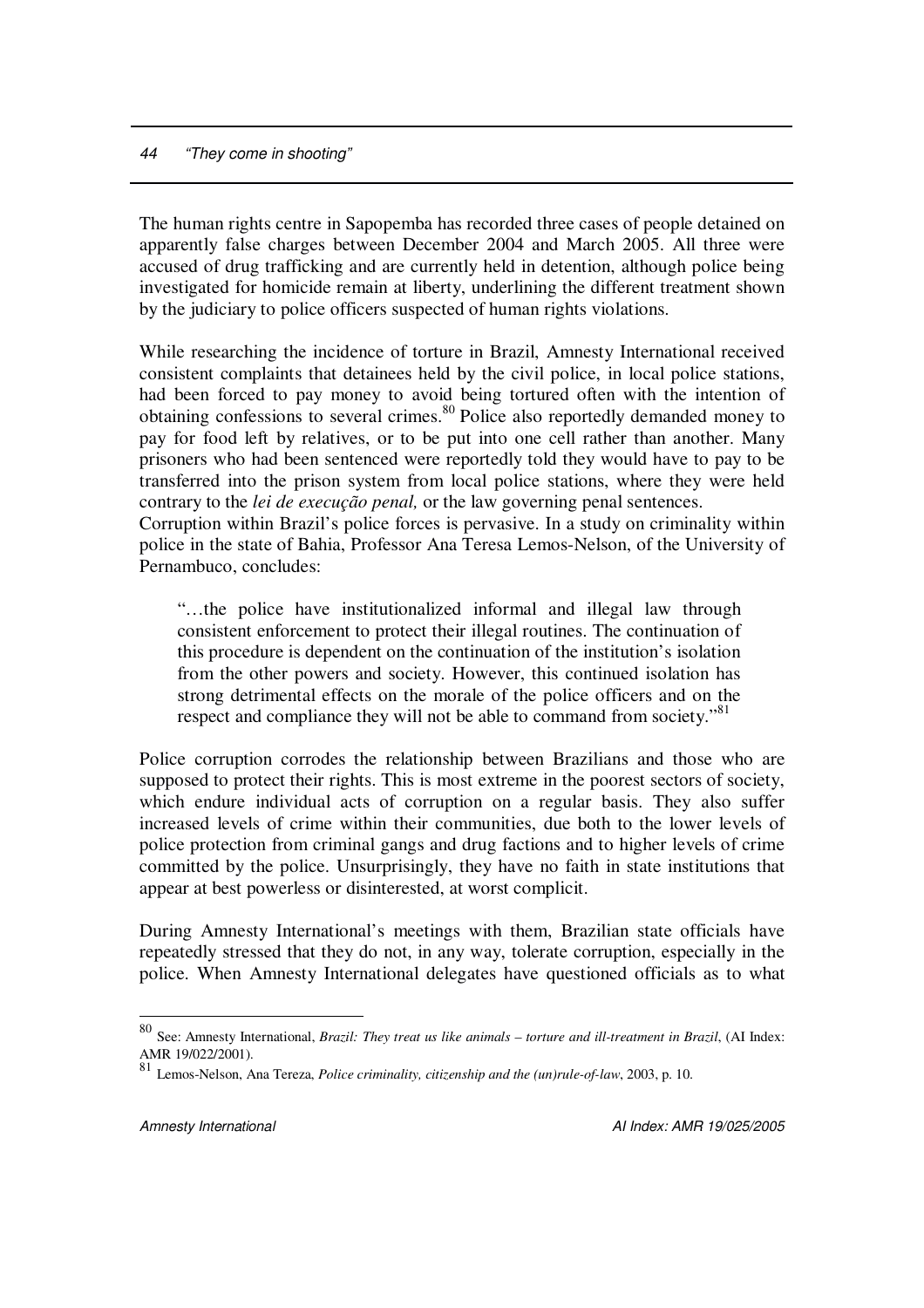The human rights centre in Sapopemba has recorded three cases of people detained on apparently false charges between December 2004 and March 2005. All three were accused of drug trafficking and are currently held in detention, although police being investigated for homicide remain at liberty, underlining the different treatment shown by the judiciary to police officers suspected of human rights violations.

While researching the incidence of torture in Brazil, Amnesty International received consistent complaints that detainees held by the civil police, in local police stations, had been forced to pay money to avoid being tortured often with the intention of obtaining confessions to several crimes.[80] Police also reportedly demanded money to pay for food left by relatives, or to be put into one cell rather than another. Many prisoners who had been sentenced were reportedly told they would have to pay to be transferred into the prison system from local police stations, where they were held contrary to the *lei de execução penal,* or the law governing penal sentences.

Corruption within Brazil's police forces is pervasive. In a study on criminality within police in the state of Bahia, Professor Ana Teresa Lemos-Nelson, of the University of Pernambuco, concludes:

> "…the police have institutionalized informal and illegal law through consistent enforcement to protect their illegal routines. The continuation of this procedure is dependent on the continuation of the institution's isolation from the other powers and society. However, this continued isolation has strong detrimental effects on the morale of the police officers and on the respect and compliance they will not be able to command from society."[81]

Police corruption corrodes the relationship between Brazilians and those who are supposed to protect their rights. This is most extreme in the poorest sectors of society, which endure individual acts of corruption on a regular basis. They also suffer increased levels of crime within their communities, due both to the lower levels of police protection from criminal gangs and drug factions and to higher levels of crime committed by the police. Unsurprisingly, they have no faith in state institutions that appear at best powerless or disinterested, at worst complicit.

During Amnesty International's meetings with them, Brazilian state officials have repeatedly stressed that they do not, in any way, tolerate corruption, especially in the police. When Amnesty International delegates have questioned officials as to what

---

[80] See: Amnesty International, *Brazil: They treat us like animals – torture and ill-treatment in Brazil*, (AI Index: AMR 19/022/2001).

[81] Lemos-Nelson, Ana Tereza, *Police criminality, citizenship and the (un)rule-of-law*, 2003, p. 10.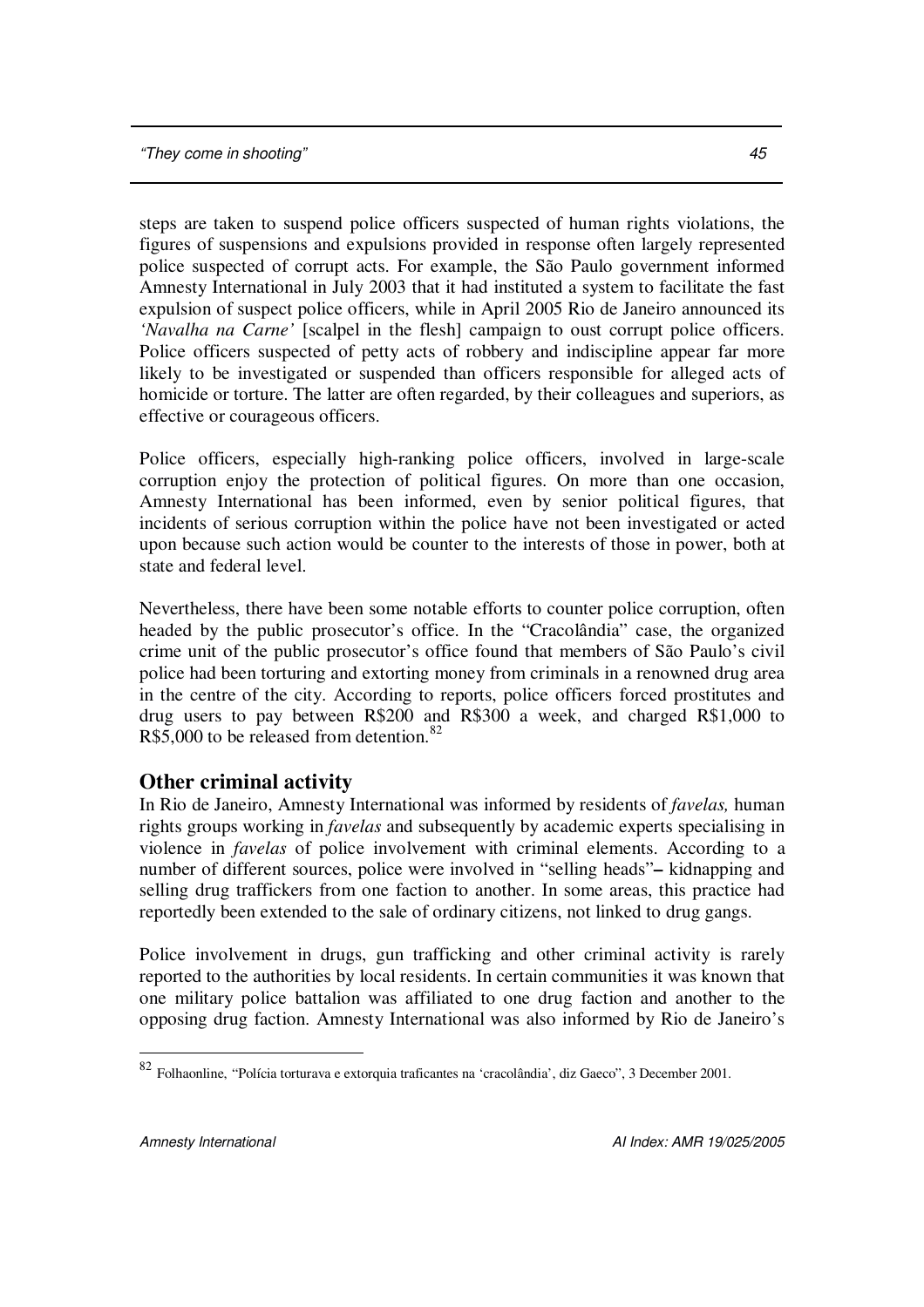steps are taken to suspend police officers suspected of human rights violations, the figures of suspensions and expulsions provided in response often largely represented police suspected of corrupt acts. For example, the São Paulo government informed Amnesty International in July 2003 that it had instituted a system to facilitate the fast expulsion of suspect police officers, while in April 2005 Rio de Janeiro announced its *'Navalha na Carne'* [scalpel in the flesh] campaign to oust corrupt police officers. Police officers suspected of petty acts of robbery and indiscipline appear far more likely to be investigated or suspended than officers responsible for alleged acts of homicide or torture. The latter are often regarded, by their colleagues and superiors, as effective or courageous officers.

Police officers, especially high-ranking police officers, involved in large-scale corruption enjoy the protection of political figures. On more than one occasion, Amnesty International has been informed, even by senior political figures, that incidents of serious corruption within the police have not been investigated or acted upon because such action would be counter to the interests of those in power, both at state and federal level.

Nevertheless, there have been some notable efforts to counter police corruption, often headed by the public prosecutor's office. In the "Cracolândia" case, the organized crime unit of the public prosecutor's office found that members of São Paulo's civil police had been torturing and extorting money from criminals in a renowned drug area in the centre of the city. According to reports, police officers forced prostitutes and drug users to pay between R$200 and R$300 a week, and charged R$1,000 to R$5,000 to be released from detention.[82]

## Other criminal activity

In Rio de Janeiro, Amnesty International was informed by residents of *favelas,* human rights groups working in *favelas* and subsequently by academic experts specialising in violence in *favelas* of police involvement with criminal elements. According to a number of different sources, police were involved in "selling heads"– kidnapping and selling drug traffickers from one faction to another. In some areas, this practice had reportedly been extended to the sale of ordinary citizens, not linked to drug gangs.

Police involvement in drugs, gun trafficking and other criminal activity is rarely reported to the authorities by local residents. In certain communities it was known that one military police battalion was affiliated to one drug faction and another to the opposing drug faction. Amnesty International was also informed by Rio de Janeiro's

---

[82] Folhaonline, "Polícia torturava e extorquia traficantes na 'cracolândia', diz Gaeco", 3 December 2001.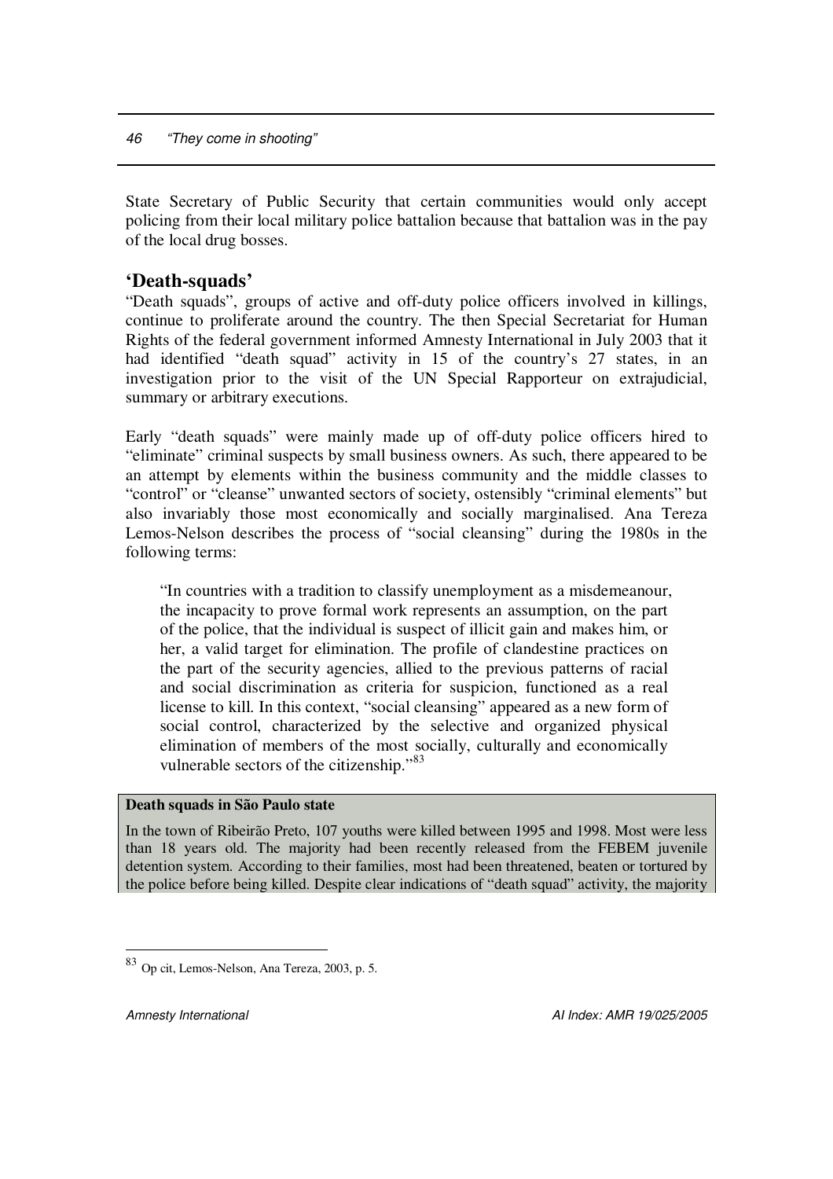State Secretary of Public Security that certain communities would only accept policing from their local military police battalion because that battalion was in the pay of the local drug bosses.

## 'Death-squads'

"Death squads", groups of active and off-duty police officers involved in killings, continue to proliferate around the country. The then Special Secretariat for Human Rights of the federal government informed Amnesty International in July 2003 that it had identified "death squad" activity in 15 of the country's 27 states, in an investigation prior to the visit of the UN Special Rapporteur on extrajudicial, summary or arbitrary executions.

Early "death squads" were mainly made up of off-duty police officers hired to "eliminate" criminal suspects by small business owners. As such, there appeared to be an attempt by elements within the business community and the middle classes to "control" or "cleanse" unwanted sectors of society, ostensibly "criminal elements" but also invariably those most economically and socially marginalised. Ana Tereza Lemos-Nelson describes the process of "social cleansing" during the 1980s in the following terms:

> "In countries with a tradition to classify unemployment as a misdemeanour, the incapacity to prove formal work represents an assumption, on the part of the police, that the individual is suspect of illicit gain and makes him, or her, a valid target for elimination. The profile of clandestine practices on the part of the security agencies, allied to the previous patterns of racial and social discrimination as criteria for suspicion, functioned as a real license to kill. In this context, "social cleansing" appeared as a new form of social control, characterized by the selective and organized physical elimination of members of the most socially, culturally and economically vulnerable sectors of the citizenship."[83]

**Death squads in São Paulo state**

In the town of Ribeirão Preto, 107 youths were killed between 1995 and 1998. Most were less than 18 years old. The majority had been recently released from the FEBEM juvenile detention system. According to their families, most had been threatened, beaten or tortured by the police before being killed. Despite clear indications of "death squad" activity, the majority

[83] Op cit, Lemos-Nelson, Ana Tereza, 2003, p. 5.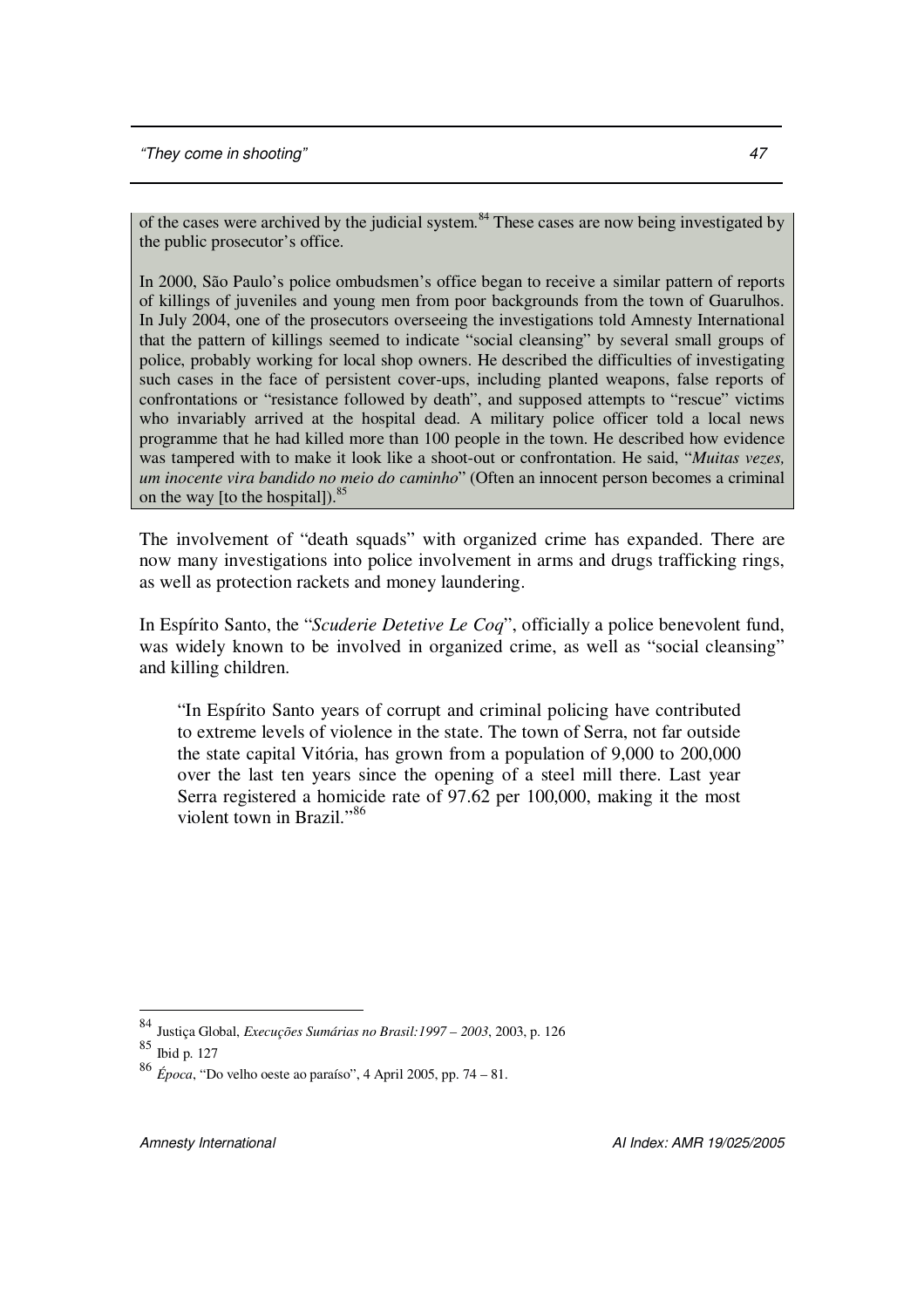of the cases were archived by the judicial system.[84] These cases are now being investigated by the public prosecutor's office.

In 2000, São Paulo's police ombudsmen's office began to receive a similar pattern of reports of killings of juveniles and young men from poor backgrounds from the town of Guarulhos. In July 2004, one of the prosecutors overseeing the investigations told Amnesty International that the pattern of killings seemed to indicate "social cleansing" by several small groups of police, probably working for local shop owners. He described the difficulties of investigating such cases in the face of persistent cover-ups, including planted weapons, false reports of confrontations or "resistance followed by death", and supposed attempts to "rescue" victims who invariably arrived at the hospital dead. A military police officer told a local news programme that he had killed more than 100 people in the town. He described how evidence was tampered with to make it look like a shoot-out or confrontation. He said, "*Muitas vezes, um inocente vira bandido no meio do caminho*" (Often an innocent person becomes a criminal on the way [to the hospital]).[85]

The involvement of "death squads" with organized crime has expanded. There are now many investigations into police involvement in arms and drugs trafficking rings, as well as protection rackets and money laundering.

In Espírito Santo, the "*Scuderie Detetive Le Coq*", officially a police benevolent fund, was widely known to be involved in organized crime, as well as "social cleansing" and killing children.

> "In Espírito Santo years of corrupt and criminal policing have contributed to extreme levels of violence in the state. The town of Serra, not far outside the state capital Vitória, has grown from a population of 9,000 to 200,000 over the last ten years since the opening of a steel mill there. Last year Serra registered a homicide rate of 97.62 per 100,000, making it the most violent town in Brazil."[86]

---

[84] Justiça Global, *Execuções Sumárias no Brasil:1997 – 2003*, 2003, p. 126

[85] Ibid p. 127

[86] *Época*, "Do velho oeste ao paraíso", 4 April 2005, pp. 74 – 81.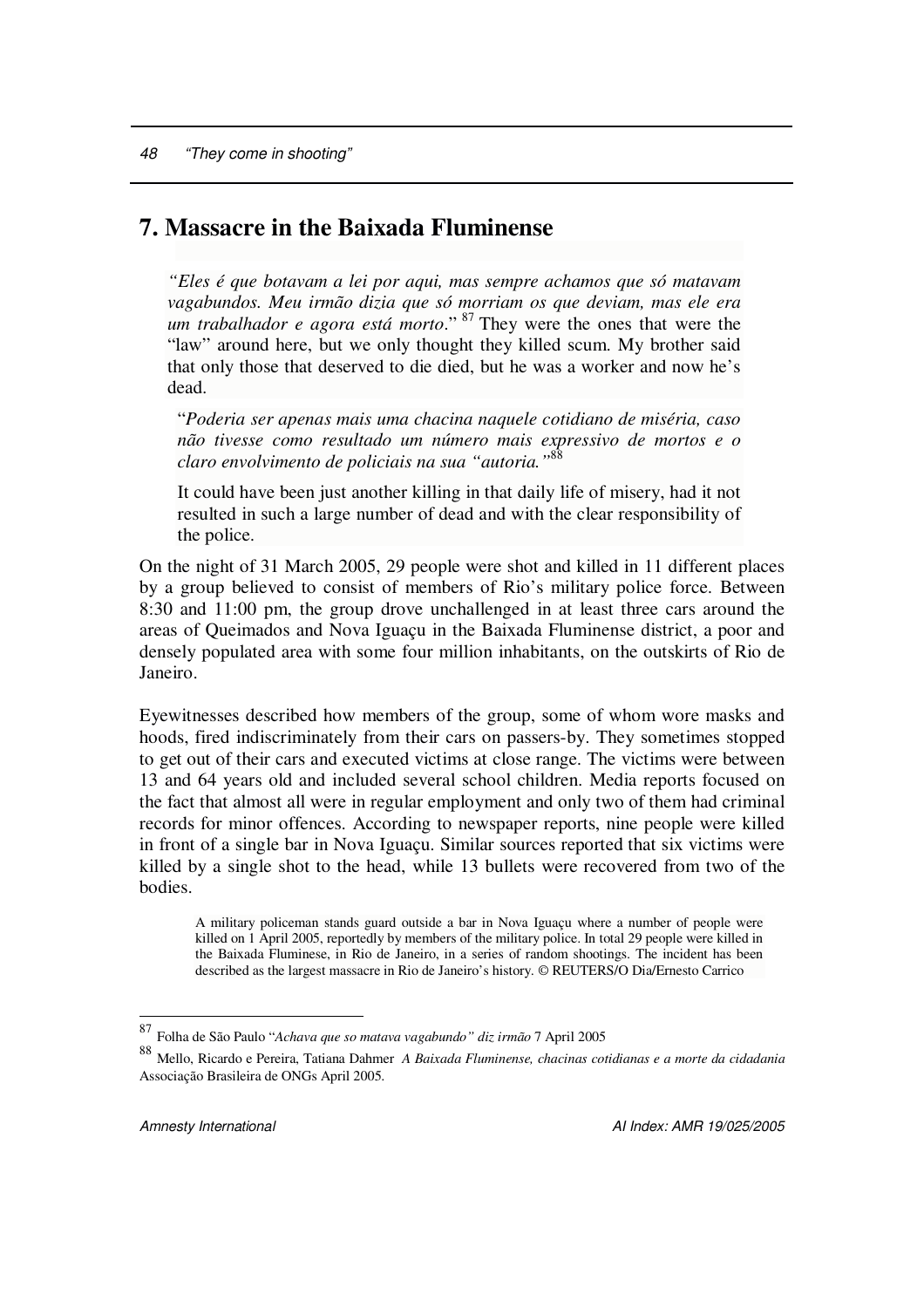# 7. Massacre in the Baixada Fluminense

> *"Eles é que botavam a lei por aqui, mas sempre achamos que só matavam vagabundos. Meu irmão dizia que só morriam os que deviam, mas ele era um trabalhador e agora está morto."* [87] They were the ones that were the "law" around here, but we only thought they killed scum. My brother said that only those that deserved to die died, but he was a worker and now he's dead.

> "*Poderia ser apenas mais uma chacina naquele cotidiano de miséria, caso não tivesse como resultado um número mais expressivo de mortos e o claro envolvimento de policiais na sua "autoria."*[88]
>
> It could have been just another killing in that daily life of misery, had it not resulted in such a large number of dead and with the clear responsibility of the police.

On the night of 31 March 2005, 29 people were shot and killed in 11 different places by a group believed to consist of members of Rio's military police force. Between 8:30 and 11:00 pm, the group drove unchallenged in at least three cars around the areas of Queimados and Nova Iguaçu in the Baixada Fluminense district, a poor and densely populated area with some four million inhabitants, on the outskirts of Rio de Janeiro.

Eyewitnesses described how members of the group, some of whom wore masks and hoods, fired indiscriminately from their cars on passers-by. They sometimes stopped to get out of their cars and executed victims at close range. The victims were between 13 and 64 years old and included several school children. Media reports focused on the fact that almost all were in regular employment and only two of them had criminal records for minor offences. According to newspaper reports, nine people were killed in front of a single bar in Nova Iguaçu. Similar sources reported that six victims were killed by a single shot to the head, while 13 bullets were recovered from two of the bodies.

A military policeman stands guard outside a bar in Nova Iguaçu where a number of people were killed on 1 April 2005, reportedly by members of the military police. In total 29 people were killed in the Baixada Fluminese, in Rio de Janeiro, in a series of random shootings. The incident has been described as the largest massacre in Rio de Janeiro's history. © REUTERS/O Dia/Ernesto Carrico

---

[87] Folha de São Paulo "*Achava que so matava vagabundo" diz irmão* 7 April 2005

[88] Mello, Ricardo e Pereira, Tatiana Dahmer *A Baixada Fluminense, chacinas cotidianas e a morte da cidadania* Associação Brasileira de ONGs April 2005.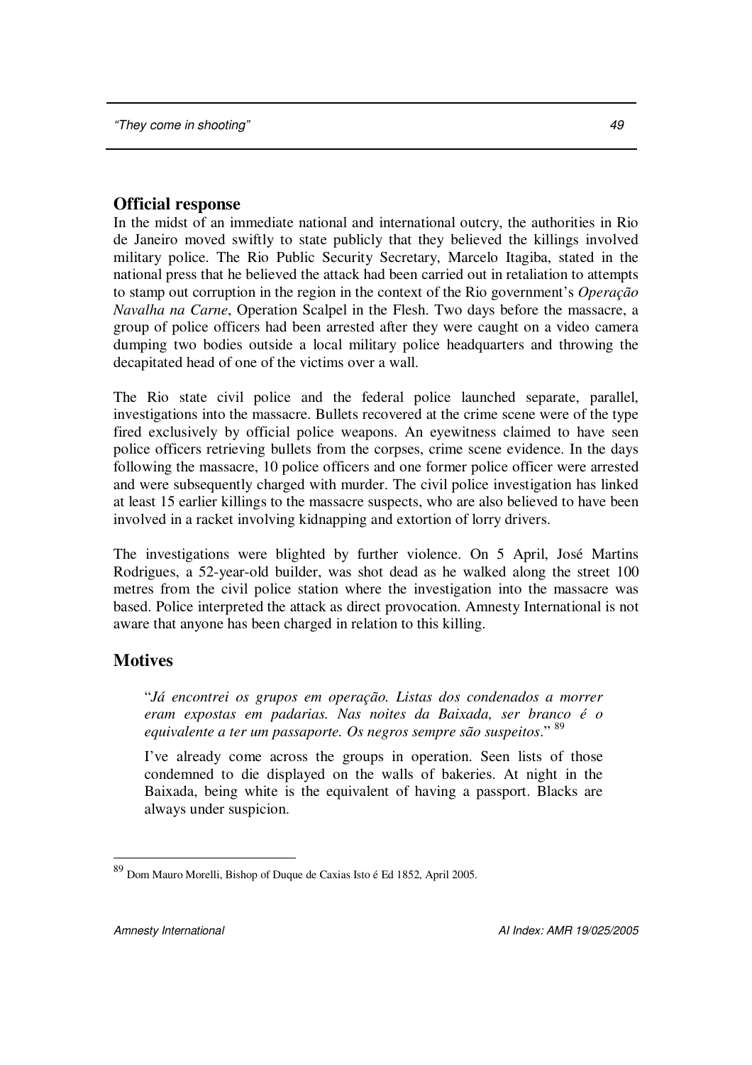## Official response

In the midst of an immediate national and international outcry, the authorities in Rio de Janeiro moved swiftly to state publicly that they believed the killings involved military police. The Rio Public Security Secretary, Marcelo Itagiba, stated in the national press that he believed the attack had been carried out in retaliation to attempts to stamp out corruption in the region in the context of the Rio government's *Operação Navalha na Carne*, Operation Scalpel in the Flesh. Two days before the massacre, a group of police officers had been arrested after they were caught on a video camera dumping two bodies outside a local military police headquarters and throwing the decapitated head of one of the victims over a wall.

The Rio state civil police and the federal police launched separate, parallel, investigations into the massacre. Bullets recovered at the crime scene were of the type fired exclusively by official police weapons. An eyewitness claimed to have seen police officers retrieving bullets from the corpses, crime scene evidence. In the days following the massacre, 10 police officers and one former police officer were arrested and were subsequently charged with murder. The civil police investigation has linked at least 15 earlier killings to the massacre suspects, who are also believed to have been involved in a racket involving kidnapping and extortion of lorry drivers.

The investigations were blighted by further violence. On 5 April, José Martins Rodrigues, a 52-year-old builder, was shot dead as he walked along the street 100 metres from the civil police station where the investigation into the massacre was based. Police interpreted the attack as direct provocation. Amnesty International is not aware that anyone has been charged in relation to this killing.

## Motives

> "*Já encontrei os grupos em operação. Listas dos condenados a morrer eram expostas em padarias. Nas noites da Baixada, ser branco é o equivalente a ter um passaporte. Os negros sempre são suspeitos*." [89]
>
> I've already come across the groups in operation. Seen lists of those condemned to die displayed on the walls of bakeries. At night in the Baixada, being white is the equivalent of having a passport. Blacks are always under suspicion.

---

[89] Dom Mauro Morelli, Bishop of Duque de Caxias Isto é Ed 1852, April 2005.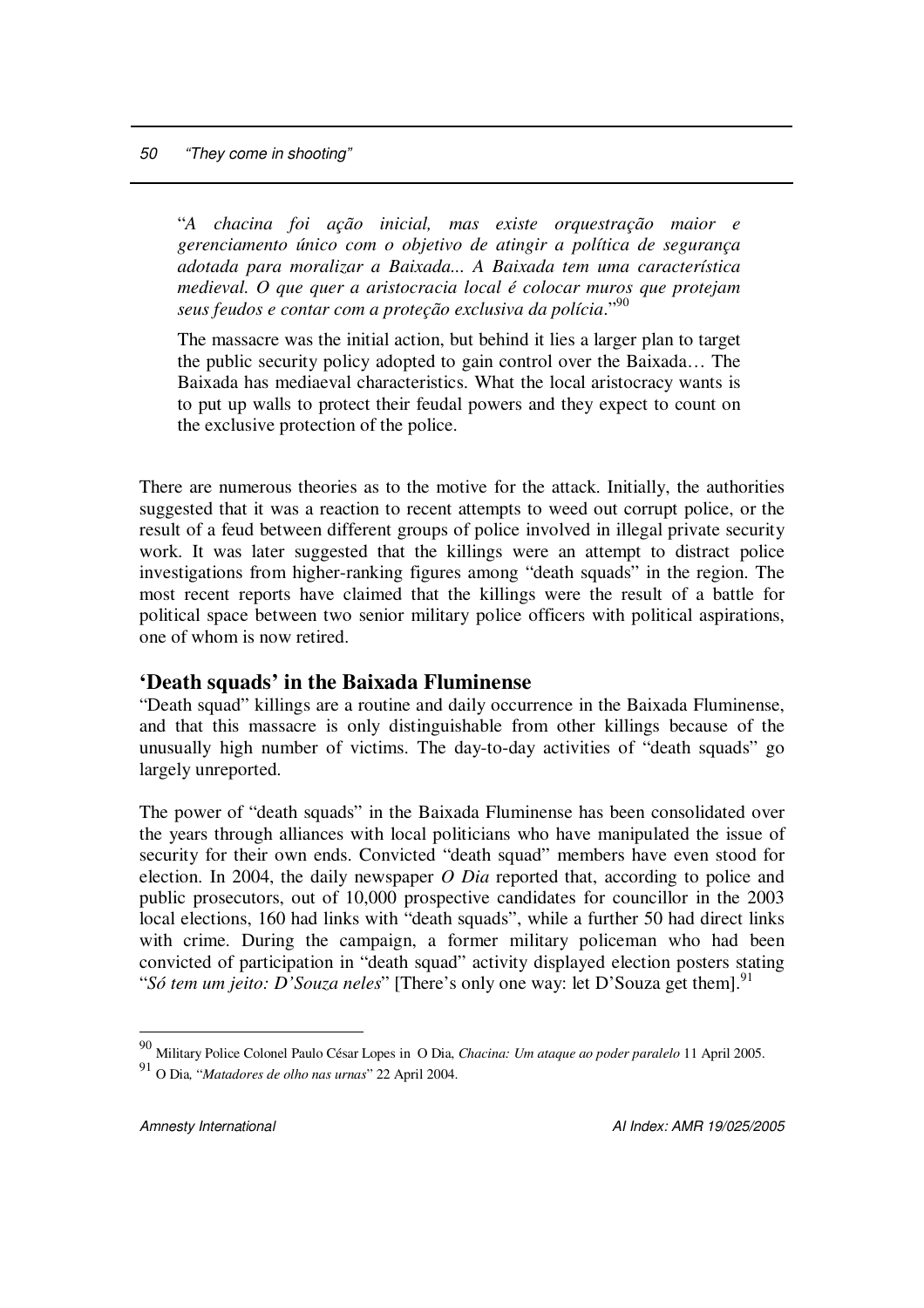"*A chacina foi ação inicial, mas existe orquestração maior e gerenciamento único com o objetivo de atingir a política de segurança adotada para moralizar a Baixada... A Baixada tem uma característica medieval. O que quer a aristocracia local é colocar muros que protejam seus feudos e contar com a proteção exclusiva da polícia*."[90]

The massacre was the initial action, but behind it lies a larger plan to target the public security policy adopted to gain control over the Baixada… The Baixada has mediaeval characteristics. What the local aristocracy wants is to put up walls to protect their feudal powers and they expect to count on the exclusive protection of the police.

There are numerous theories as to the motive for the attack. Initially, the authorities suggested that it was a reaction to recent attempts to weed out corrupt police, or the result of a feud between different groups of police involved in illegal private security work. It was later suggested that the killings were an attempt to distract police investigations from higher-ranking figures among "death squads" in the region. The most recent reports have claimed that the killings were the result of a battle for political space between two senior military police officers with political aspirations, one of whom is now retired.

## 'Death squads' in the Baixada Fluminense

"Death squad" killings are a routine and daily occurrence in the Baixada Fluminense, and that this massacre is only distinguishable from other killings because of the unusually high number of victims. The day-to-day activities of "death squads" go largely unreported.

The power of "death squads" in the Baixada Fluminense has been consolidated over the years through alliances with local politicians who have manipulated the issue of security for their own ends. Convicted "death squad" members have even stood for election. In 2004, the daily newspaper *O Dia* reported that, according to police and public prosecutors, out of 10,000 prospective candidates for councillor in the 2003 local elections, 160 had links with "death squads", while a further 50 had direct links with crime. During the campaign, a former military policeman who had been convicted of participation in "death squad" activity displayed election posters stating "*Só tem um jeito: D'Souza neles*" [There's only one way: let D'Souza get them].[91]

---

[90] Military Police Colonel Paulo César Lopes in O Dia, *Chacina: Um ataque ao poder paralelo* 11 April 2005.

[91] O Dia, "*Matadores de olho nas urnas*" 22 April 2004.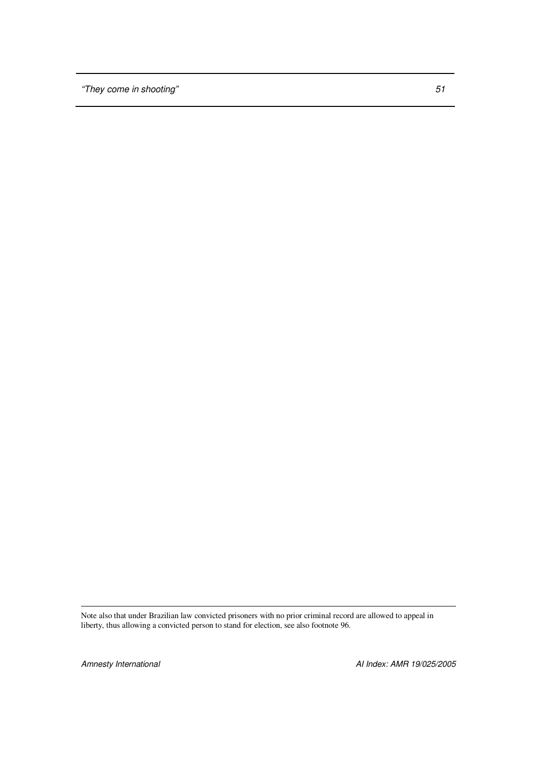Note also that under Brazilian law convicted prisoners with no prior criminal record are allowed to appeal in liberty, thus allowing a convicted person to stand for election, see also footnote 96.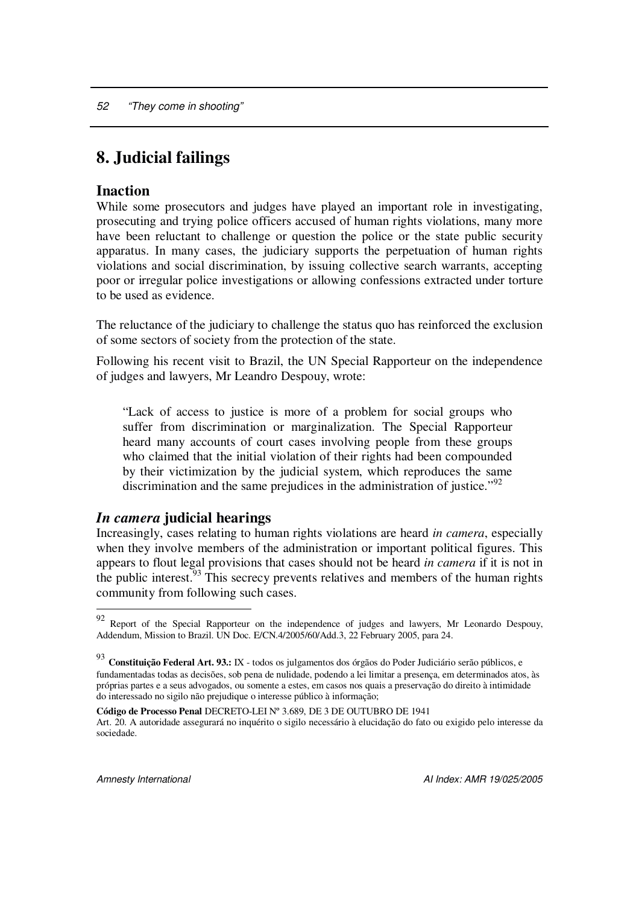## 8. Judicial failings

### Inaction

While some prosecutors and judges have played an important role in investigating, prosecuting and trying police officers accused of human rights violations, many more have been reluctant to challenge or question the police or the state public security apparatus. In many cases, the judiciary supports the perpetuation of human rights violations and social discrimination, by issuing collective search warrants, accepting poor or irregular police investigations or allowing confessions extracted under torture to be used as evidence.

The reluctance of the judiciary to challenge the status quo has reinforced the exclusion of some sectors of society from the protection of the state.

Following his recent visit to Brazil, the UN Special Rapporteur on the independence of judges and lawyers, Mr Leandro Despouy, wrote:

> "Lack of access to justice is more of a problem for social groups who suffer from discrimination or marginalization. The Special Rapporteur heard many accounts of court cases involving people from these groups who claimed that the initial violation of their rights had been compounded by their victimization by the judicial system, which reproduces the same discrimination and the same prejudices in the administration of justice."[92]

### *In camera* judicial hearings

Increasingly, cases relating to human rights violations are heard *in camera*, especially when they involve members of the administration or important political figures. This appears to flout legal provisions that cases should not be heard *in camera* if it is not in the public interest.[93] This secrecy prevents relatives and members of the human rights community from following such cases.

---

[92] Report of the Special Rapporteur on the independence of judges and lawyers, Mr Leonardo Despouy, Addendum, Mission to Brazil. UN Doc. E/CN.4/2005/60/Add.3, 22 February 2005, para 24.

[93] **Constituição Federal Art. 93.:** IX - todos os julgamentos dos órgãos do Poder Judiciário serão públicos, e fundamentadas todas as decisões, sob pena de nulidade, podendo a lei limitar a presença, em determinados atos, às próprias partes e a seus advogados, ou somente a estes, em casos nos quais a preservação do direito à intimidade do interessado no sigilo não prejudique o interesse público à informação;

**Código de Processo Penal** DECRETO-LEI Nº 3.689, DE 3 DE OUTUBRO DE 1941

Art. 20. A autoridade assegurará no inquérito o sigilo necessário à elucidação do fato ou exigido pelo interesse da sociedade.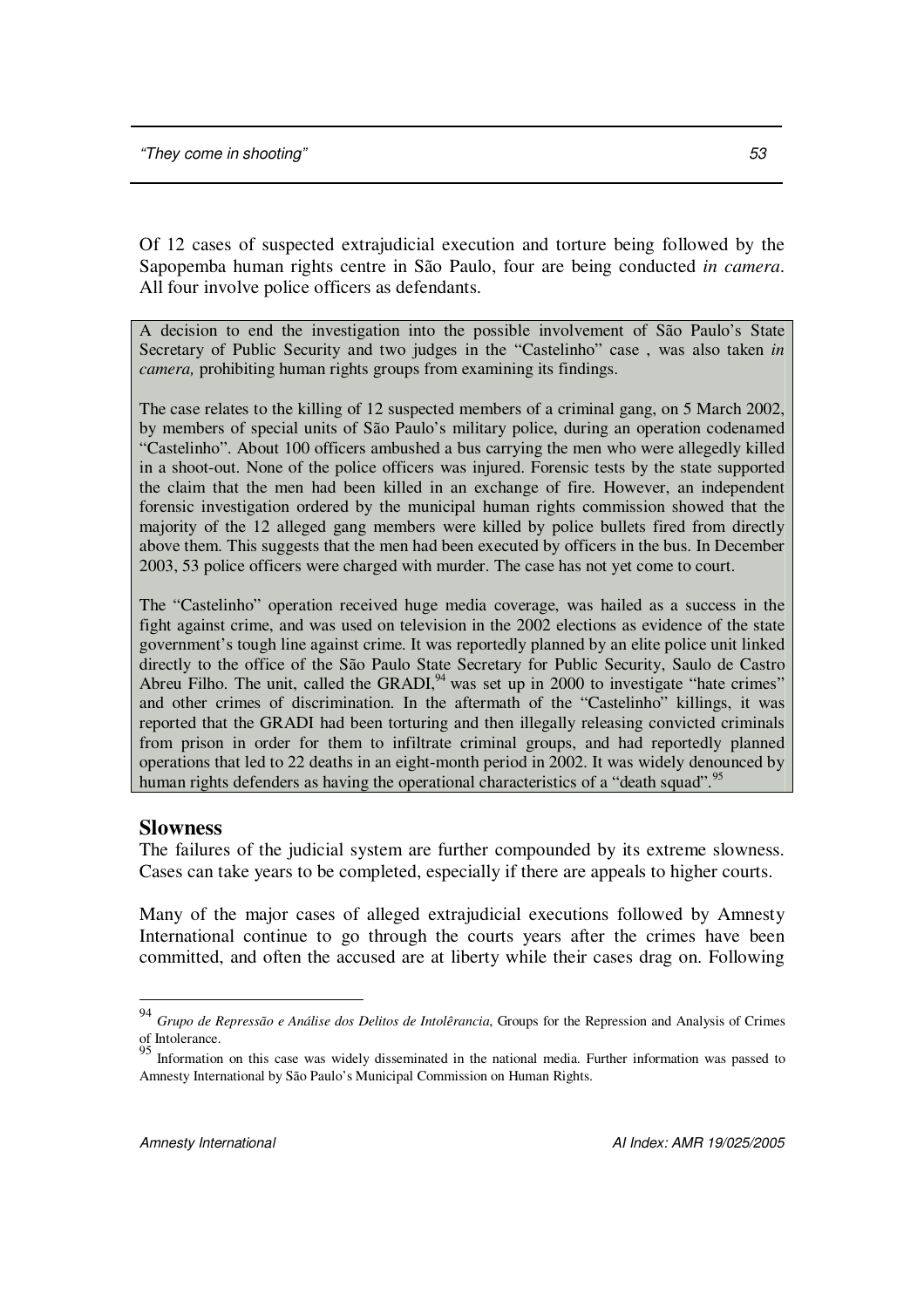Of 12 cases of suspected extrajudicial execution and torture being followed by the Sapopemba human rights centre in São Paulo, four are being conducted *in camera*. All four involve police officers as defendants.

> A decision to end the investigation into the possible involvement of São Paulo's State Secretary of Public Security and two judges in the "Castelinho" case , was also taken *in camera,* prohibiting human rights groups from examining its findings.
>
> The case relates to the killing of 12 suspected members of a criminal gang, on 5 March 2002, by members of special units of São Paulo's military police, during an operation codenamed "Castelinho". About 100 officers ambushed a bus carrying the men who were allegedly killed in a shoot-out. None of the police officers was injured. Forensic tests by the state supported the claim that the men had been killed in an exchange of fire. However, an independent forensic investigation ordered by the municipal human rights commission showed that the majority of the 12 alleged gang members were killed by police bullets fired from directly above them. This suggests that the men had been executed by officers in the bus. In December 2003, 53 police officers were charged with murder. The case has not yet come to court.
>
> The "Castelinho" operation received huge media coverage, was hailed as a success in the fight against crime, and was used on television in the 2002 elections as evidence of the state government's tough line against crime. It was reportedly planned by an elite police unit linked directly to the office of the São Paulo State Secretary for Public Security, Saulo de Castro Abreu Filho. The unit, called the GRADI,[94] was set up in 2000 to investigate "hate crimes" and other crimes of discrimination. In the aftermath of the "Castelinho" killings, it was reported that the GRADI had been torturing and then illegally releasing convicted criminals from prison in order for them to infiltrate criminal groups, and had reportedly planned operations that led to 22 deaths in an eight-month period in 2002. It was widely denounced by human rights defenders as having the operational characteristics of a "death squad".[95]

## Slowness

The failures of the judicial system are further compounded by its extreme slowness. Cases can take years to be completed, especially if there are appeals to higher courts.

Many of the major cases of alleged extrajudicial executions followed by Amnesty International continue to go through the courts years after the crimes have been committed, and often the accused are at liberty while their cases drag on. Following

---

[94] *Grupo de Repressão e Análise dos Delitos de Intolêrancia*, Groups for the Repression and Analysis of Crimes of Intolerance.

[95] Information on this case was widely disseminated in the national media. Further information was passed to Amnesty International by São Paulo's Municipal Commission on Human Rights.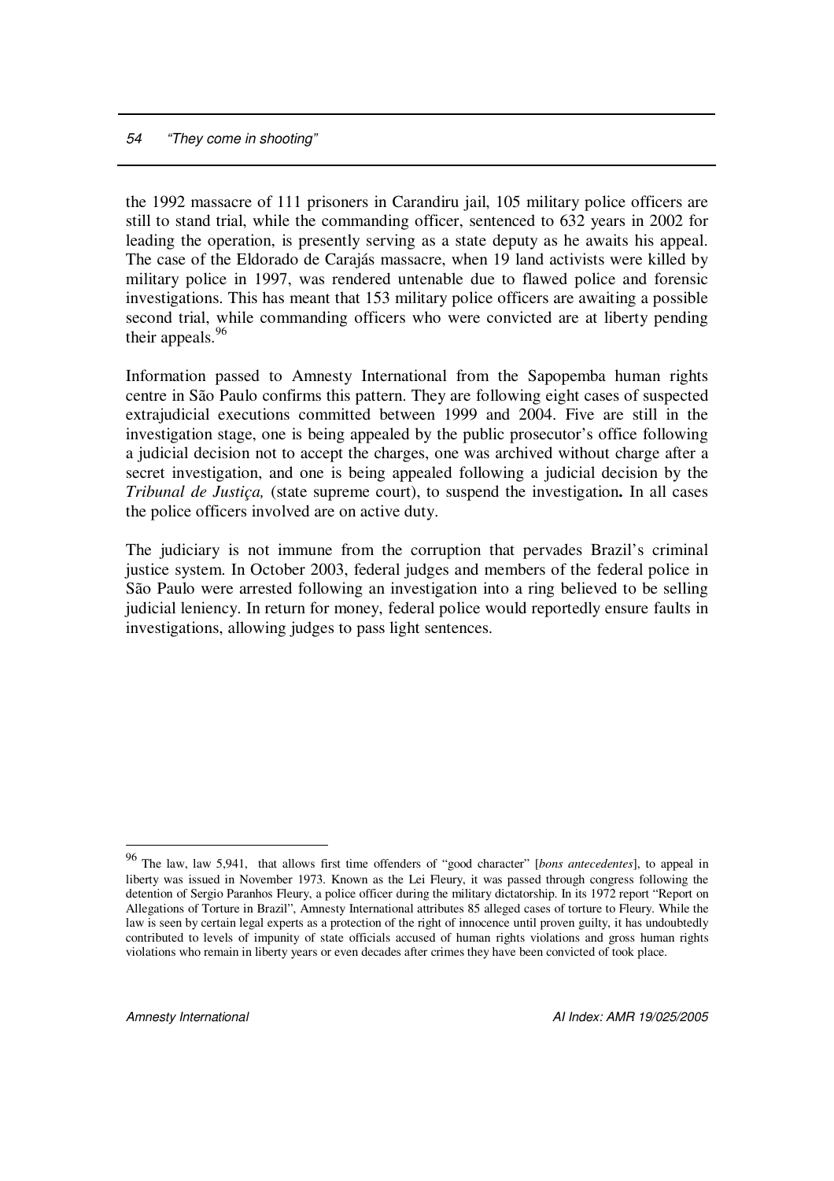the 1992 massacre of 111 prisoners in Carandiru jail, 105 military police officers are still to stand trial, while the commanding officer, sentenced to 632 years in 2002 for leading the operation, is presently serving as a state deputy as he awaits his appeal. The case of the Eldorado de Carajás massacre, when 19 land activists were killed by military police in 1997, was rendered untenable due to flawed police and forensic investigations. This has meant that 153 military police officers are awaiting a possible second trial, while commanding officers who were convicted are at liberty pending their appeals.[96]

Information passed to Amnesty International from the Sapopemba human rights centre in São Paulo confirms this pattern. They are following eight cases of suspected extrajudicial executions committed between 1999 and 2004. Five are still in the investigation stage, one is being appealed by the public prosecutor's office following a judicial decision not to accept the charges, one was archived without charge after a secret investigation, and one is being appealed following a judicial decision by the *Tribunal de Justiça,* (state supreme court), to suspend the investigation**.** In all cases the police officers involved are on active duty.

The judiciary is not immune from the corruption that pervades Brazil's criminal justice system. In October 2003, federal judges and members of the federal police in São Paulo were arrested following an investigation into a ring believed to be selling judicial leniency. In return for money, federal police would reportedly ensure faults in investigations, allowing judges to pass light sentences.

---

[96] The law, law 5,941, that allows first time offenders of "good character" [*bons antecedentes*], to appeal in liberty was issued in November 1973. Known as the Lei Fleury, it was passed through congress following the detention of Sergio Paranhos Fleury, a police officer during the military dictatorship. In its 1972 report "Report on Allegations of Torture in Brazil", Amnesty International attributes 85 alleged cases of torture to Fleury. While the law is seen by certain legal experts as a protection of the right of innocence until proven guilty, it has undoubtedly contributed to levels of impunity of state officials accused of human rights violations and gross human rights violations who remain in liberty years or even decades after crimes they have been convicted of took place.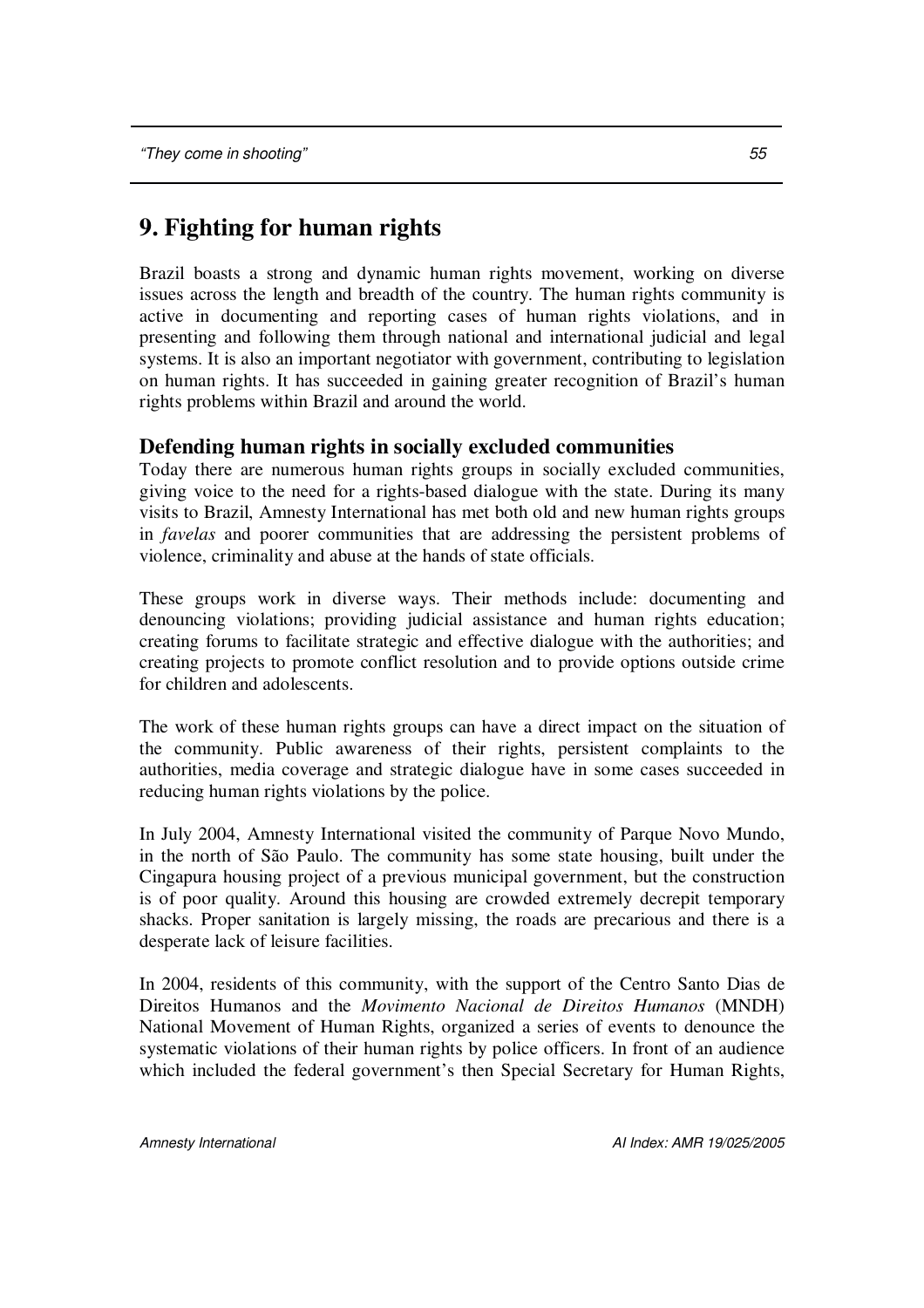# 9. Fighting for human rights

Brazil boasts a strong and dynamic human rights movement, working on diverse issues across the length and breadth of the country. The human rights community is active in documenting and reporting cases of human rights violations, and in presenting and following them through national and international judicial and legal systems. It is also an important negotiator with government, contributing to legislation on human rights. It has succeeded in gaining greater recognition of Brazil's human rights problems within Brazil and around the world.

## Defending human rights in socially excluded communities

Today there are numerous human rights groups in socially excluded communities, giving voice to the need for a rights-based dialogue with the state. During its many visits to Brazil, Amnesty International has met both old and new human rights groups in *favelas* and poorer communities that are addressing the persistent problems of violence, criminality and abuse at the hands of state officials.

These groups work in diverse ways. Their methods include: documenting and denouncing violations; providing judicial assistance and human rights education; creating forums to facilitate strategic and effective dialogue with the authorities; and creating projects to promote conflict resolution and to provide options outside crime for children and adolescents.

The work of these human rights groups can have a direct impact on the situation of the community. Public awareness of their rights, persistent complaints to the authorities, media coverage and strategic dialogue have in some cases succeeded in reducing human rights violations by the police.

In July 2004, Amnesty International visited the community of Parque Novo Mundo, in the north of São Paulo. The community has some state housing, built under the Cingapura housing project of a previous municipal government, but the construction is of poor quality. Around this housing are crowded extremely decrepit temporary shacks. Proper sanitation is largely missing, the roads are precarious and there is a desperate lack of leisure facilities.

In 2004, residents of this community, with the support of the Centro Santo Dias de Direitos Humanos and the *Movimento Nacional de Direitos Humanos* (MNDH) National Movement of Human Rights, organized a series of events to denounce the systematic violations of their human rights by police officers. In front of an audience which included the federal government's then Special Secretary for Human Rights,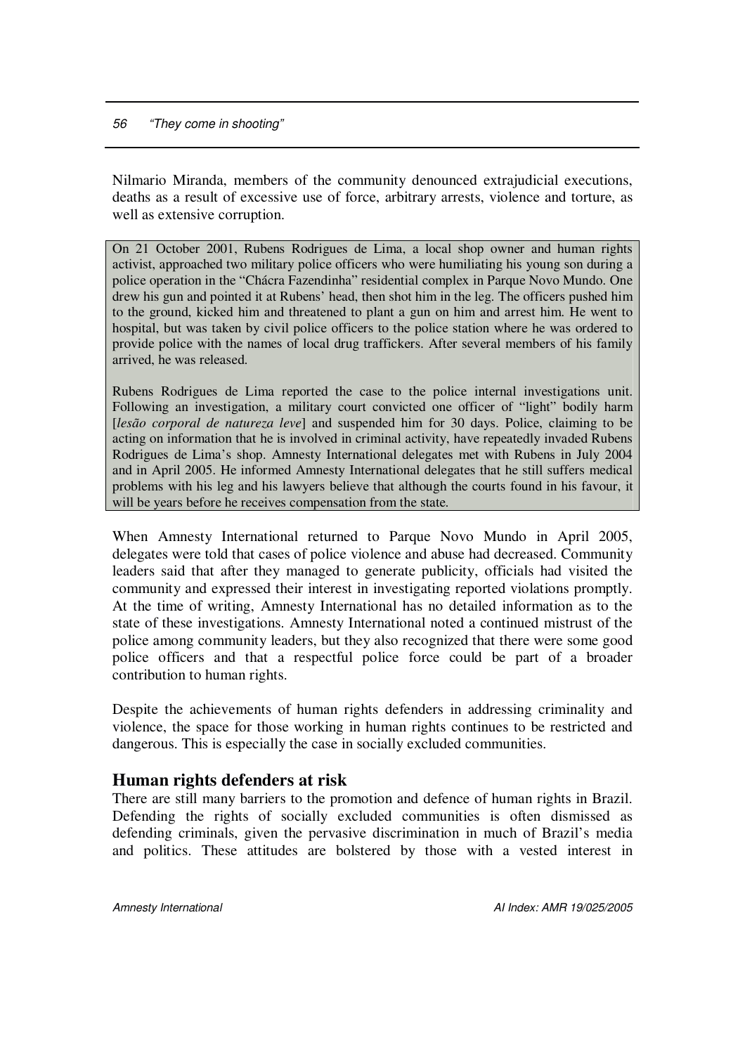Nilmario Miranda, members of the community denounced extrajudicial executions, deaths as a result of excessive use of force, arbitrary arrests, violence and torture, as well as extensive corruption.

> On 21 October 2001, Rubens Rodrigues de Lima, a local shop owner and human rights activist, approached two military police officers who were humiliating his young son during a police operation in the "Chácra Fazendinha" residential complex in Parque Novo Mundo. One drew his gun and pointed it at Rubens' head, then shot him in the leg. The officers pushed him to the ground, kicked him and threatened to plant a gun on him and arrest him. He went to hospital, but was taken by civil police officers to the police station where he was ordered to provide police with the names of local drug traffickers. After several members of his family arrived, he was released.
>
> Rubens Rodrigues de Lima reported the case to the police internal investigations unit. Following an investigation, a military court convicted one officer of "light" bodily harm [*lesão corporal de natureza leve*] and suspended him for 30 days. Police, claiming to be acting on information that he is involved in criminal activity, have repeatedly invaded Rubens Rodrigues de Lima's shop. Amnesty International delegates met with Rubens in July 2004 and in April 2005. He informed Amnesty International delegates that he still suffers medical problems with his leg and his lawyers believe that although the courts found in his favour, it will be years before he receives compensation from the state.

When Amnesty International returned to Parque Novo Mundo in April 2005, delegates were told that cases of police violence and abuse had decreased. Community leaders said that after they managed to generate publicity, officials had visited the community and expressed their interest in investigating reported violations promptly. At the time of writing, Amnesty International has no detailed information as to the state of these investigations. Amnesty International noted a continued mistrust of the police among community leaders, but they also recognized that there were some good police officers and that a respectful police force could be part of a broader contribution to human rights.

Despite the achievements of human rights defenders in addressing criminality and violence, the space for those working in human rights continues to be restricted and dangerous. This is especially the case in socially excluded communities.

## Human rights defenders at risk

There are still many barriers to the promotion and defence of human rights in Brazil. Defending the rights of socially excluded communities is often dismissed as defending criminals, given the pervasive discrimination in much of Brazil's media and politics. These attitudes are bolstered by those with a vested interest in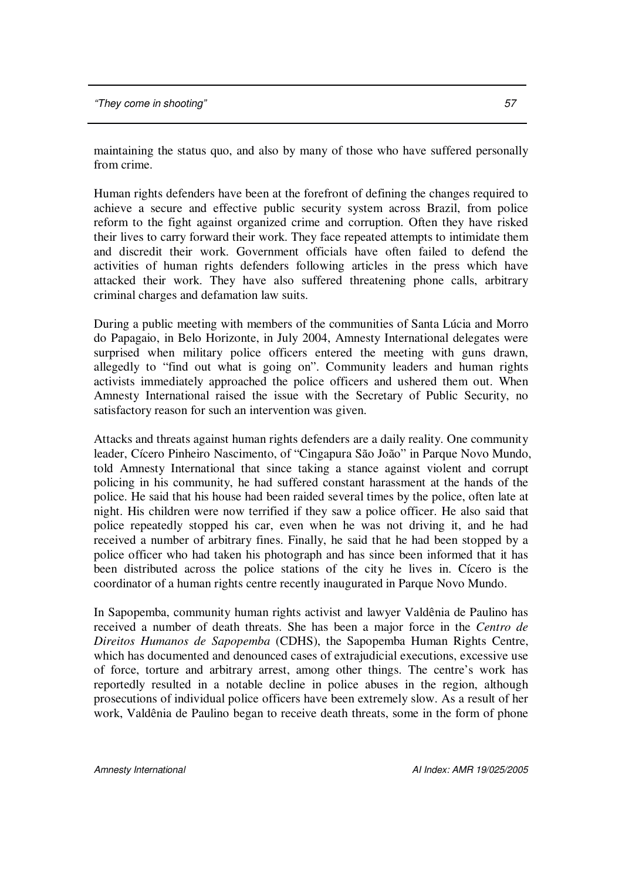maintaining the status quo, and also by many of those who have suffered personally from crime.

Human rights defenders have been at the forefront of defining the changes required to achieve a secure and effective public security system across Brazil, from police reform to the fight against organized crime and corruption. Often they have risked their lives to carry forward their work. They face repeated attempts to intimidate them and discredit their work. Government officials have often failed to defend the activities of human rights defenders following articles in the press which have attacked their work. They have also suffered threatening phone calls, arbitrary criminal charges and defamation law suits.

During a public meeting with members of the communities of Santa Lúcia and Morro do Papagaio, in Belo Horizonte, in July 2004, Amnesty International delegates were surprised when military police officers entered the meeting with guns drawn, allegedly to "find out what is going on". Community leaders and human rights activists immediately approached the police officers and ushered them out. When Amnesty International raised the issue with the Secretary of Public Security, no satisfactory reason for such an intervention was given.

Attacks and threats against human rights defenders are a daily reality. One community leader, Cícero Pinheiro Nascimento, of "Cingapura São João" in Parque Novo Mundo, told Amnesty International that since taking a stance against violent and corrupt policing in his community, he had suffered constant harassment at the hands of the police. He said that his house had been raided several times by the police, often late at night. His children were now terrified if they saw a police officer. He also said that police repeatedly stopped his car, even when he was not driving it, and he had received a number of arbitrary fines. Finally, he said that he had been stopped by a police officer who had taken his photograph and has since been informed that it has been distributed across the police stations of the city he lives in. Cícero is the coordinator of a human rights centre recently inaugurated in Parque Novo Mundo.

In Sapopemba, community human rights activist and lawyer Valdênia de Paulino has received a number of death threats. She has been a major force in the *Centro de Direitos Humanos de Sapopemba* (CDHS), the Sapopemba Human Rights Centre, which has documented and denounced cases of extrajudicial executions, excessive use of force, torture and arbitrary arrest, among other things. The centre's work has reportedly resulted in a notable decline in police abuses in the region, although prosecutions of individual police officers have been extremely slow. As a result of her work, Valdênia de Paulino began to receive death threats, some in the form of phone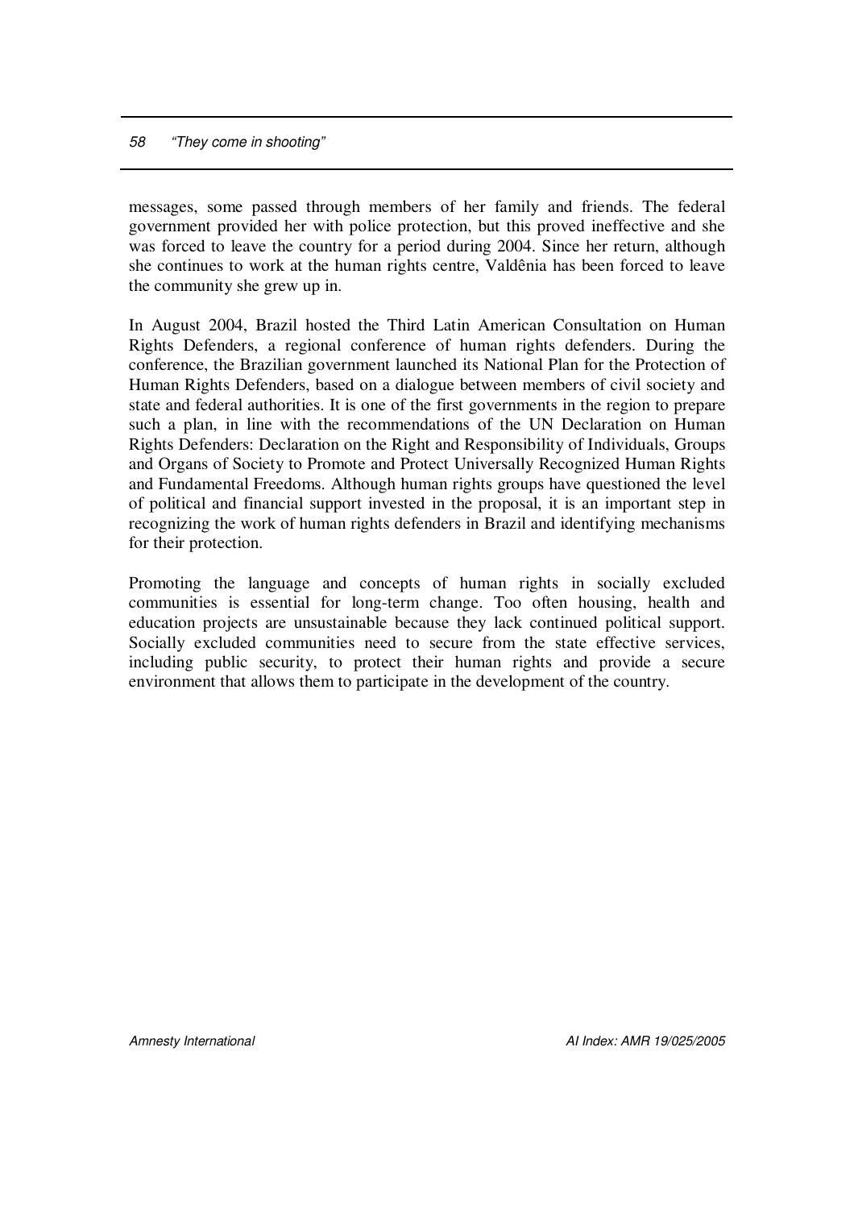messages, some passed through members of her family and friends. The federal government provided her with police protection, but this proved ineffective and she was forced to leave the country for a period during 2004. Since her return, although she continues to work at the human rights centre, Valdênia has been forced to leave the community she grew up in.

In August 2004, Brazil hosted the Third Latin American Consultation on Human Rights Defenders, a regional conference of human rights defenders. During the conference, the Brazilian government launched its National Plan for the Protection of Human Rights Defenders, based on a dialogue between members of civil society and state and federal authorities. It is one of the first governments in the region to prepare such a plan, in line with the recommendations of the UN Declaration on Human Rights Defenders: Declaration on the Right and Responsibility of Individuals, Groups and Organs of Society to Promote and Protect Universally Recognized Human Rights and Fundamental Freedoms. Although human rights groups have questioned the level of political and financial support invested in the proposal, it is an important step in recognizing the work of human rights defenders in Brazil and identifying mechanisms for their protection.

Promoting the language and concepts of human rights in socially excluded communities is essential for long-term change. Too often housing, health and education projects are unsustainable because they lack continued political support. Socially excluded communities need to secure from the state effective services, including public security, to protect their human rights and provide a secure environment that allows them to participate in the development of the country.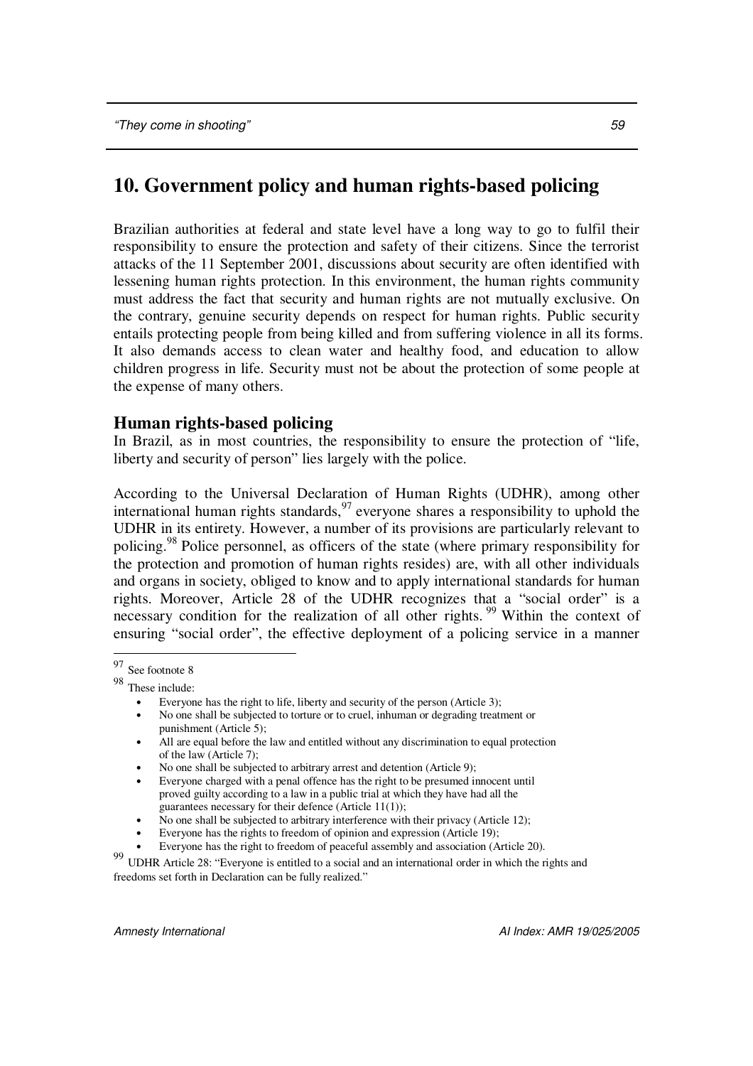# 10. Government policy and human rights-based policing

Brazilian authorities at federal and state level have a long way to go to fulfil their responsibility to ensure the protection and safety of their citizens. Since the terrorist attacks of the 11 September 2001, discussions about security are often identified with lessening human rights protection. In this environment, the human rights community must address the fact that security and human rights are not mutually exclusive. On the contrary, genuine security depends on respect for human rights. Public security entails protecting people from being killed and from suffering violence in all its forms. It also demands access to clean water and healthy food, and education to allow children progress in life. Security must not be about the protection of some people at the expense of many others.

## Human rights-based policing

In Brazil, as in most countries, the responsibility to ensure the protection of "life, liberty and security of person" lies largely with the police.

According to the Universal Declaration of Human Rights (UDHR), among other international human rights standards,[97] everyone shares a responsibility to uphold the UDHR in its entirety. However, a number of its provisions are particularly relevant to policing.[98] Police personnel, as officers of the state (where primary responsibility for the protection and promotion of human rights resides) are, with all other individuals and organs in society, obliged to know and to apply international standards for human rights. Moreover, Article 28 of the UDHR recognizes that a "social order" is a necessary condition for the realization of all other rights.[99] Within the context of ensuring "social order", the effective deployment of a policing service in a manner

---

[97] See footnote 8

[98] These include:

- Everyone has the right to life, liberty and security of the person (Article 3);
- No one shall be subjected to torture or to cruel, inhuman or degrading treatment or punishment (Article 5);
- All are equal before the law and entitled without any discrimination to equal protection of the law (Article 7);
- No one shall be subjected to arbitrary arrest and detention (Article 9);
- Everyone charged with a penal offence has the right to be presumed innocent until proved guilty according to a law in a public trial at which they have had all the guarantees necessary for their defence (Article 11(1));
- No one shall be subjected to arbitrary interference with their privacy (Article 12);
- Everyone has the rights to freedom of opinion and expression (Article 19);
- Everyone has the right to freedom of peaceful assembly and association (Article 20).

[99] UDHR Article 28: "Everyone is entitled to a social and an international order in which the rights and freedoms set forth in Declaration can be fully realized."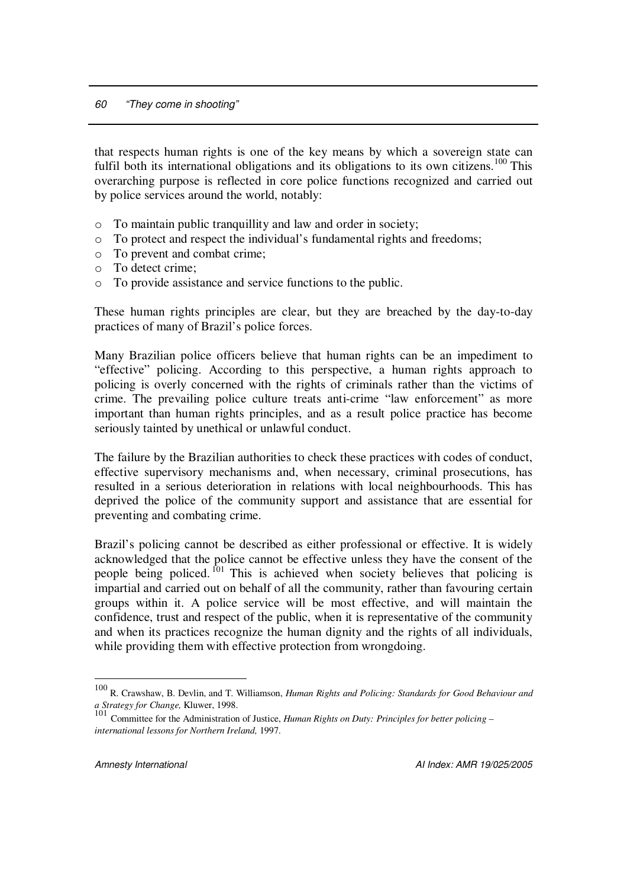that respects human rights is one of the key means by which a sovereign state can fulfil both its international obligations and its obligations to its own citizens.[100] This overarching purpose is reflected in core police functions recognized and carried out by police services around the world, notably:

- To maintain public tranquillity and law and order in society;
- To protect and respect the individual's fundamental rights and freedoms;
- To prevent and combat crime;
- To detect crime;
- To provide assistance and service functions to the public.

These human rights principles are clear, but they are breached by the day-to-day practices of many of Brazil's police forces.

Many Brazilian police officers believe that human rights can be an impediment to "effective" policing. According to this perspective, a human rights approach to policing is overly concerned with the rights of criminals rather than the victims of crime. The prevailing police culture treats anti-crime "law enforcement" as more important than human rights principles, and as a result police practice has become seriously tainted by unethical or unlawful conduct.

The failure by the Brazilian authorities to check these practices with codes of conduct, effective supervisory mechanisms and, when necessary, criminal prosecutions, has resulted in a serious deterioration in relations with local neighbourhoods. This has deprived the police of the community support and assistance that are essential for preventing and combating crime.

Brazil's policing cannot be described as either professional or effective. It is widely acknowledged that the police cannot be effective unless they have the consent of the people being policed.[101] This is achieved when society believes that policing is impartial and carried out on behalf of all the community, rather than favouring certain groups within it. A police service will be most effective, and will maintain the confidence, trust and respect of the public, when it is representative of the community and when its practices recognize the human dignity and the rights of all individuals, while providing them with effective protection from wrongdoing.

---

[100] R. Crawshaw, B. Devlin, and T. Williamson, *Human Rights and Policing: Standards for Good Behaviour and a Strategy for Change,* Kluwer, 1998.

[101] Committee for the Administration of Justice, *Human Rights on Duty: Principles for better policing – international lessons for Northern Ireland,* 1997.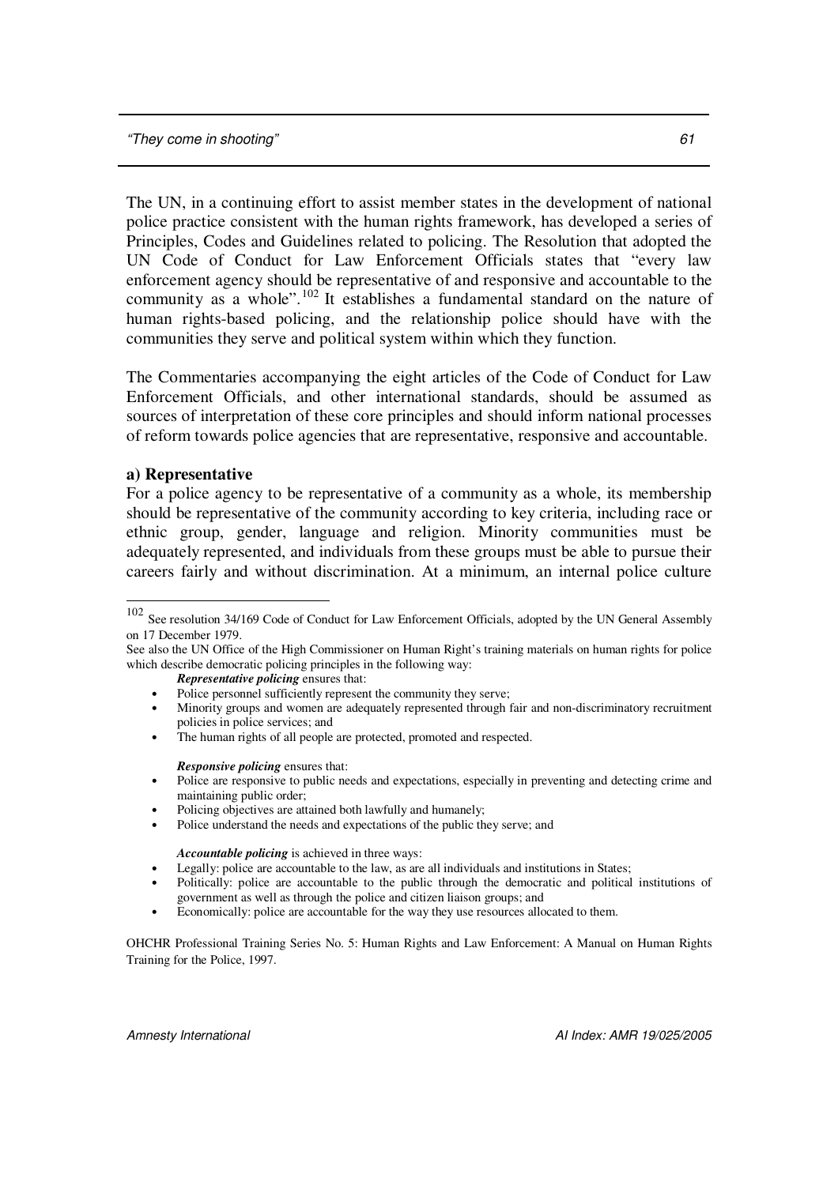The UN, in a continuing effort to assist member states in the development of national police practice consistent with the human rights framework, has developed a series of Principles, Codes and Guidelines related to policing. The Resolution that adopted the UN Code of Conduct for Law Enforcement Officials states that "every law enforcement agency should be representative of and responsive and accountable to the community as a whole".[102] It establishes a fundamental standard on the nature of human rights-based policing, and the relationship police should have with the communities they serve and political system within which they function.

The Commentaries accompanying the eight articles of the Code of Conduct for Law Enforcement Officials, and other international standards, should be assumed as sources of interpretation of these core principles and should inform national processes of reform towards police agencies that are representative, responsive and accountable.

**a) Representative**

For a police agency to be representative of a community as a whole, its membership should be representative of the community according to key criteria, including race or ethnic group, gender, language and religion. Minority communities must be adequately represented, and individuals from these groups must be able to pursue their careers fairly and without discrimination. At a minimum, an internal police culture

---

[102] See resolution 34/169 Code of Conduct for Law Enforcement Officials, adopted by the UN General Assembly on 17 December 1979.

See also the UN Office of the High Commissioner on Human Right's training materials on human rights for police which describe democratic policing principles in the following way:

***Representative policing*** ensures that:

- Police personnel sufficiently represent the community they serve;
- Minority groups and women are adequately represented through fair and non-discriminatory recruitment policies in police services; and
- The human rights of all people are protected, promoted and respected.

***Responsive policing*** ensures that:

- Police are responsive to public needs and expectations, especially in preventing and detecting crime and maintaining public order;
- Policing objectives are attained both lawfully and humanely;
- Police understand the needs and expectations of the public they serve; and

***Accountable policing*** is achieved in three ways:

- Legally: police are accountable to the law, as are all individuals and institutions in States;
- Politically: police are accountable to the public through the democratic and political institutions of government as well as through the police and citizen liaison groups; and
- Economically: police are accountable for the way they use resources allocated to them.

OHCHR Professional Training Series No. 5: Human Rights and Law Enforcement: A Manual on Human Rights Training for the Police, 1997.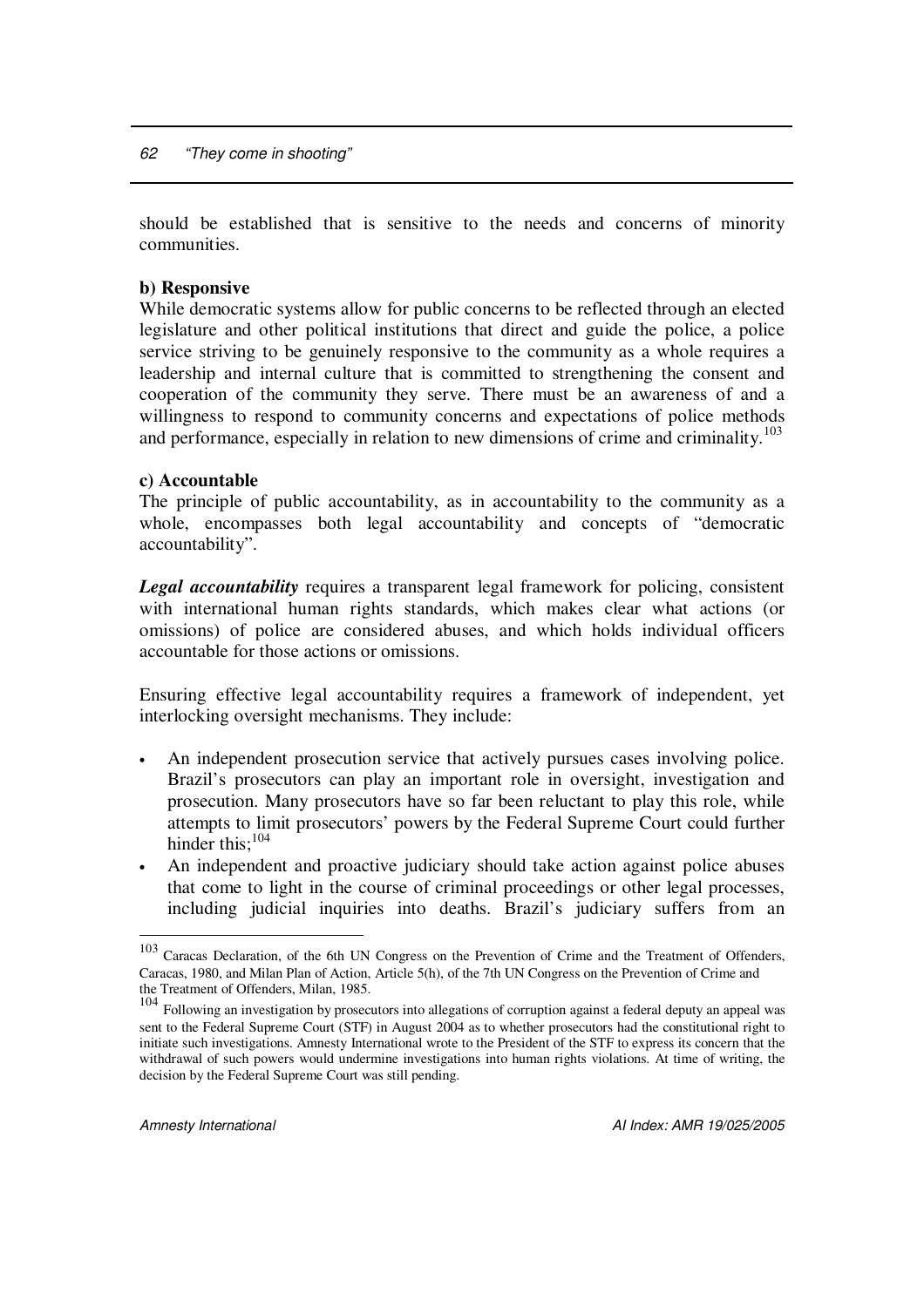should be established that is sensitive to the needs and concerns of minority communities.

**b) Responsive**

While democratic systems allow for public concerns to be reflected through an elected legislature and other political institutions that direct and guide the police, a police service striving to be genuinely responsive to the community as a whole requires a leadership and internal culture that is committed to strengthening the consent and cooperation of the community they serve. There must be an awareness of and a willingness to respond to community concerns and expectations of police methods and performance, especially in relation to new dimensions of crime and criminality.[103]

**c) Accountable**

The principle of public accountability, as in accountability to the community as a whole, encompasses both legal accountability and concepts of "democratic accountability".

***Legal accountability*** requires a transparent legal framework for policing, consistent with international human rights standards, which makes clear what actions (or omissions) of police are considered abuses, and which holds individual officers accountable for those actions or omissions.

Ensuring effective legal accountability requires a framework of independent, yet interlocking oversight mechanisms. They include:

- An independent prosecution service that actively pursues cases involving police. Brazil's prosecutors can play an important role in oversight, investigation and prosecution. Many prosecutors have so far been reluctant to play this role, while attempts to limit prosecutors' powers by the Federal Supreme Court could further hinder this;[104]
- An independent and proactive judiciary should take action against police abuses that come to light in the course of criminal proceedings or other legal processes, including judicial inquiries into deaths. Brazil's judiciary suffers from an

---

[103] Caracas Declaration, of the 6th UN Congress on the Prevention of Crime and the Treatment of Offenders, Caracas, 1980, and Milan Plan of Action, Article 5(h), of the 7th UN Congress on the Prevention of Crime and the Treatment of Offenders, Milan, 1985.

[104] Following an investigation by prosecutors into allegations of corruption against a federal deputy an appeal was sent to the Federal Supreme Court (STF) in August 2004 as to whether prosecutors had the constitutional right to initiate such investigations. Amnesty International wrote to the President of the STF to express its concern that the withdrawal of such powers would undermine investigations into human rights violations. At time of writing, the decision by the Federal Supreme Court was still pending.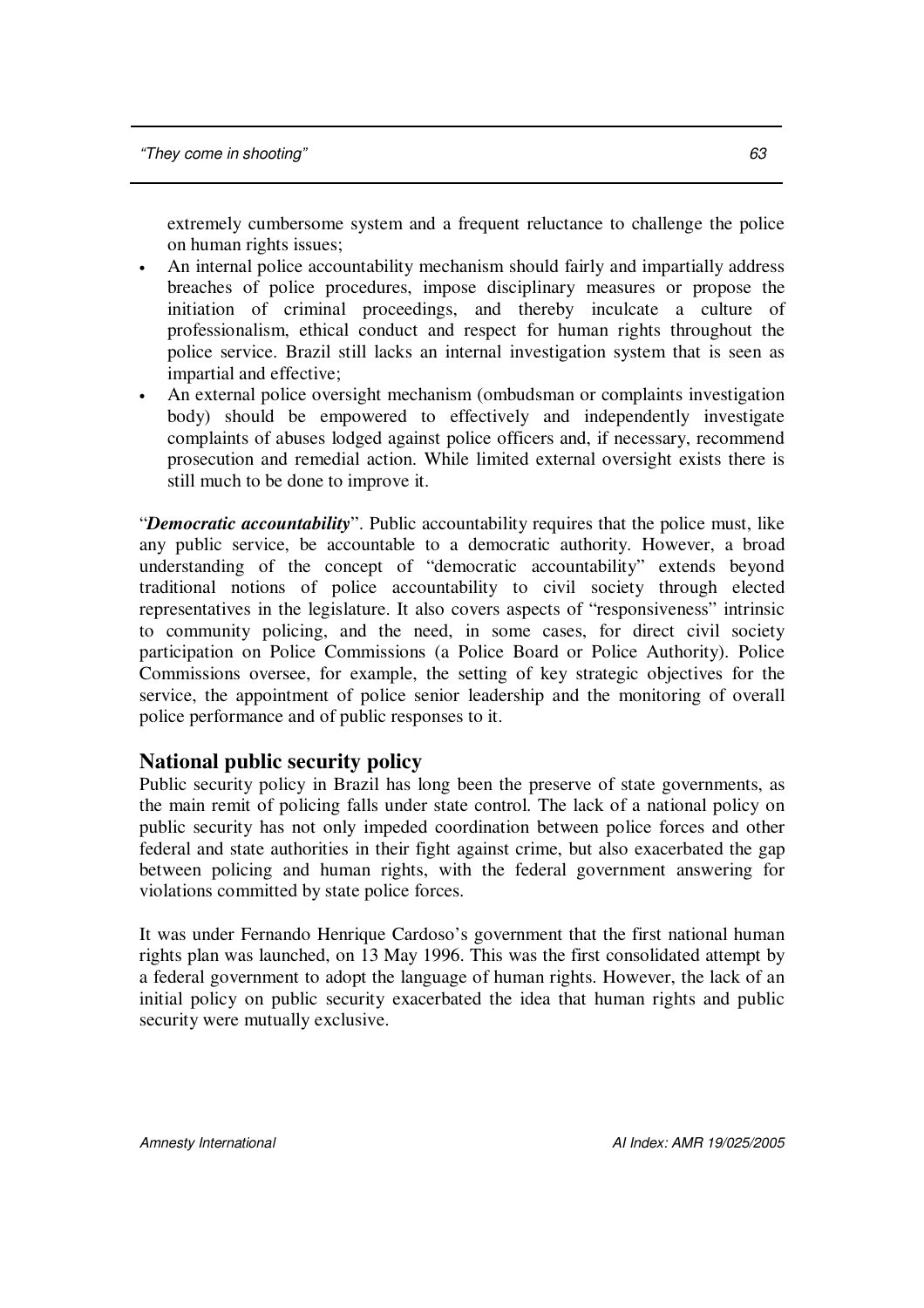extremely cumbersome system and a frequent reluctance to challenge the police on human rights issues;

- An internal police accountability mechanism should fairly and impartially address breaches of police procedures, impose disciplinary measures or propose the initiation of criminal proceedings, and thereby inculcate a culture of professionalism, ethical conduct and respect for human rights throughout the police service. Brazil still lacks an internal investigation system that is seen as impartial and effective;
- An external police oversight mechanism (ombudsman or complaints investigation body) should be empowered to effectively and independently investigate complaints of abuses lodged against police officers and, if necessary, recommend prosecution and remedial action. While limited external oversight exists there is still much to be done to improve it.

"***Democratic accountability***". Public accountability requires that the police must, like any public service, be accountable to a democratic authority. However, a broad understanding of the concept of "democratic accountability" extends beyond traditional notions of police accountability to civil society through elected representatives in the legislature. It also covers aspects of "responsiveness" intrinsic to community policing, and the need, in some cases, for direct civil society participation on Police Commissions (a Police Board or Police Authority). Police Commissions oversee, for example, the setting of key strategic objectives for the service, the appointment of police senior leadership and the monitoring of overall police performance and of public responses to it.

## National public security policy

Public security policy in Brazil has long been the preserve of state governments, as the main remit of policing falls under state control. The lack of a national policy on public security has not only impeded coordination between police forces and other federal and state authorities in their fight against crime, but also exacerbated the gap between policing and human rights, with the federal government answering for violations committed by state police forces.

It was under Fernando Henrique Cardoso's government that the first national human rights plan was launched, on 13 May 1996. This was the first consolidated attempt by a federal government to adopt the language of human rights. However, the lack of an initial policy on public security exacerbated the idea that human rights and public security were mutually exclusive.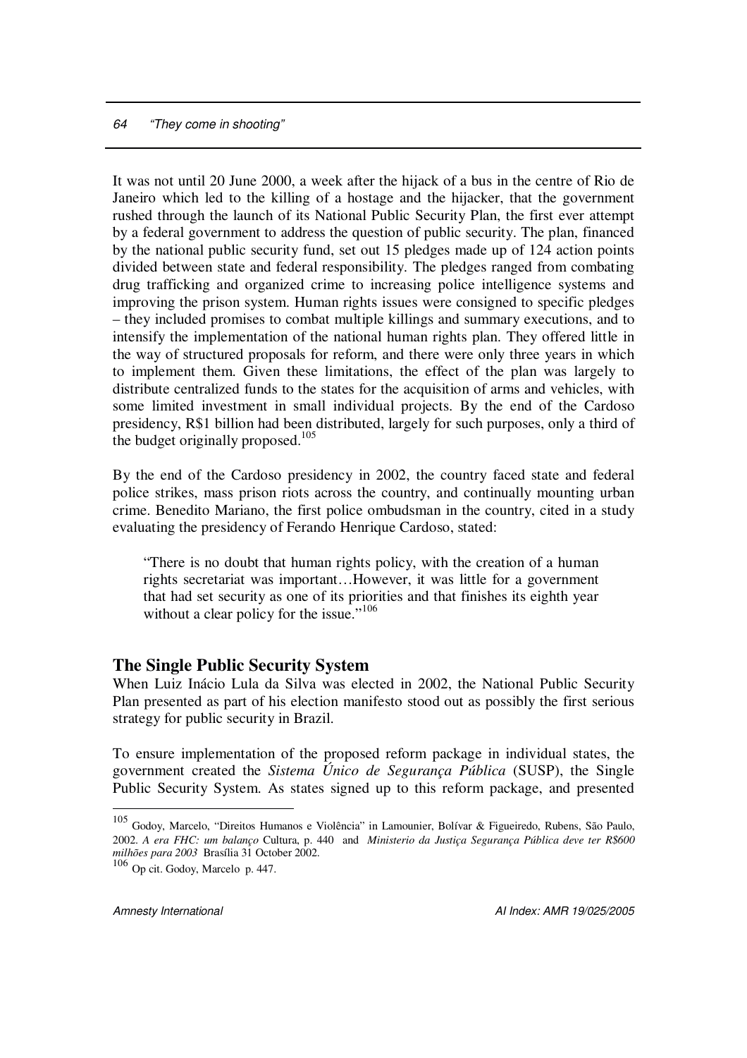It was not until 20 June 2000, a week after the hijack of a bus in the centre of Rio de Janeiro which led to the killing of a hostage and the hijacker, that the government rushed through the launch of its National Public Security Plan, the first ever attempt by a federal government to address the question of public security. The plan, financed by the national public security fund, set out 15 pledges made up of 124 action points divided between state and federal responsibility. The pledges ranged from combating drug trafficking and organized crime to increasing police intelligence systems and improving the prison system. Human rights issues were consigned to specific pledges – they included promises to combat multiple killings and summary executions, and to intensify the implementation of the national human rights plan. They offered little in the way of structured proposals for reform, and there were only three years in which to implement them. Given these limitations, the effect of the plan was largely to distribute centralized funds to the states for the acquisition of arms and vehicles, with some limited investment in small individual projects. By the end of the Cardoso presidency, R$1 billion had been distributed, largely for such purposes, only a third of the budget originally proposed.[105]

By the end of the Cardoso presidency in 2002, the country faced state and federal police strikes, mass prison riots across the country, and continually mounting urban crime. Benedito Mariano, the first police ombudsman in the country, cited in a study evaluating the presidency of Ferando Henrique Cardoso, stated:

> "There is no doubt that human rights policy, with the creation of a human rights secretariat was important…However, it was little for a government that had set security as one of its priorities and that finishes its eighth year without a clear policy for the issue."[106]

## The Single Public Security System

When Luiz Inácio Lula da Silva was elected in 2002, the National Public Security Plan presented as part of his election manifesto stood out as possibly the first serious strategy for public security in Brazil.

To ensure implementation of the proposed reform package in individual states, the government created the *Sistema Único de Segurança Pública* (SUSP), the Single Public Security System. As states signed up to this reform package, and presented

---

[105] Godoy, Marcelo, "Direitos Humanos e Violência" in Lamounier, Bolívar & Figueiredo, Rubens, São Paulo, 2002. *A era FHC: um balanço* Cultura, p. 440 and *Ministerio da Justiça Segurança Pública deve ter R$600 milhões para 2003* Brasília 31 October 2002.

[106] Op cit. Godoy, Marcelo p. 447.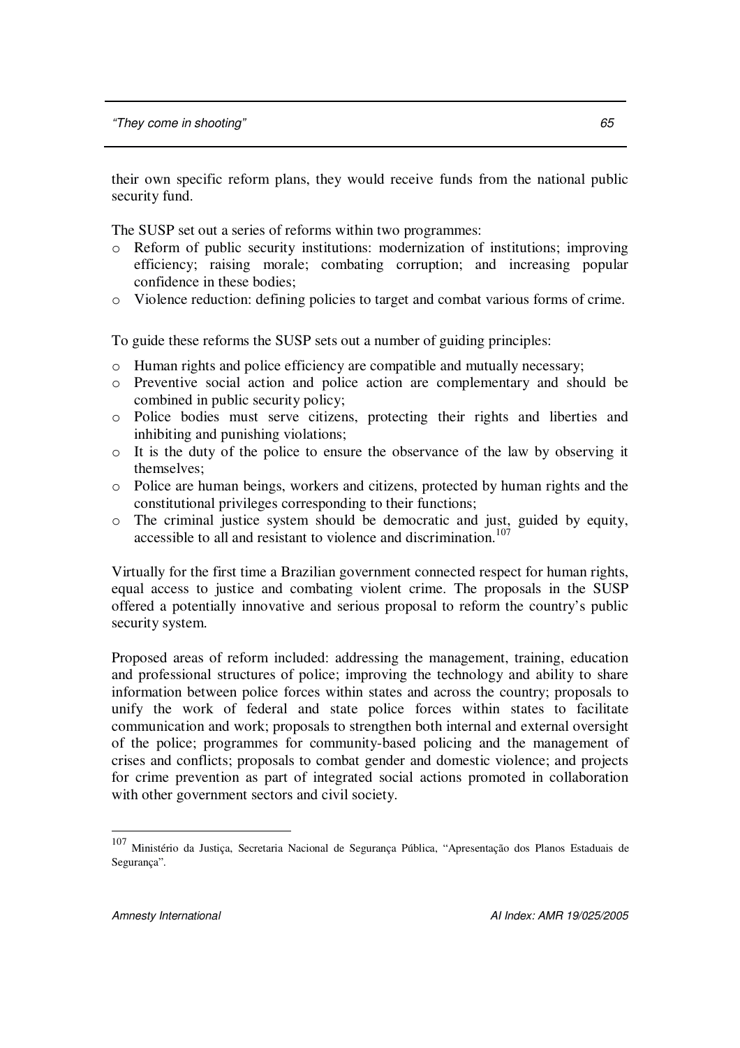their own specific reform plans, they would receive funds from the national public security fund.

The SUSP set out a series of reforms within two programmes:

- Reform of public security institutions: modernization of institutions; improving efficiency; raising morale; combating corruption; and increasing popular confidence in these bodies;
- Violence reduction: defining policies to target and combat various forms of crime.

To guide these reforms the SUSP sets out a number of guiding principles:

- Human rights and police efficiency are compatible and mutually necessary;
- Preventive social action and police action are complementary and should be combined in public security policy;
- Police bodies must serve citizens, protecting their rights and liberties and inhibiting and punishing violations;
- It is the duty of the police to ensure the observance of the law by observing it themselves;
- Police are human beings, workers and citizens, protected by human rights and the constitutional privileges corresponding to their functions;
- The criminal justice system should be democratic and just, guided by equity, accessible to all and resistant to violence and discrimination.[107]

Virtually for the first time a Brazilian government connected respect for human rights, equal access to justice and combating violent crime. The proposals in the SUSP offered a potentially innovative and serious proposal to reform the country's public security system.

Proposed areas of reform included: addressing the management, training, education and professional structures of police; improving the technology and ability to share information between police forces within states and across the country; proposals to unify the work of federal and state police forces within states to facilitate communication and work; proposals to strengthen both internal and external oversight of the police; programmes for community-based policing and the management of crises and conflicts; proposals to combat gender and domestic violence; and projects for crime prevention as part of integrated social actions promoted in collaboration with other government sectors and civil society.

---

[107] Ministério da Justiça, Secretaria Nacional de Segurança Pública, "Apresentação dos Planos Estaduais de Segurança".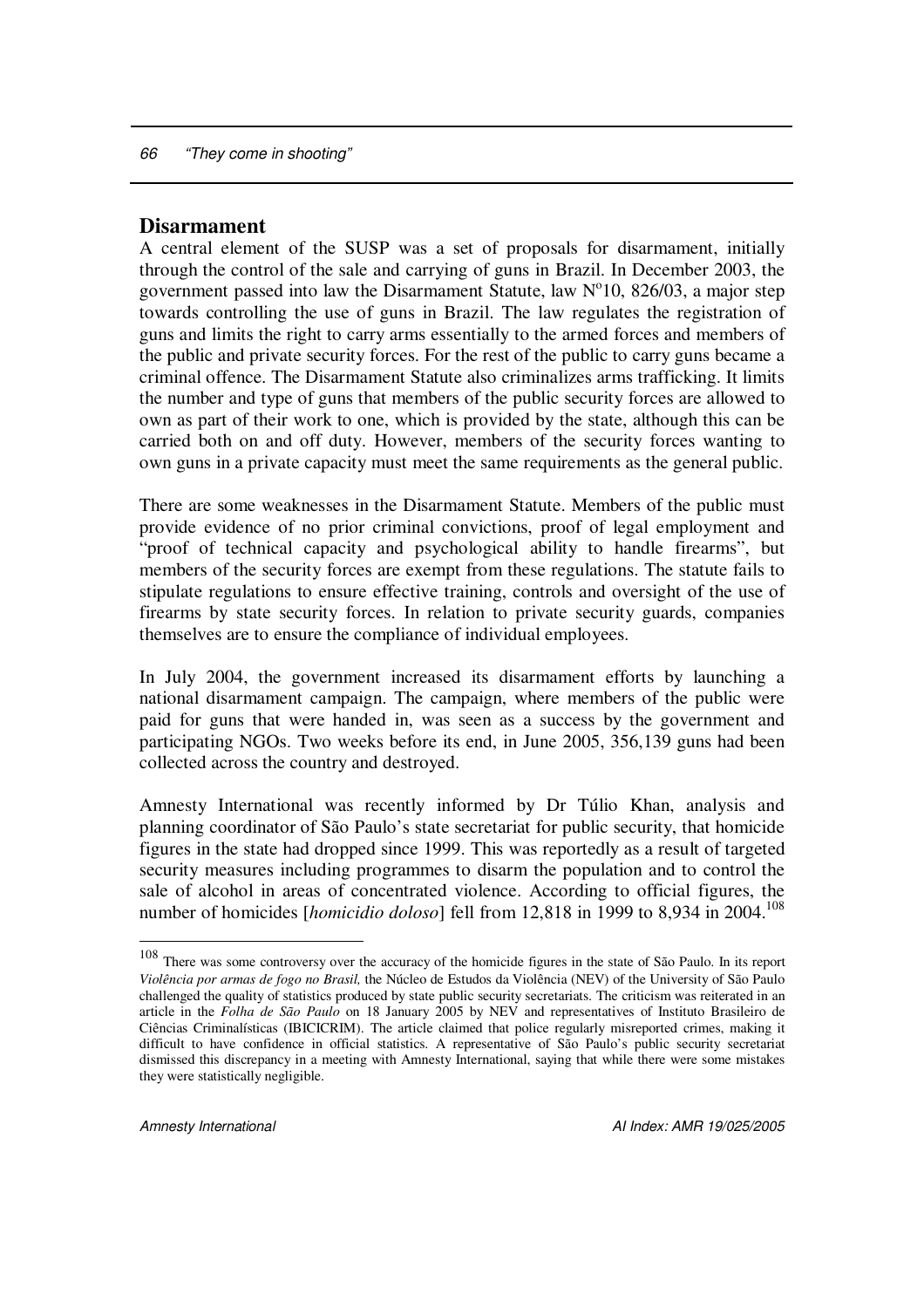## Disarmament

A central element of the SUSP was a set of proposals for disarmament, initially through the control of the sale and carrying of guns in Brazil. In December 2003, the government passed into law the Disarmament Statute, law Nº10, 826/03, a major step towards controlling the use of guns in Brazil. The law regulates the registration of guns and limits the right to carry arms essentially to the armed forces and members of the public and private security forces. For the rest of the public to carry guns became a criminal offence. The Disarmament Statute also criminalizes arms trafficking. It limits the number and type of guns that members of the public security forces are allowed to own as part of their work to one, which is provided by the state, although this can be carried both on and off duty. However, members of the security forces wanting to own guns in a private capacity must meet the same requirements as the general public.

There are some weaknesses in the Disarmament Statute. Members of the public must provide evidence of no prior criminal convictions, proof of legal employment and "proof of technical capacity and psychological ability to handle firearms", but members of the security forces are exempt from these regulations. The statute fails to stipulate regulations to ensure effective training, controls and oversight of the use of firearms by state security forces. In relation to private security guards, companies themselves are to ensure the compliance of individual employees.

In July 2004, the government increased its disarmament efforts by launching a national disarmament campaign. The campaign, where members of the public were paid for guns that were handed in, was seen as a success by the government and participating NGOs. Two weeks before its end, in June 2005, 356,139 guns had been collected across the country and destroyed.

Amnesty International was recently informed by Dr Túlio Khan, analysis and planning coordinator of São Paulo's state secretariat for public security, that homicide figures in the state had dropped since 1999. This was reportedly as a result of targeted security measures including programmes to disarm the population and to control the sale of alcohol in areas of concentrated violence. According to official figures, the number of homicides [*homicidio doloso*] fell from 12,818 in 1999 to 8,934 in 2004.[108]

---

[108] There was some controversy over the accuracy of the homicide figures in the state of São Paulo. In its report *Violência por armas de fogo no Brasil,* the Núcleo de Estudos da Violência (NEV) of the University of São Paulo challenged the quality of statistics produced by state public security secretariats. The criticism was reiterated in an article in the *Folha de São Paulo* on 18 January 2005 by NEV and representatives of Instituto Brasileiro de Ciências Criminalísticas (IBICICRIM). The article claimed that police regularly misreported crimes, making it difficult to have confidence in official statistics. A representative of São Paulo's public security secretariat dismissed this discrepancy in a meeting with Amnesty International, saying that while there were some mistakes they were statistically negligible.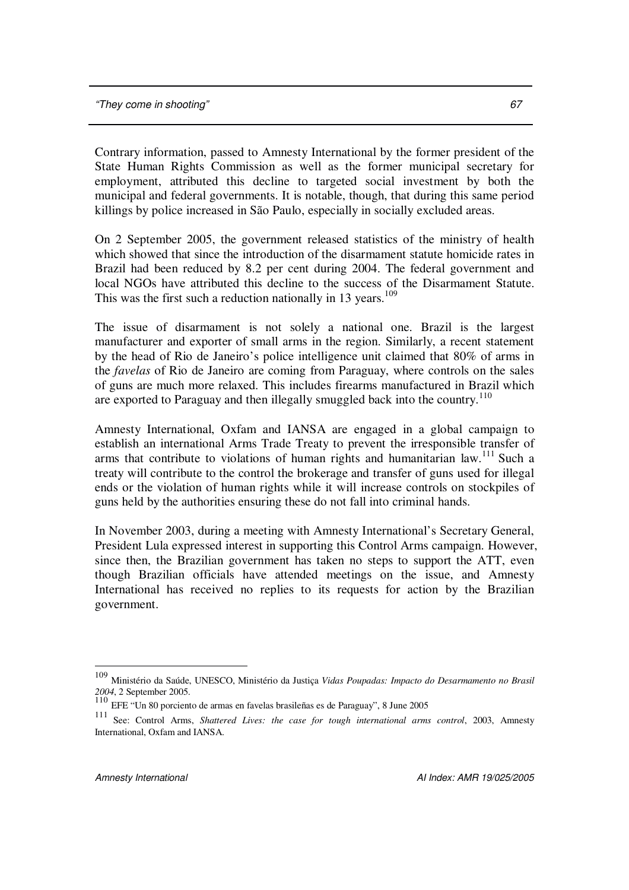Contrary information, passed to Amnesty International by the former president of the State Human Rights Commission as well as the former municipal secretary for employment, attributed this decline to targeted social investment by both the municipal and federal governments. It is notable, though, that during this same period killings by police increased in São Paulo, especially in socially excluded areas.

On 2 September 2005, the government released statistics of the ministry of health which showed that since the introduction of the disarmament statute homicide rates in Brazil had been reduced by 8.2 per cent during 2004. The federal government and local NGOs have attributed this decline to the success of the Disarmament Statute. This was the first such a reduction nationally in 13 years.[109]

The issue of disarmament is not solely a national one. Brazil is the largest manufacturer and exporter of small arms in the region. Similarly, a recent statement by the head of Rio de Janeiro's police intelligence unit claimed that 80% of arms in the *favelas* of Rio de Janeiro are coming from Paraguay, where controls on the sales of guns are much more relaxed. This includes firearms manufactured in Brazil which are exported to Paraguay and then illegally smuggled back into the country.[110]

Amnesty International, Oxfam and IANSA are engaged in a global campaign to establish an international Arms Trade Treaty to prevent the irresponsible transfer of arms that contribute to violations of human rights and humanitarian law.[111] Such a treaty will contribute to the control the brokerage and transfer of guns used for illegal ends or the violation of human rights while it will increase controls on stockpiles of guns held by the authorities ensuring these do not fall into criminal hands.

In November 2003, during a meeting with Amnesty International's Secretary General, President Lula expressed interest in supporting this Control Arms campaign. However, since then, the Brazilian government has taken no steps to support the ATT, even though Brazilian officials have attended meetings on the issue, and Amnesty International has received no replies to its requests for action by the Brazilian government.

---

[109] Ministério da Saúde, UNESCO, Ministério da Justiça *Vidas Poupadas: Impacto do Desarmamento no Brasil 2004*, 2 September 2005.

[110] EFE "Un 80 porciento de armas en favelas brasileñas es de Paraguay", 8 June 2005

[111] See: Control Arms, *Shattered Lives: the case for tough international arms control*, 2003, Amnesty International, Oxfam and IANSA.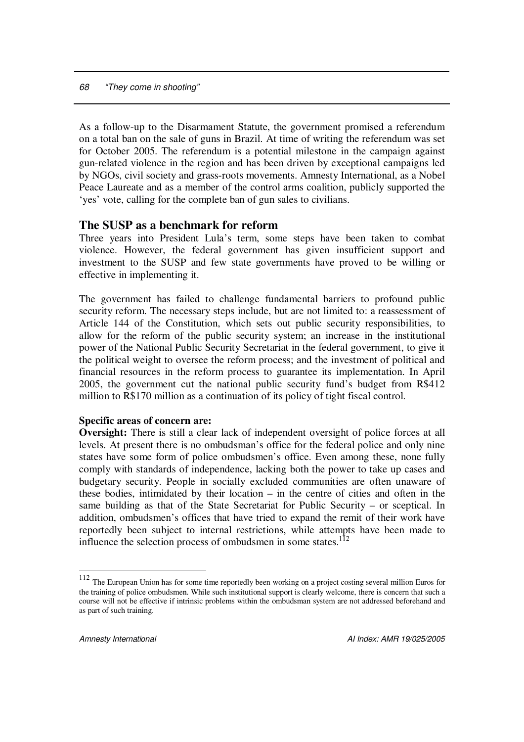As a follow-up to the Disarmament Statute, the government promised a referendum on a total ban on the sale of guns in Brazil. At time of writing the referendum was set for October 2005. The referendum is a potential milestone in the campaign against gun-related violence in the region and has been driven by exceptional campaigns led by NGOs, civil society and grass-roots movements. Amnesty International, as a Nobel Peace Laureate and as a member of the control arms coalition, publicly supported the 'yes' vote, calling for the complete ban of gun sales to civilians.

## The SUSP as a benchmark for reform

Three years into President Lula's term, some steps have been taken to combat violence. However, the federal government has given insufficient support and investment to the SUSP and few state governments have proved to be willing or effective in implementing it.

The government has failed to challenge fundamental barriers to profound public security reform. The necessary steps include, but are not limited to: a reassessment of Article 144 of the Constitution, which sets out public security responsibilities, to allow for the reform of the public security system; an increase in the institutional power of the National Public Security Secretariat in the federal government, to give it the political weight to oversee the reform process; and the investment of political and financial resources in the reform process to guarantee its implementation. In April 2005, the government cut the national public security fund's budget from R$412 million to R$170 million as a continuation of its policy of tight fiscal control.

**Specific areas of concern are:**

**Oversight:** There is still a clear lack of independent oversight of police forces at all levels. At present there is no ombudsman's office for the federal police and only nine states have some form of police ombudsmen's office. Even among these, none fully comply with standards of independence, lacking both the power to take up cases and budgetary security. People in socially excluded communities are often unaware of these bodies, intimidated by their location – in the centre of cities and often in the same building as that of the State Secretariat for Public Security – or sceptical. In addition, ombudsmen's offices that have tried to expand the remit of their work have reportedly been subject to internal restrictions, while attempts have been made to influence the selection process of ombudsmen in some states.[112]

---

[112] The European Union has for some time reportedly been working on a project costing several million Euros for the training of police ombudsmen. While such institutional support is clearly welcome, there is concern that such a course will not be effective if intrinsic problems within the ombudsman system are not addressed beforehand and as part of such training.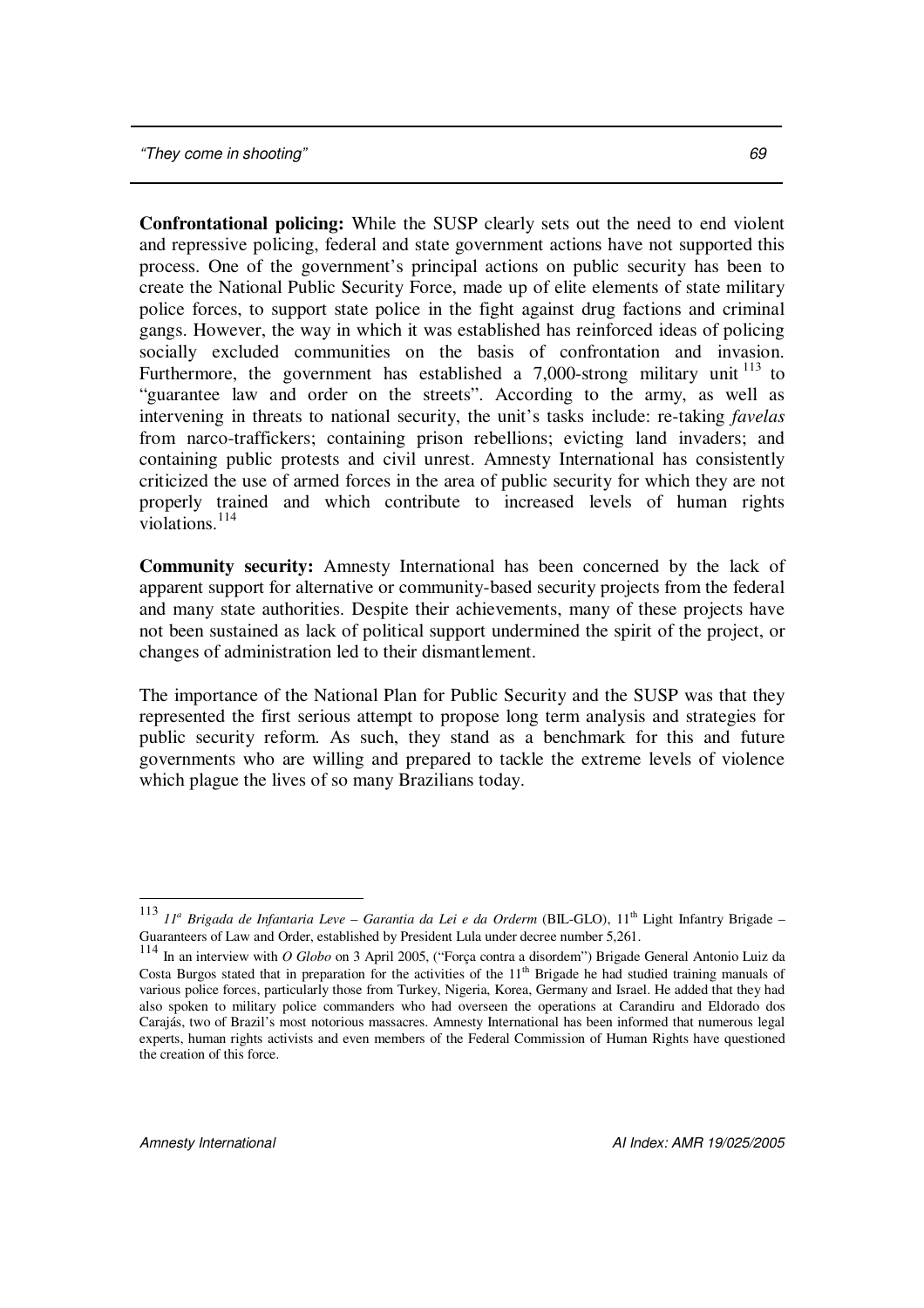**Confrontational policing:** While the SUSP clearly sets out the need to end violent and repressive policing, federal and state government actions have not supported this process. One of the government's principal actions on public security has been to create the National Public Security Force, made up of elite elements of state military police forces, to support state police in the fight against drug factions and criminal gangs. However, the way in which it was established has reinforced ideas of policing socially excluded communities on the basis of confrontation and invasion. Furthermore, the government has established a 7,000-strong military unit [113] to "guarantee law and order on the streets". According to the army, as well as intervening in threats to national security, the unit's tasks include: re-taking *favelas* from narco-traffickers; containing prison rebellions; evicting land invaders; and containing public protests and civil unrest. Amnesty International has consistently criticized the use of armed forces in the area of public security for which they are not properly trained and which contribute to increased levels of human rights violations.[114]

**Community security:** Amnesty International has been concerned by the lack of apparent support for alternative or community-based security projects from the federal and many state authorities. Despite their achievements, many of these projects have not been sustained as lack of political support undermined the spirit of the project, or changes of administration led to their dismantlement.

The importance of the National Plan for Public Security and the SUSP was that they represented the first serious attempt to propose long term analysis and strategies for public security reform. As such, they stand as a benchmark for this and future governments who are willing and prepared to tackle the extreme levels of violence which plague the lives of so many Brazilians today.

---

[113] *11ª Brigada de Infantaria Leve – Garantia da Lei e da Orderm* (BIL-GLO), 11th Light Infantry Brigade – Guaranteers of Law and Order, established by President Lula under decree number 5,261.

[114] In an interview with *O Globo* on 3 April 2005, ("Força contra a disordem") Brigade General Antonio Luiz da Costa Burgos stated that in preparation for the activities of the 11th Brigade he had studied training manuals of various police forces, particularly those from Turkey, Nigeria, Korea, Germany and Israel. He added that they had also spoken to military police commanders who had overseen the operations at Carandiru and Eldorado dos Carajás, two of Brazil's most notorious massacres. Amnesty International has been informed that numerous legal experts, human rights activists and even members of the Federal Commission of Human Rights have questioned the creation of this force.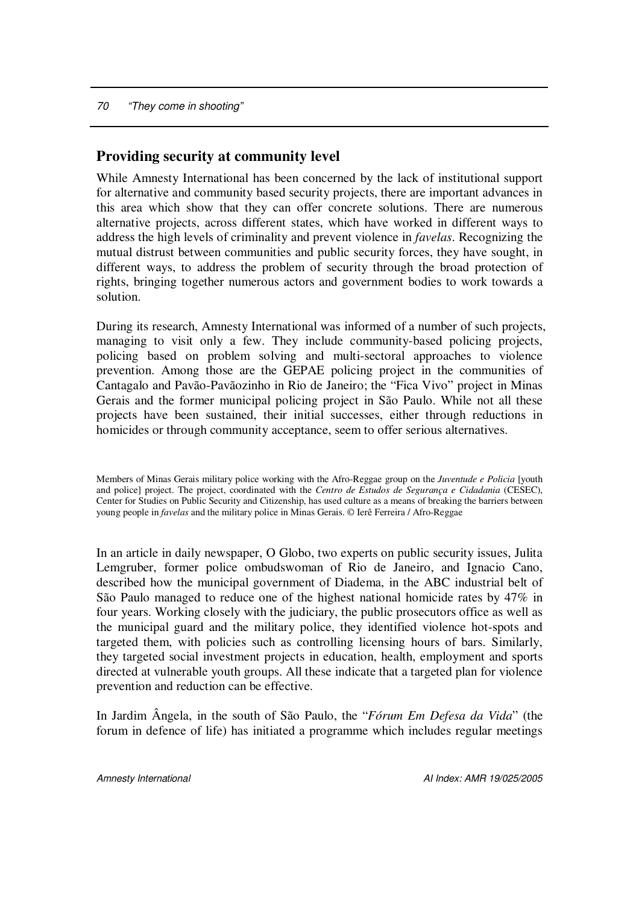## Providing security at community level

While Amnesty International has been concerned by the lack of institutional support for alternative and community based security projects, there are important advances in this area which show that they can offer concrete solutions. There are numerous alternative projects, across different states, which have worked in different ways to address the high levels of criminality and prevent violence in *favelas*. Recognizing the mutual distrust between communities and public security forces, they have sought, in different ways, to address the problem of security through the broad protection of rights, bringing together numerous actors and government bodies to work towards a solution.

During its research, Amnesty International was informed of a number of such projects, managing to visit only a few. They include community-based policing projects, policing based on problem solving and multi-sectoral approaches to violence prevention. Among those are the GEPAE policing project in the communities of Cantagalo and Pavão-Pavãozinho in Rio de Janeiro; the "Fica Vivo" project in Minas Gerais and the former municipal policing project in São Paulo. While not all these projects have been sustained, their initial successes, either through reductions in homicides or through community acceptance, seem to offer serious alternatives.

Members of Minas Gerais military police working with the Afro-Reggae group on the *Juventude e Policia* [youth and police] project. The project, coordinated with the *Centro de Estudos de Segurança e Cidadania* (CESEC), Center for Studies on Public Security and Citizenship, has used culture as a means of breaking the barriers between young people in *favelas* and the military police in Minas Gerais. © Ierê Ferreira / Afro-Reggae

In an article in daily newspaper, O Globo, two experts on public security issues, Julita Lemgruber, former police ombudswoman of Rio de Janeiro, and Ignacio Cano, described how the municipal government of Diadema, in the ABC industrial belt of São Paulo managed to reduce one of the highest national homicide rates by 47% in four years. Working closely with the judiciary, the public prosecutors office as well as the municipal guard and the military police, they identified violence hot-spots and targeted them, with policies such as controlling licensing hours of bars. Similarly, they targeted social investment projects in education, health, employment and sports directed at vulnerable youth groups. All these indicate that a targeted plan for violence prevention and reduction can be effective.

In Jardim Ângela, in the south of São Paulo, the "*Fórum Em Defesa da Vida*" (the forum in defence of life) has initiated a programme which includes regular meetings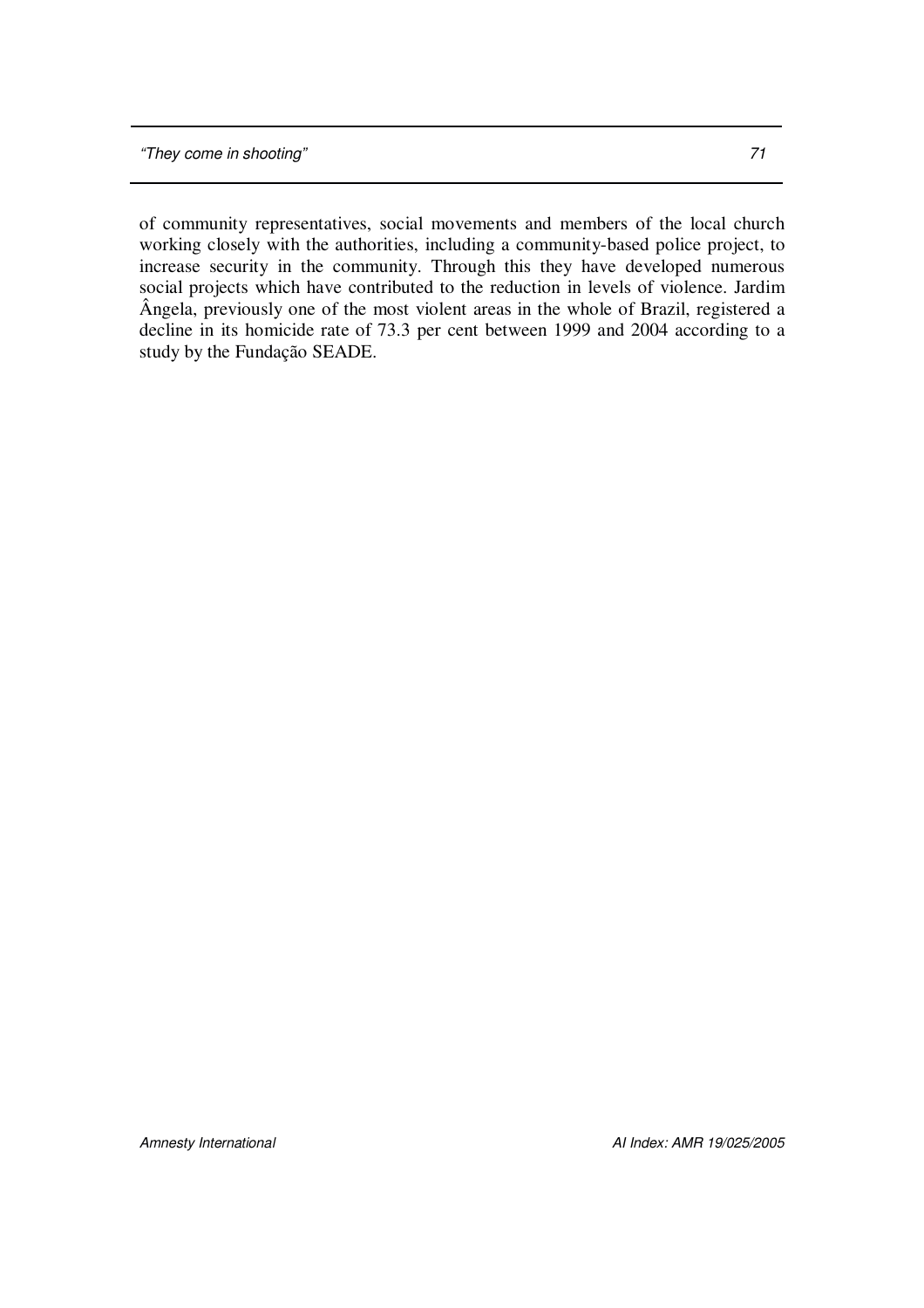of community representatives, social movements and members of the local church working closely with the authorities, including a community-based police project, to increase security in the community. Through this they have developed numerous social projects which have contributed to the reduction in levels of violence. Jardim Ângela, previously one of the most violent areas in the whole of Brazil, registered a decline in its homicide rate of 73.3 per cent between 1999 and 2004 according to a study by the Fundação SEADE.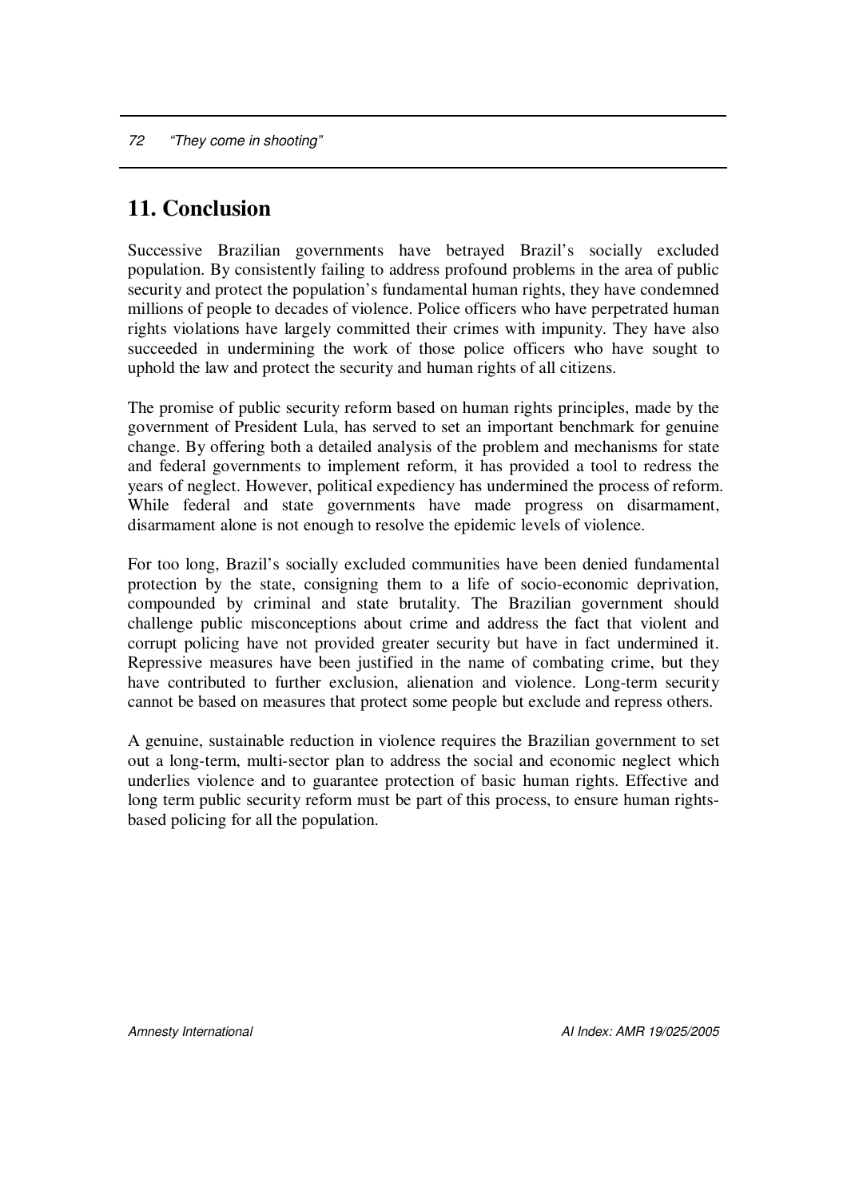## 11. Conclusion

Successive Brazilian governments have betrayed Brazil's socially excluded population. By consistently failing to address profound problems in the area of public security and protect the population's fundamental human rights, they have condemned millions of people to decades of violence. Police officers who have perpetrated human rights violations have largely committed their crimes with impunity. They have also succeeded in undermining the work of those police officers who have sought to uphold the law and protect the security and human rights of all citizens.

The promise of public security reform based on human rights principles, made by the government of President Lula, has served to set an important benchmark for genuine change. By offering both a detailed analysis of the problem and mechanisms for state and federal governments to implement reform, it has provided a tool to redress the years of neglect. However, political expediency has undermined the process of reform. While federal and state governments have made progress on disarmament, disarmament alone is not enough to resolve the epidemic levels of violence.

For too long, Brazil's socially excluded communities have been denied fundamental protection by the state, consigning them to a life of socio-economic deprivation, compounded by criminal and state brutality. The Brazilian government should challenge public misconceptions about crime and address the fact that violent and corrupt policing have not provided greater security but have in fact undermined it. Repressive measures have been justified in the name of combating crime, but they have contributed to further exclusion, alienation and violence. Long-term security cannot be based on measures that protect some people but exclude and repress others.

A genuine, sustainable reduction in violence requires the Brazilian government to set out a long-term, multi-sector plan to address the social and economic neglect which underlies violence and to guarantee protection of basic human rights. Effective and long term public security reform must be part of this process, to ensure human rights-based policing for all the population.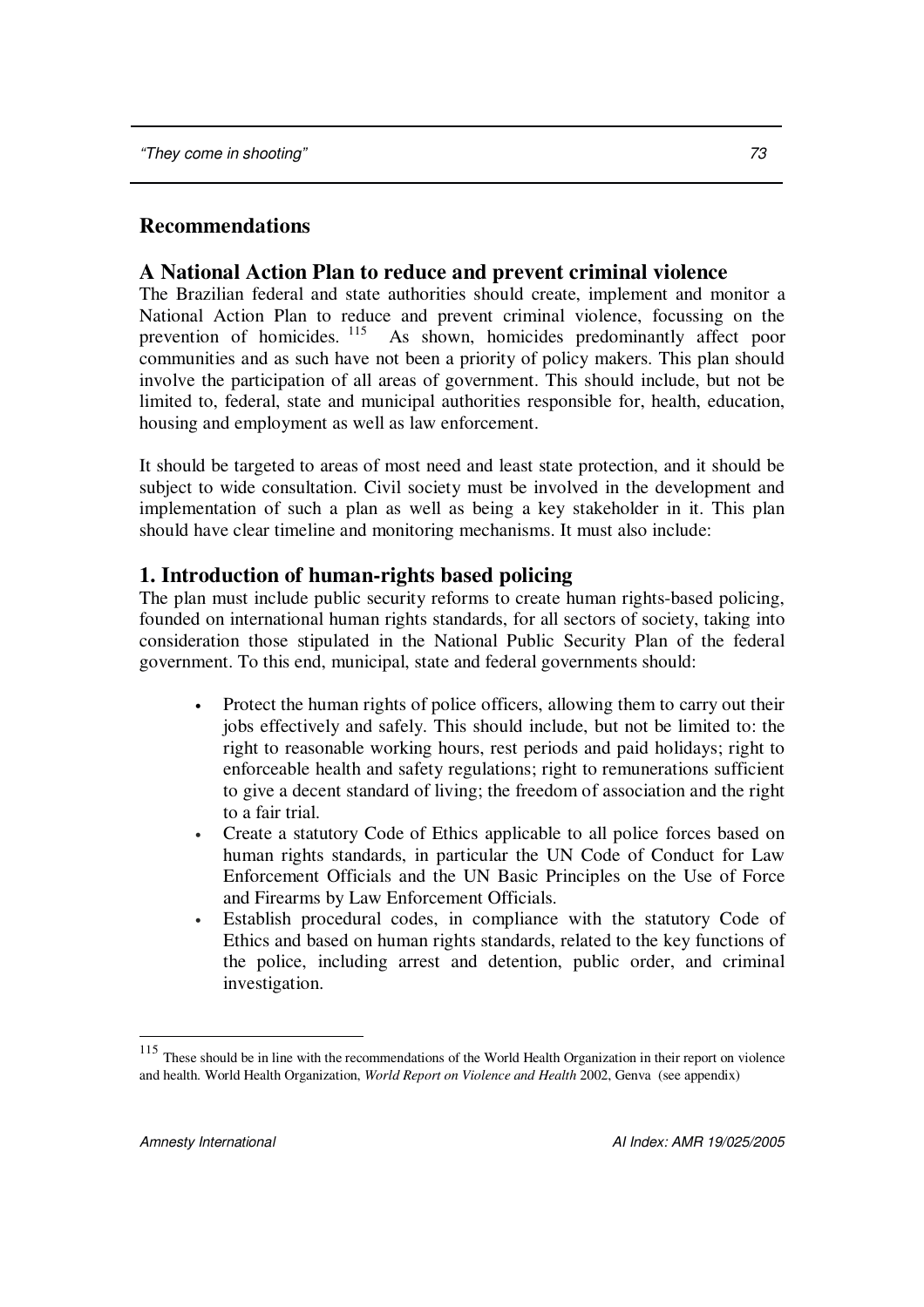## Recommendations

## A National Action Plan to reduce and prevent criminal violence

The Brazilian federal and state authorities should create, implement and monitor a National Action Plan to reduce and prevent criminal violence, focussing on the prevention of homicides. [115] As shown, homicides predominantly affect poor communities and as such have not been a priority of policy makers. This plan should involve the participation of all areas of government. This should include, but not be limited to, federal, state and municipal authorities responsible for, health, education, housing and employment as well as law enforcement.

It should be targeted to areas of most need and least state protection, and it should be subject to wide consultation. Civil society must be involved in the development and implementation of such a plan as well as being a key stakeholder in it. This plan should have clear timeline and monitoring mechanisms. It must also include:

## 1. Introduction of human-rights based policing

The plan must include public security reforms to create human rights-based policing, founded on international human rights standards, for all sectors of society, taking into consideration those stipulated in the National Public Security Plan of the federal government. To this end, municipal, state and federal governments should:

- Protect the human rights of police officers, allowing them to carry out their jobs effectively and safely. This should include, but not be limited to: the right to reasonable working hours, rest periods and paid holidays; right to enforceable health and safety regulations; right to remunerations sufficient to give a decent standard of living; the freedom of association and the right to a fair trial.
- Create a statutory Code of Ethics applicable to all police forces based on human rights standards, in particular the UN Code of Conduct for Law Enforcement Officials and the UN Basic Principles on the Use of Force and Firearms by Law Enforcement Officials.
- Establish procedural codes, in compliance with the statutory Code of Ethics and based on human rights standards, related to the key functions of the police, including arrest and detention, public order, and criminal investigation.

---

[115] These should be in line with the recommendations of the World Health Organization in their report on violence and health. World Health Organization, *World Report on Violence and Health* 2002, Genva (see appendix)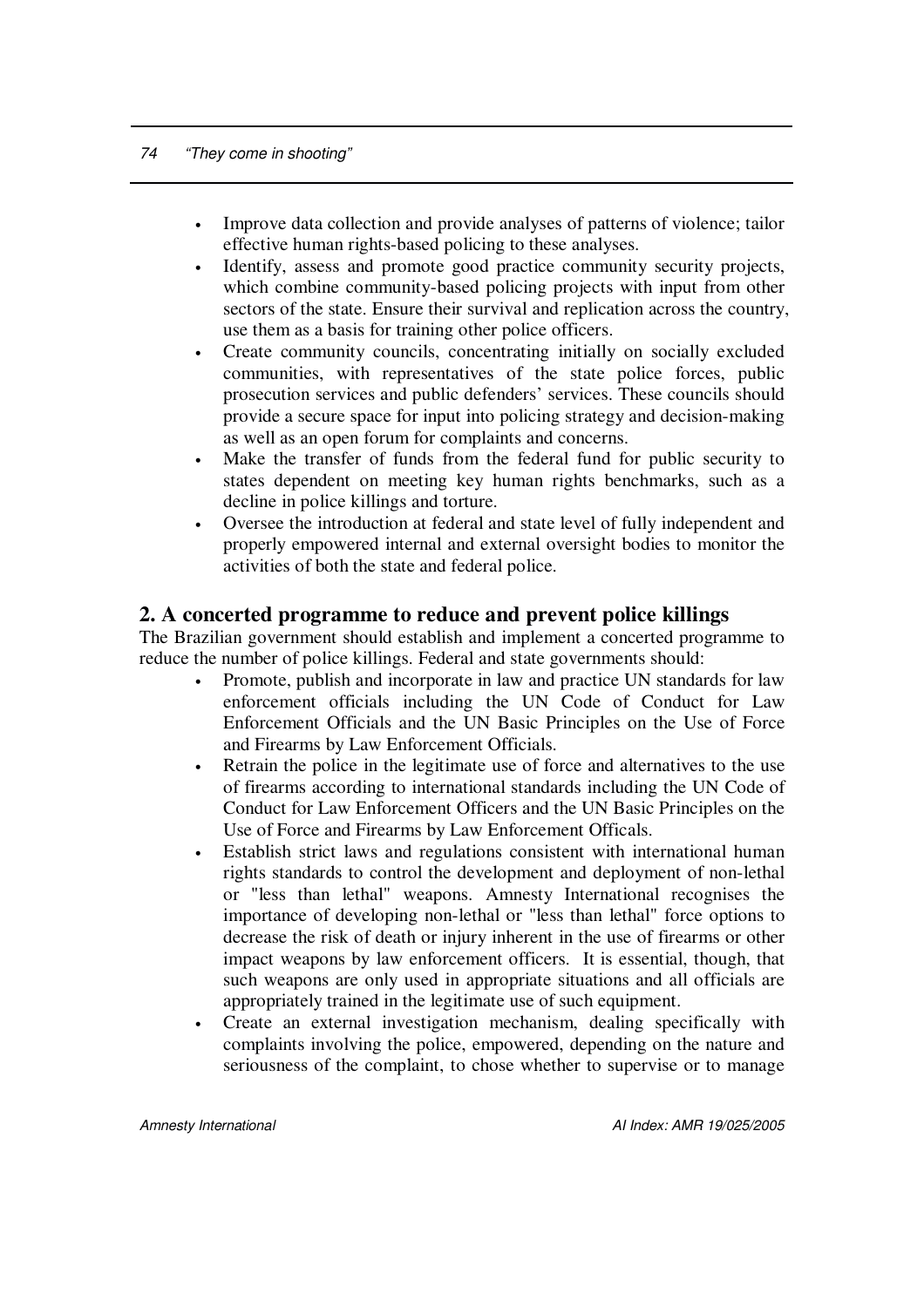- Improve data collection and provide analyses of patterns of violence; tailor effective human rights-based policing to these analyses.
- Identify, assess and promote good practice community security projects, which combine community-based policing projects with input from other sectors of the state. Ensure their survival and replication across the country, use them as a basis for training other police officers.
- Create community councils, concentrating initially on socially excluded communities, with representatives of the state police forces, public prosecution services and public defenders' services. These councils should provide a secure space for input into policing strategy and decision-making as well as an open forum for complaints and concerns.
- Make the transfer of funds from the federal fund for public security to states dependent on meeting key human rights benchmarks, such as a decline in police killings and torture.
- Oversee the introduction at federal and state level of fully independent and properly empowered internal and external oversight bodies to monitor the activities of both the state and federal police.

## 2. A concerted programme to reduce and prevent police killings

The Brazilian government should establish and implement a concerted programme to reduce the number of police killings. Federal and state governments should:

- Promote, publish and incorporate in law and practice UN standards for law enforcement officials including the UN Code of Conduct for Law Enforcement Officials and the UN Basic Principles on the Use of Force and Firearms by Law Enforcement Officials.
- Retrain the police in the legitimate use of force and alternatives to the use of firearms according to international standards including the UN Code of Conduct for Law Enforcement Officers and the UN Basic Principles on the Use of Force and Firearms by Law Enforcement Officals.
- Establish strict laws and regulations consistent with international human rights standards to control the development and deployment of non-lethal or "less than lethal" weapons. Amnesty International recognises the importance of developing non-lethal or "less than lethal" force options to decrease the risk of death or injury inherent in the use of firearms or other impact weapons by law enforcement officers. It is essential, though, that such weapons are only used in appropriate situations and all officials are appropriately trained in the legitimate use of such equipment.
- Create an external investigation mechanism, dealing specifically with complaints involving the police, empowered, depending on the nature and seriousness of the complaint, to chose whether to supervise or to manage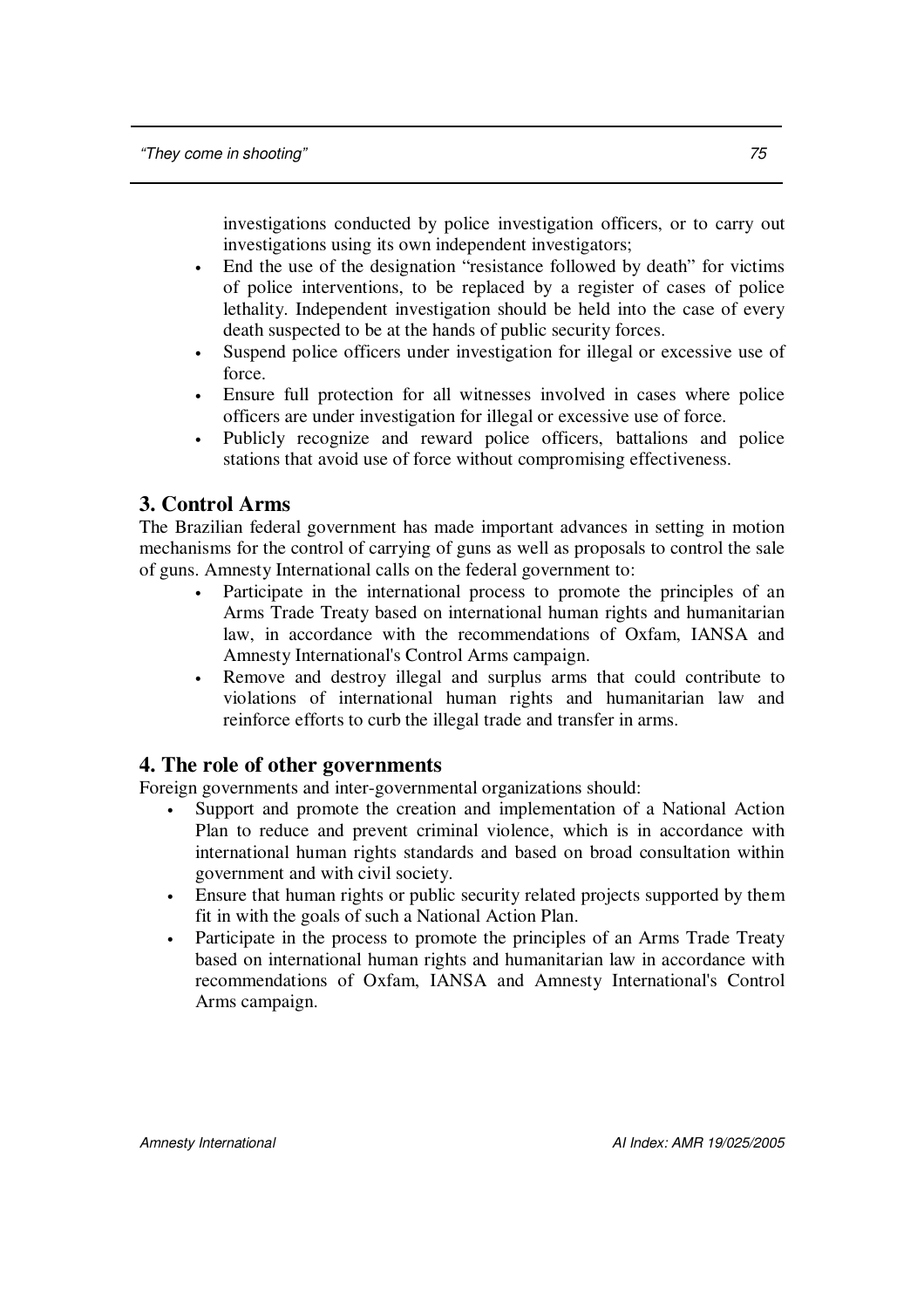investigations conducted by police investigation officers, or to carry out investigations using its own independent investigators;

- End the use of the designation "resistance followed by death" for victims of police interventions, to be replaced by a register of cases of police lethality. Independent investigation should be held into the case of every death suspected to be at the hands of public security forces.
- Suspend police officers under investigation for illegal or excessive use of force.
- Ensure full protection for all witnesses involved in cases where police officers are under investigation for illegal or excessive use of force.
- Publicly recognize and reward police officers, battalions and police stations that avoid use of force without compromising effectiveness.

## 3. Control Arms

The Brazilian federal government has made important advances in setting in motion mechanisms for the control of carrying of guns as well as proposals to control the sale of guns. Amnesty International calls on the federal government to:

- Participate in the international process to promote the principles of an Arms Trade Treaty based on international human rights and humanitarian law, in accordance with the recommendations of Oxfam, IANSA and Amnesty International's Control Arms campaign.
- Remove and destroy illegal and surplus arms that could contribute to violations of international human rights and humanitarian law and reinforce efforts to curb the illegal trade and transfer in arms.

## 4. The role of other governments

Foreign governments and inter-governmental organizations should:

- Support and promote the creation and implementation of a National Action Plan to reduce and prevent criminal violence, which is in accordance with international human rights standards and based on broad consultation within government and with civil society.
- Ensure that human rights or public security related projects supported by them fit in with the goals of such a National Action Plan.
- Participate in the process to promote the principles of an Arms Trade Treaty based on international human rights and humanitarian law in accordance with recommendations of Oxfam, IANSA and Amnesty International's Control Arms campaign.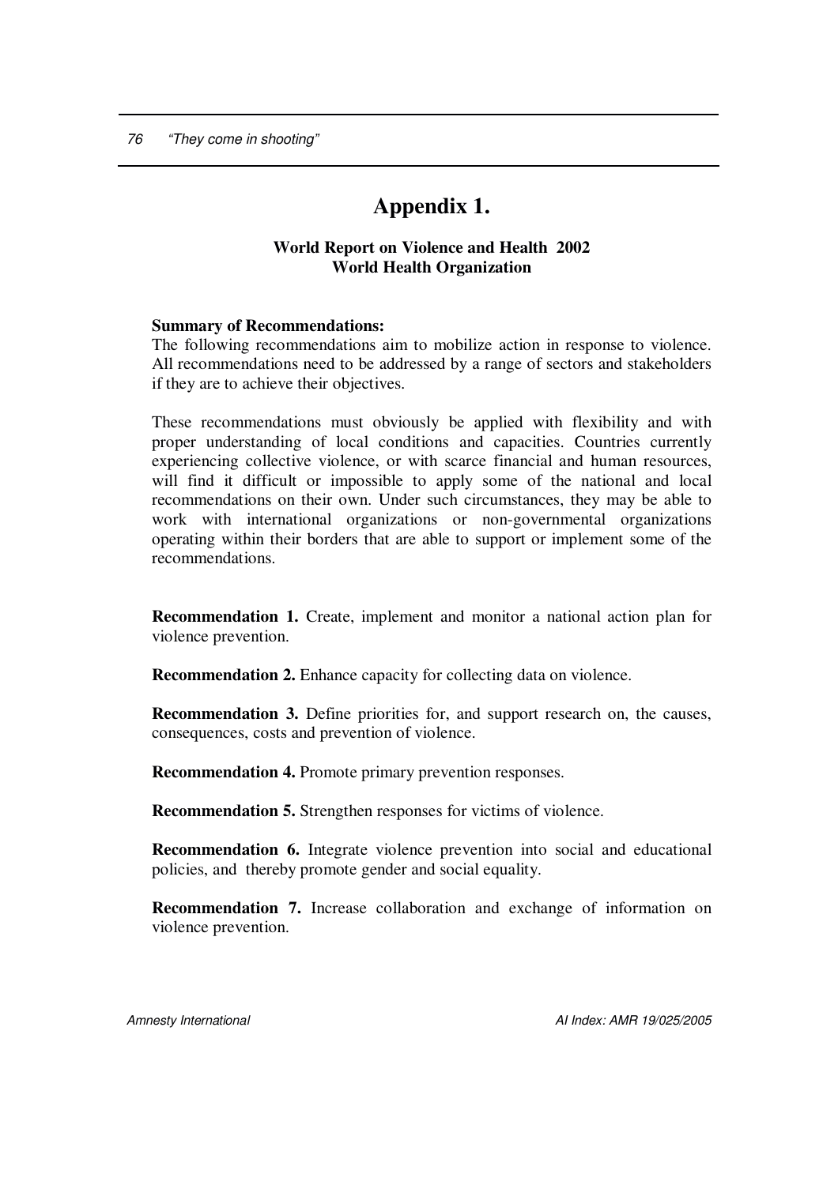# Appendix 1.

**World Report on Violence and Health 2002**
**World Health Organization**

**Summary of Recommendations:**
The following recommendations aim to mobilize action in response to violence. All recommendations need to be addressed by a range of sectors and stakeholders if they are to achieve their objectives.

These recommendations must obviously be applied with flexibility and with proper understanding of local conditions and capacities. Countries currently experiencing collective violence, or with scarce financial and human resources, will find it difficult or impossible to apply some of the national and local recommendations on their own. Under such circumstances, they may be able to work with international organizations or non-governmental organizations operating within their borders that are able to support or implement some of the recommendations.

**Recommendation 1.** Create, implement and monitor a national action plan for violence prevention.

**Recommendation 2.** Enhance capacity for collecting data on violence.

**Recommendation 3.** Define priorities for, and support research on, the causes, consequences, costs and prevention of violence.

**Recommendation 4.** Promote primary prevention responses.

**Recommendation 5.** Strengthen responses for victims of violence.

**Recommendation 6.** Integrate violence prevention into social and educational policies, and thereby promote gender and social equality.

**Recommendation 7.** Increase collaboration and exchange of information on violence prevention.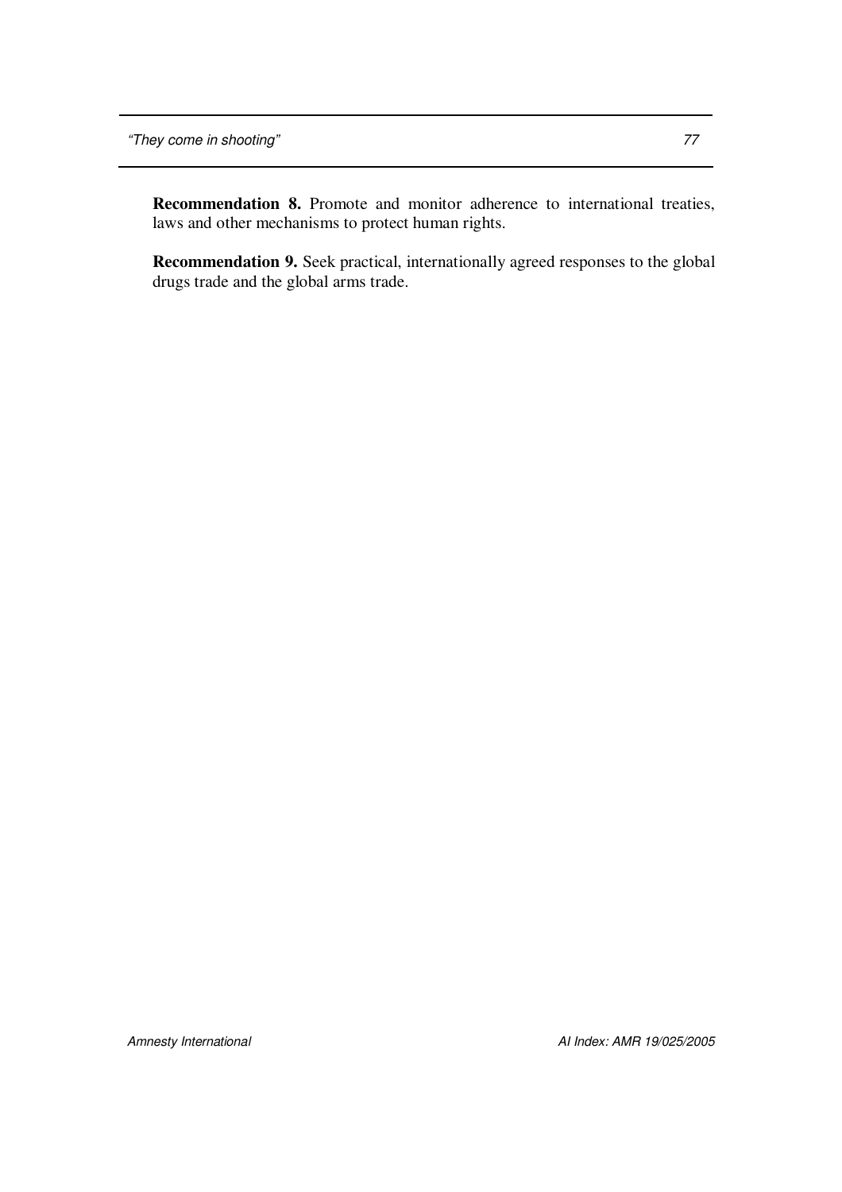**Recommendation 8.** Promote and monitor adherence to international treaties, laws and other mechanisms to protect human rights.

**Recommendation 9.** Seek practical, internationally agreed responses to the global drugs trade and the global arms trade.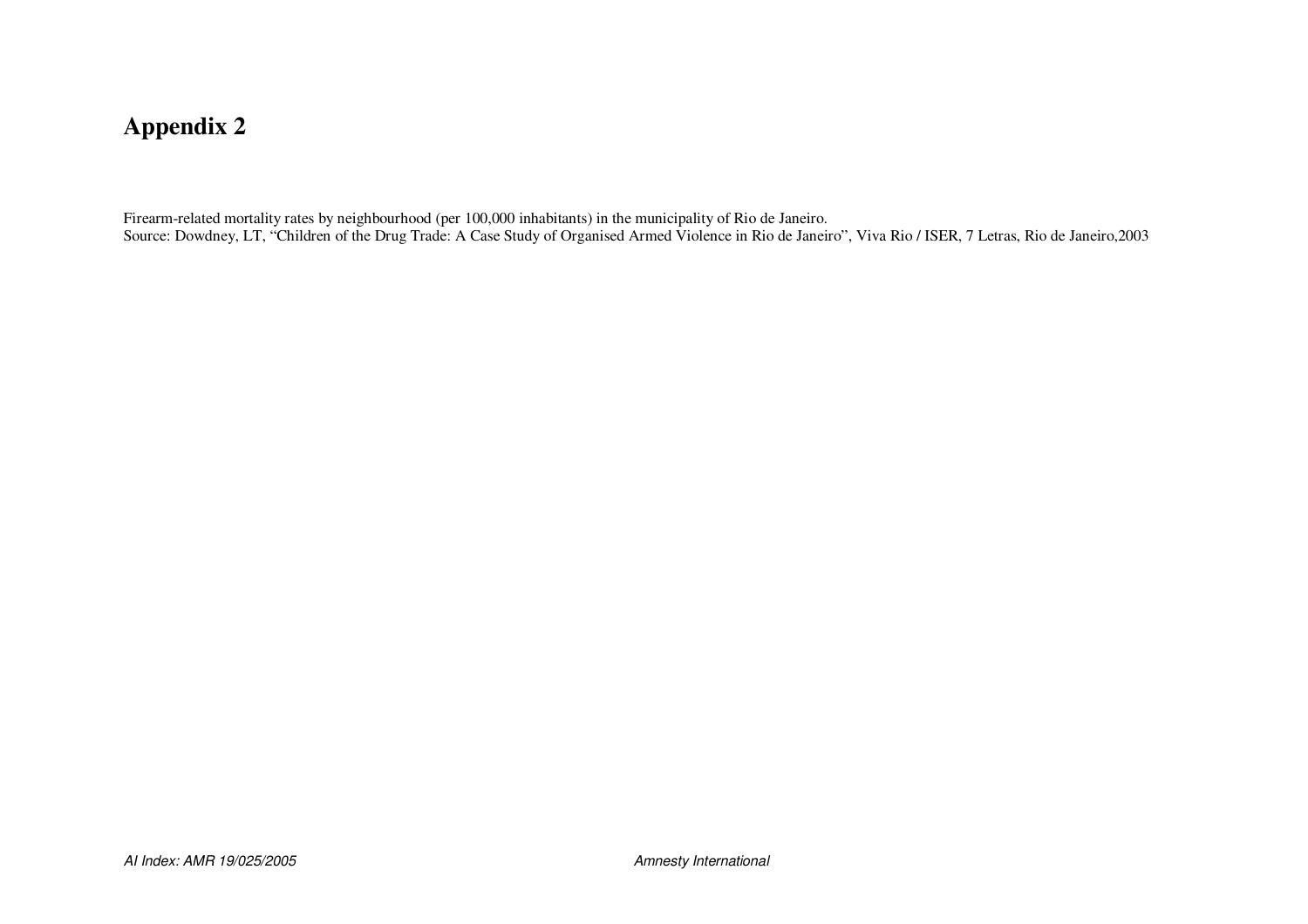# Appendix 2

Firearm-related mortality rates by neighbourhood (per 100,000 inhabitants) in the municipality of Rio de Janeiro.
Source: Dowdney, LT, "Children of the Drug Trade: A Case Study of Organised Armed Violence in Rio de Janeiro", Viva Rio / ISER, 7 Letras, Rio de Janeiro,2003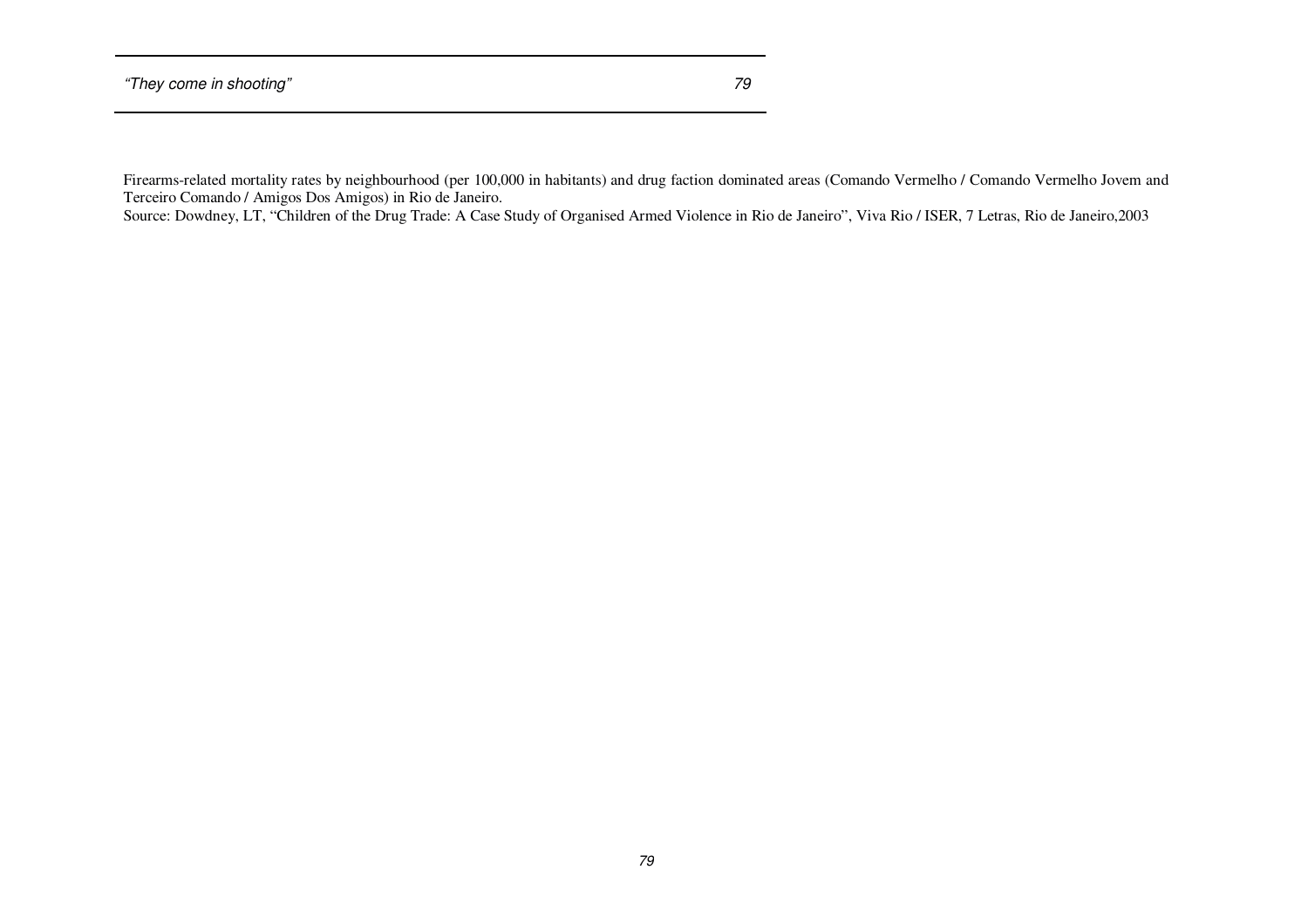Firearms-related mortality rates by neighbourhood (per 100,000 in habitants) and drug faction dominated areas (Comando Vermelho / Comando Vermelho Jovem and Terceiro Comando / Amigos Dos Amigos) in Rio de Janeiro.

Source: Dowdney, LT, "Children of the Drug Trade: A Case Study of Organised Armed Violence in Rio de Janeiro", Viva Rio / ISER, 7 Letras, Rio de Janeiro,2003